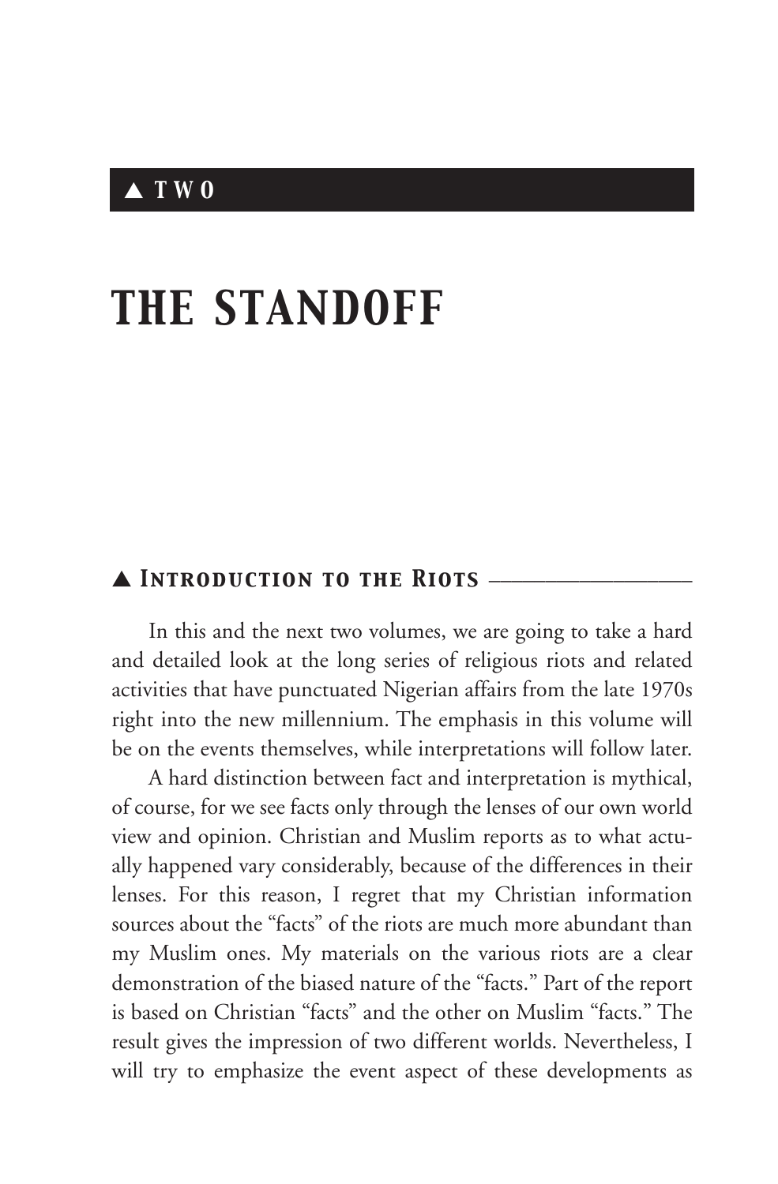# ▲ TWO

# THE STANDOFF

## ▲ Introduction to the Riots

In this and the next two volumes, we are going to take a hard and detailed look at the long series of religious riots and related activities that have punctuated Nigerian affairs from the late 1970s right into the new millennium. The emphasis in this volume will be on the events themselves, while interpretations will follow later.

A hard distinction between fact and interpretation is mythical, of course, for we see facts only through the lenses of our own world view and opinion. Christian and Muslim reports as to what actually happened vary considerably, because of the differences in their lenses. For this reason, I regret that my Christian information sources about the "facts" of the riots are much more abundant than my Muslim ones. My materials on the various riots are a clear demonstration of the biased nature of the "facts." Part of the report is based on Christian "facts" and the other on Muslim "facts." The result gives the impression of two different worlds. Nevertheless, I will try to emphasize the event aspect of these developments as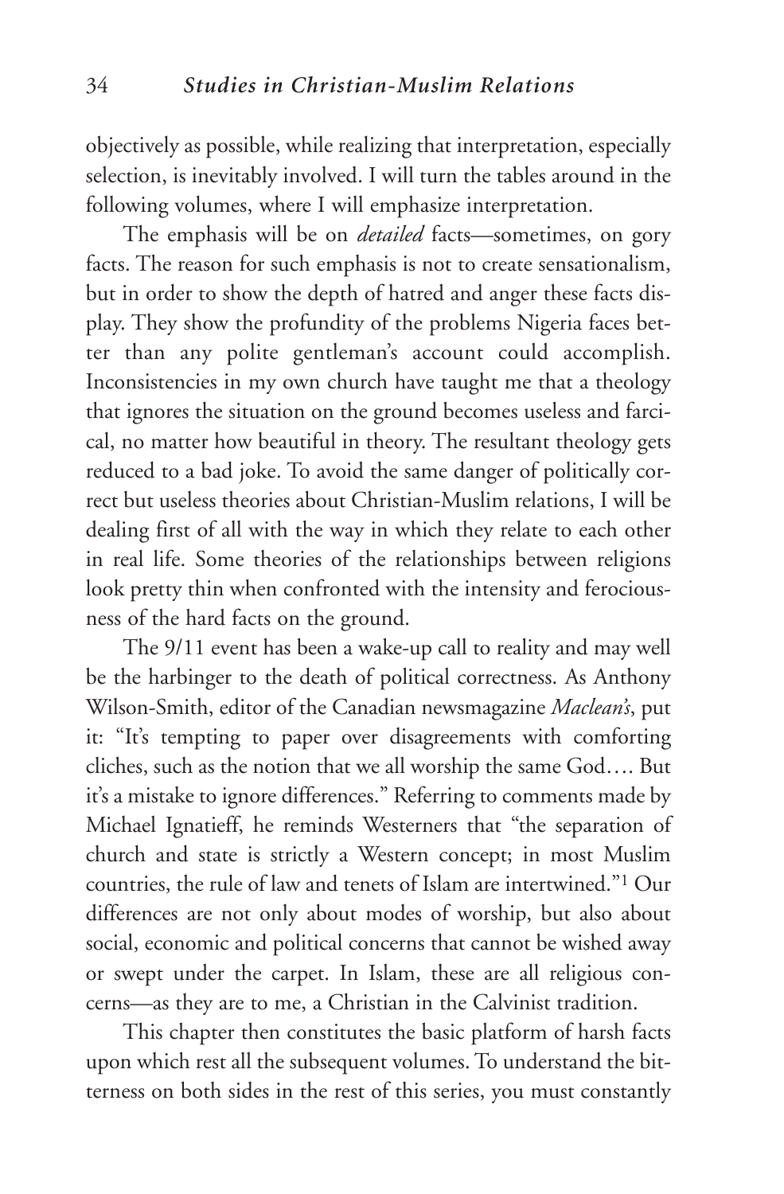objectively as possible, while realizing that interpretation, especially selection, is inevitably involved. I will turn the tables around in the following volumes, where I will emphasize interpretation.

The emphasis will be on *detailed* facts—sometimes, on gory facts. The reason for such emphasis is not to create sensationalism, but in order to show the depth of hatred and anger these facts display. They show the profundity of the problems Nigeria faces better than any polite gentleman's account could accomplish. Inconsistencies in my own church have taught me that a theology that ignores the situation on the ground becomes useless and farcical, no matter how beautiful in theory. The resultant theology gets reduced to a bad joke. To avoid the same danger of politically correct but useless theories about Christian-Muslim relations, I will be dealing first of all with the way in which they relate to each other in real life. Some theories of the relationships between religions look pretty thin when confronted with the intensity and ferociousness of the hard facts on the ground.

The 9/11 event has been a wake-up call to reality and may well be the harbinger to the death of political correctness. As Anthony Wilson-Smith, editor of the Canadian newsmagazine *Maclean's*, put it: "It's tempting to paper over disagreements with comforting cliches, such as the notion that we all worship the same God…. But it's a mistake to ignore differences." Referring to comments made by Michael Ignatieff, he reminds Westerners that "the separation of church and state is strictly a Western concept; in most Muslim countries, the rule of law and tenets of Islam are intertwined."[1] Our differences are not only about modes of worship, but also about social, economic and political concerns that cannot be wished away or swept under the carpet. In Islam, these are all religious concerns—as they are to me, a Christian in the Calvinist tradition.

This chapter then constitutes the basic platform of harsh facts upon which rest all the subsequent volumes. To understand the bitterness on both sides in the rest of this series, you must constantly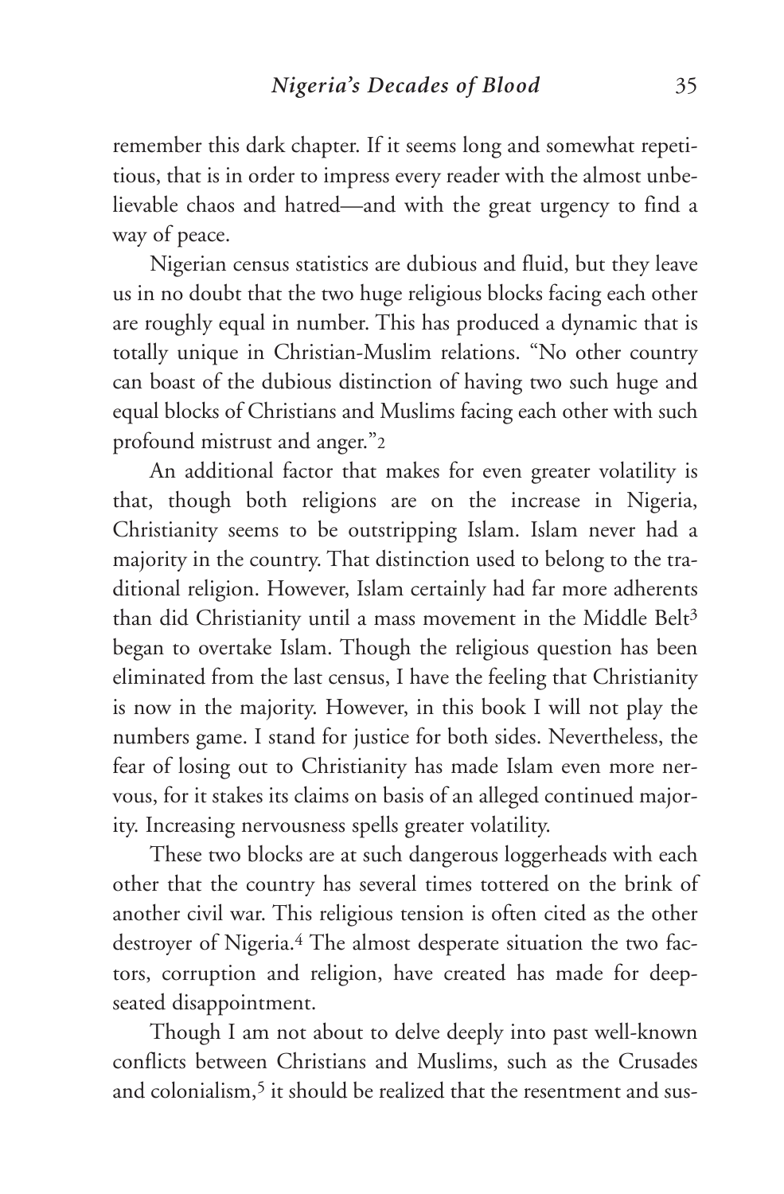remember this dark chapter. If it seems long and somewhat repetitious, that is in order to impress every reader with the almost unbelievable chaos and hatred—and with the great urgency to find a way of peace.

Nigerian census statistics are dubious and fluid, but they leave us in no doubt that the two huge religious blocks facing each other are roughly equal in number. This has produced a dynamic that is totally unique in Christian-Muslim relations. "No other country can boast of the dubious distinction of having two such huge and equal blocks of Christians and Muslims facing each other with such profound mistrust and anger."[2]

An additional factor that makes for even greater volatility is that, though both religions are on the increase in Nigeria, Christianity seems to be outstripping Islam. Islam never had a majority in the country. That distinction used to belong to the traditional religion. However, Islam certainly had far more adherents than did Christianity until a mass movement in the Middle Belt[3] began to overtake Islam. Though the religious question has been eliminated from the last census, I have the feeling that Christianity is now in the majority. However, in this book I will not play the numbers game. I stand for justice for both sides. Nevertheless, the fear of losing out to Christianity has made Islam even more nervous, for it stakes its claims on basis of an alleged continued majority. Increasing nervousness spells greater volatility.

These two blocks are at such dangerous loggerheads with each other that the country has several times tottered on the brink of another civil war. This religious tension is often cited as the other destroyer of Nigeria.[4] The almost desperate situation the two factors, corruption and religion, have created has made for deep-seated disappointment.

Though I am not about to delve deeply into past well-known conflicts between Christians and Muslims, such as the Crusades and colonialism,[5] it should be realized that the resentment and sus-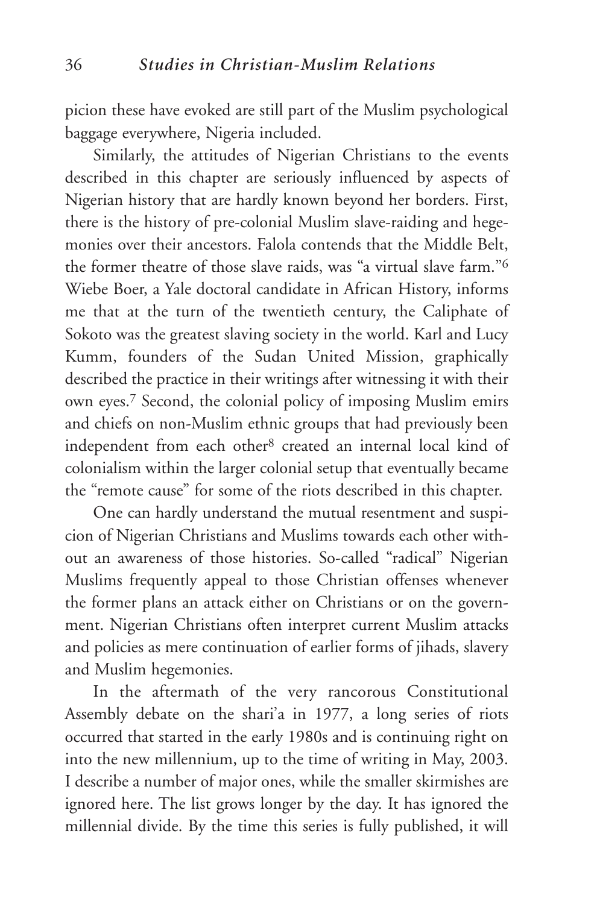picion these have evoked are still part of the Muslim psychological baggage everywhere, Nigeria included.

Similarly, the attitudes of Nigerian Christians to the events described in this chapter are seriously influenced by aspects of Nigerian history that are hardly known beyond her borders. First, there is the history of pre-colonial Muslim slave-raiding and hegemonies over their ancestors. Falola contends that the Middle Belt, the former theatre of those slave raids, was "a virtual slave farm."[6] Wiebe Boer, a Yale doctoral candidate in African History, informs me that at the turn of the twentieth century, the Caliphate of Sokoto was the greatest slaving society in the world. Karl and Lucy Kumm, founders of the Sudan United Mission, graphically described the practice in their writings after witnessing it with their own eyes.[7] Second, the colonial policy of imposing Muslim emirs and chiefs on non-Muslim ethnic groups that had previously been independent from each other[8] created an internal local kind of colonialism within the larger colonial setup that eventually became the "remote cause" for some of the riots described in this chapter.

One can hardly understand the mutual resentment and suspicion of Nigerian Christians and Muslims towards each other without an awareness of those histories. So-called "radical" Nigerian Muslims frequently appeal to those Christian offenses whenever the former plans an attack either on Christians or on the government. Nigerian Christians often interpret current Muslim attacks and policies as mere continuation of earlier forms of jihads, slavery and Muslim hegemonies.

In the aftermath of the very rancorous Constitutional Assembly debate on the shari'a in 1977, a long series of riots occurred that started in the early 1980s and is continuing right on into the new millennium, up to the time of writing in May, 2003. I describe a number of major ones, while the smaller skirmishes are ignored here. The list grows longer by the day. It has ignored the millennial divide. By the time this series is fully published, it will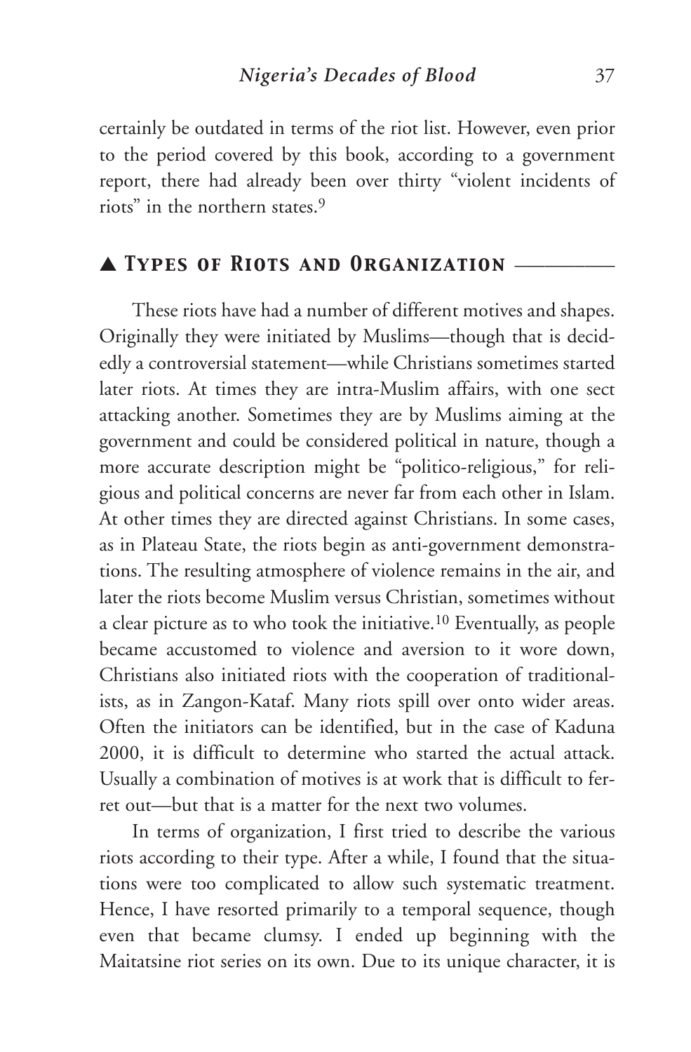certainly be outdated in terms of the riot list. However, even prior to the period covered by this book, according to a government report, there had already been over thirty "violent incidents of riots" in the northern states.[9]

## ▲ Types of Riots and Organization

These riots have had a number of different motives and shapes. Originally they were initiated by Muslims—though that is decidedly a controversial statement—while Christians sometimes started later riots. At times they are intra-Muslim affairs, with one sect attacking another. Sometimes they are by Muslims aiming at the government and could be considered political in nature, though a more accurate description might be "politico-religious," for religious and political concerns are never far from each other in Islam. At other times they are directed against Christians. In some cases, as in Plateau State, the riots begin as anti-government demonstrations. The resulting atmosphere of violence remains in the air, and later the riots become Muslim versus Christian, sometimes without a clear picture as to who took the initiative.[10] Eventually, as people became accustomed to violence and aversion to it wore down, Christians also initiated riots with the cooperation of traditionalists, as in Zangon-Kataf. Many riots spill over onto wider areas. Often the initiators can be identified, but in the case of Kaduna 2000, it is difficult to determine who started the actual attack. Usually a combination of motives is at work that is difficult to ferret out—but that is a matter for the next two volumes.

In terms of organization, I first tried to describe the various riots according to their type. After a while, I found that the situations were too complicated to allow such systematic treatment. Hence, I have resorted primarily to a temporal sequence, though even that became clumsy. I ended up beginning with the Maitatsine riot series on its own. Due to its unique character, it is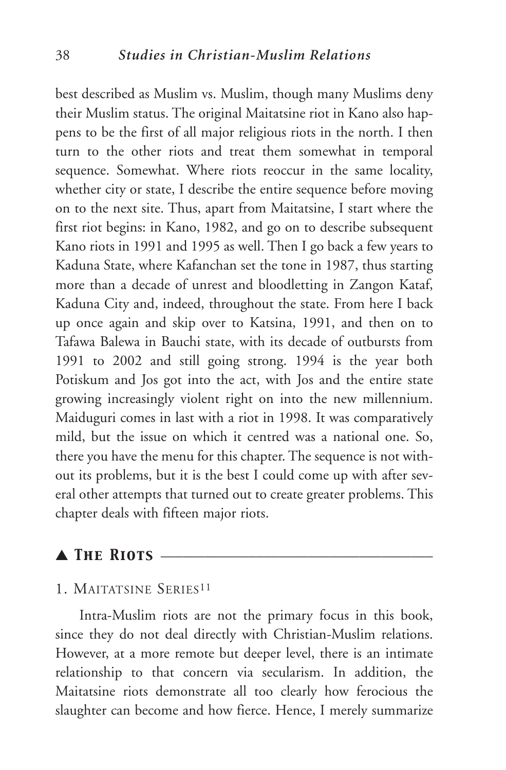best described as Muslim vs. Muslim, though many Muslims deny their Muslim status. The original Maitatsine riot in Kano also happens to be the first of all major religious riots in the north. I then turn to the other riots and treat them somewhat in temporal sequence. Somewhat. Where riots reoccur in the same locality, whether city or state, I describe the entire sequence before moving on to the next site. Thus, apart from Maitatsine, I start where the first riot begins: in Kano, 1982, and go on to describe subsequent Kano riots in 1991 and 1995 as well. Then I go back a few years to Kaduna State, where Kafanchan set the tone in 1987, thus starting more than a decade of unrest and bloodletting in Zangon Kataf, Kaduna City and, indeed, throughout the state. From here I back up once again and skip over to Katsina, 1991, and then on to Tafawa Balewa in Bauchi state, with its decade of outbursts from 1991 to 2002 and still going strong. 1994 is the year both Potiskum and Jos got into the act, with Jos and the entire state growing increasingly violent right on into the new millennium. Maiduguri comes in last with a riot in 1998. It was comparatively mild, but the issue on which it centred was a national one. So, there you have the menu for this chapter. The sequence is not without its problems, but it is the best I could come up with after several other attempts that turned out to create greater problems. This chapter deals with fifteen major riots.

## ▲ *The Riots*

### 1. Maitatsine Series[11]

Intra-Muslim riots are not the primary focus in this book, since they do not deal directly with Christian-Muslim relations. However, at a more remote but deeper level, there is an intimate relationship to that concern via secularism. In addition, the Maitatsine riots demonstrate all too clearly how ferocious the slaughter can become and how fierce. Hence, I merely summarize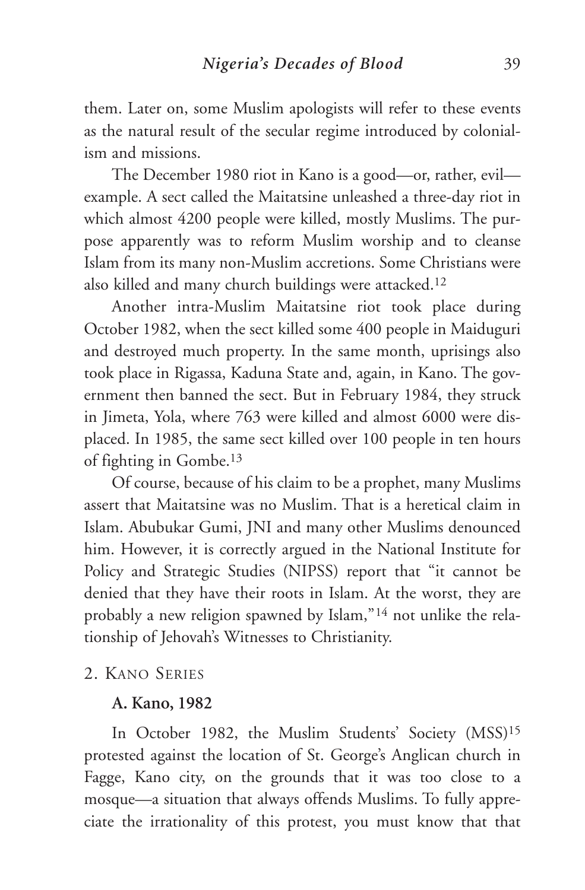them. Later on, some Muslim apologists will refer to these events as the natural result of the secular regime introduced by colonialism and missions.

The December 1980 riot in Kano is a good—or, rather, evil—example. A sect called the Maitatsine unleashed a three-day riot in which almost 4200 people were killed, mostly Muslims. The purpose apparently was to reform Muslim worship and to cleanse Islam from its many non-Muslim accretions. Some Christians were also killed and many church buildings were attacked.[12]

Another intra-Muslim Maitatsine riot took place during October 1982, when the sect killed some 400 people in Maiduguri and destroyed much property. In the same month, uprisings also took place in Rigassa, Kaduna State and, again, in Kano. The government then banned the sect. But in February 1984, they struck in Jimeta, Yola, where 763 were killed and almost 6000 were displaced. In 1985, the same sect killed over 100 people in ten hours of fighting in Gombe.[13]

Of course, because of his claim to be a prophet, many Muslims assert that Maitatsine was no Muslim. That is a heretical claim in Islam. Abubukar Gumi, JNI and many other Muslims denounced him. However, it is correctly argued in the National Institute for Policy and Strategic Studies (NIPSS) report that "it cannot be denied that they have their roots in Islam. At the worst, they are probably a new religion spawned by Islam,"[14] not unlike the relationship of Jehovah's Witnesses to Christianity.

## 2. Kano Series

### A. Kano, 1982

In October 1982, the Muslim Students' Society (MSS)[15] protested against the location of St. George's Anglican church in Fagge, Kano city, on the grounds that it was too close to a mosque—a situation that always offends Muslims. To fully appreciate the irrationality of this protest, you must know that that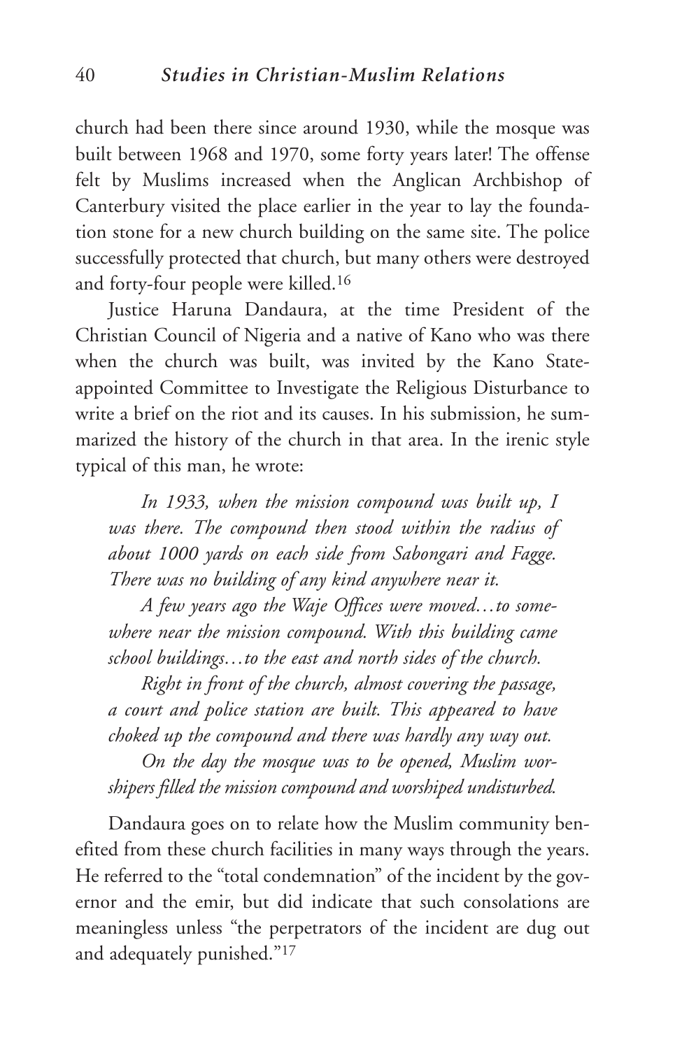church had been there since around 1930, while the mosque was built between 1968 and 1970, some forty years later! The offense felt by Muslims increased when the Anglican Archbishop of Canterbury visited the place earlier in the year to lay the foundation stone for a new church building on the same site. The police successfully protected that church, but many others were destroyed and forty-four people were killed.[16]

Justice Haruna Dandaura, at the time President of the Christian Council of Nigeria and a native of Kano who was there when the church was built, was invited by the Kano State-appointed Committee to Investigate the Religious Disturbance to write a brief on the riot and its causes. In his submission, he summarized the history of the church in that area. In the irenic style typical of this man, he wrote:

> *In 1933, when the mission compound was built up, I was there. The compound then stood within the radius of about 1000 yards on each side from Sabongari and Fagge. There was no building of any kind anywhere near it.*
>
> *A few years ago the Waje Offices were moved…to somewhere near the mission compound. With this building came school buildings…to the east and north sides of the church.*
>
> *Right in front of the church, almost covering the passage, a court and police station are built. This appeared to have choked up the compound and there was hardly any way out.*
>
> *On the day the mosque was to be opened, Muslim worshipers filled the mission compound and worshiped undisturbed.*

Dandaura goes on to relate how the Muslim community benefited from these church facilities in many ways through the years. He referred to the "total condemnation" of the incident by the governor and the emir, but did indicate that such consolations are meaningless unless "the perpetrators of the incident are dug out and adequately punished."[17]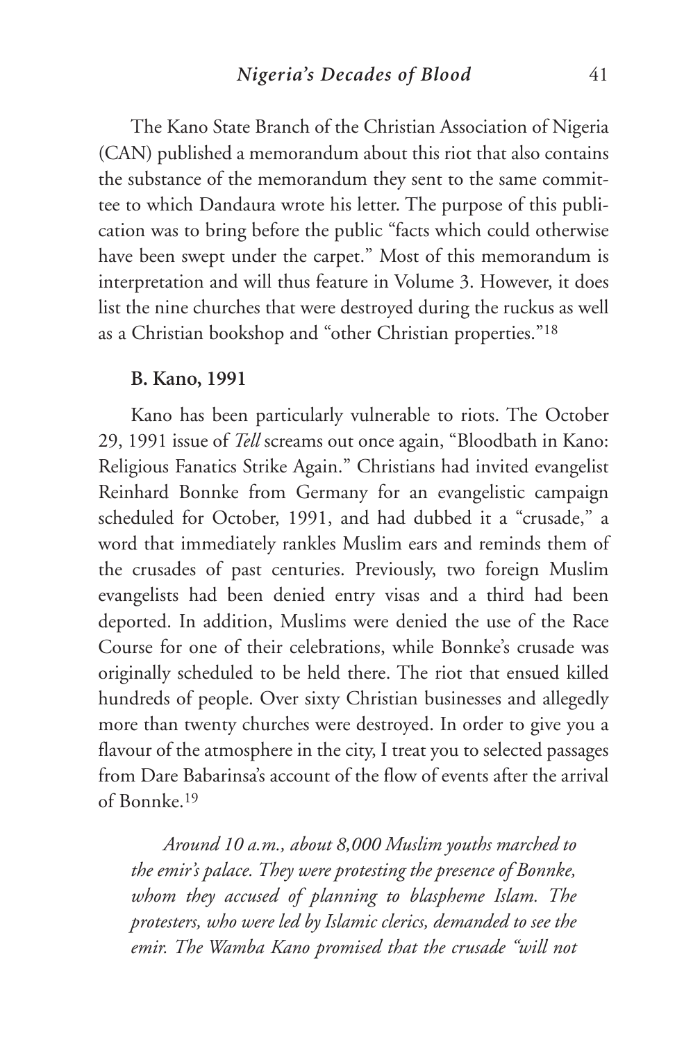The Kano State Branch of the Christian Association of Nigeria (CAN) published a memorandum about this riot that also contains the substance of the memorandum they sent to the same committee to which Dandaura wrote his letter. The purpose of this publication was to bring before the public "facts which could otherwise have been swept under the carpet." Most of this memorandum is interpretation and will thus feature in Volume 3. However, it does list the nine churches that were destroyed during the ruckus as well as a Christian bookshop and "other Christian properties."[18]

**B. Kano, 1991**

Kano has been particularly vulnerable to riots. The October 29, 1991 issue of *Tell* screams out once again, "Bloodbath in Kano: Religious Fanatics Strike Again." Christians had invited evangelist Reinhard Bonnke from Germany for an evangelistic campaign scheduled for October, 1991, and had dubbed it a "crusade," a word that immediately rankles Muslim ears and reminds them of the crusades of past centuries. Previously, two foreign Muslim evangelists had been denied entry visas and a third had been deported. In addition, Muslims were denied the use of the Race Course for one of their celebrations, while Bonnke's crusade was originally scheduled to be held there. The riot that ensued killed hundreds of people. Over sixty Christian businesses and allegedly more than twenty churches were destroyed. In order to give you a flavour of the atmosphere in the city, I treat you to selected passages from Dare Babarinsa's account of the flow of events after the arrival of Bonnke.[19]

*Around 10 a.m., about 8,000 Muslim youths marched to the emir's palace. They were protesting the presence of Bonnke, whom they accused of planning to blaspheme Islam. The protesters, who were led by Islamic clerics, demanded to see the emir. The Wamba Kano promised that the crusade "will not*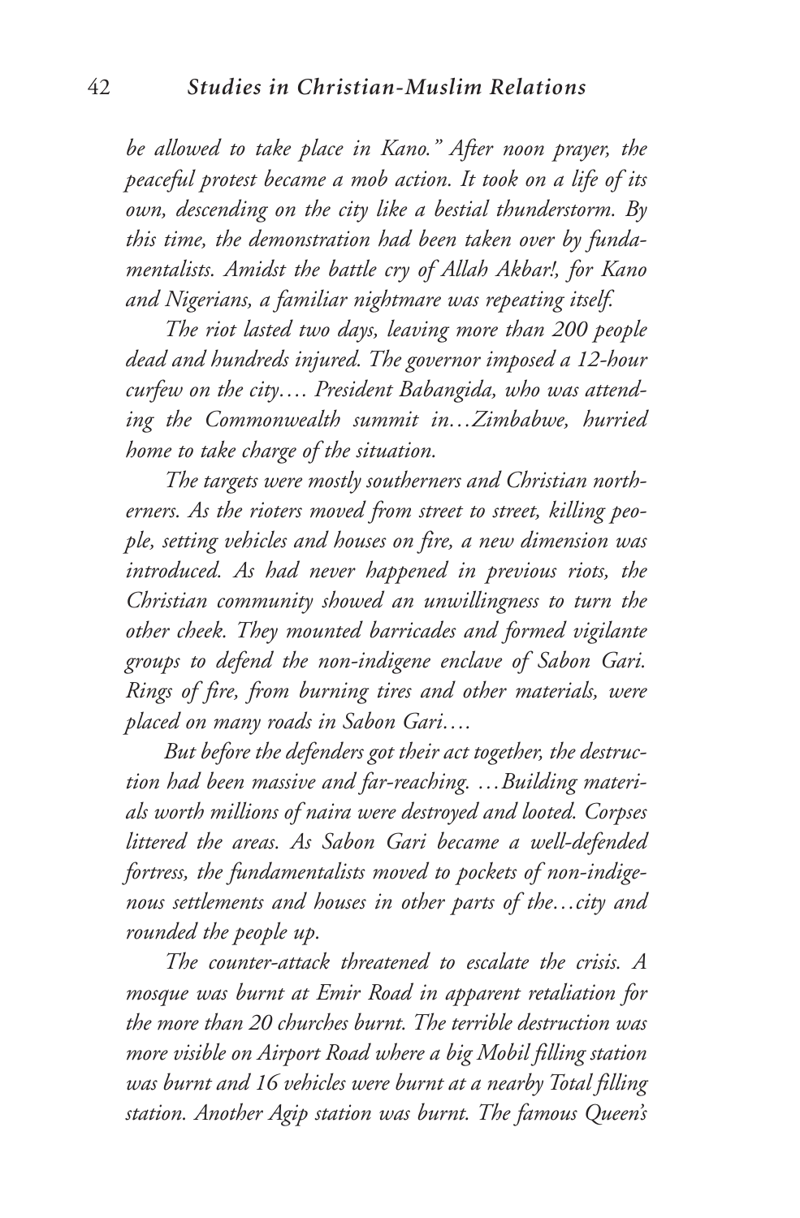*be allowed to take place in Kano." After noon prayer, the peaceful protest became a mob action. It took on a life of its own, descending on the city like a bestial thunderstorm. By this time, the demonstration had been taken over by fundamentalists. Amidst the battle cry of Allah Akbar!, for Kano and Nigerians, a familiar nightmare was repeating itself.*

*The riot lasted two days, leaving more than 200 people dead and hundreds injured. The governor imposed a 12-hour curfew on the city…. President Babangida, who was attending the Commonwealth summit in…Zimbabwe, hurried home to take charge of the situation.*

*The targets were mostly southerners and Christian northerners. As the rioters moved from street to street, killing people, setting vehicles and houses on fire, a new dimension was introduced. As had never happened in previous riots, the Christian community showed an unwillingness to turn the other cheek. They mounted barricades and formed vigilante groups to defend the non-indigene enclave of Sabon Gari. Rings of fire, from burning tires and other materials, were placed on many roads in Sabon Gari….*

*But before the defenders got their act together, the destruction had been massive and far-reaching. …Building materials worth millions of naira were destroyed and looted. Corpses littered the areas. As Sabon Gari became a well-defended fortress, the fundamentalists moved to pockets of non-indigenous settlements and houses in other parts of the…city and rounded the people up.*

*The counter-attack threatened to escalate the crisis. A mosque was burnt at Emir Road in apparent retaliation for the more than 20 churches burnt. The terrible destruction was more visible on Airport Road where a big Mobil filling station was burnt and 16 vehicles were burnt at a nearby Total filling station. Another Agip station was burnt. The famous Queen's*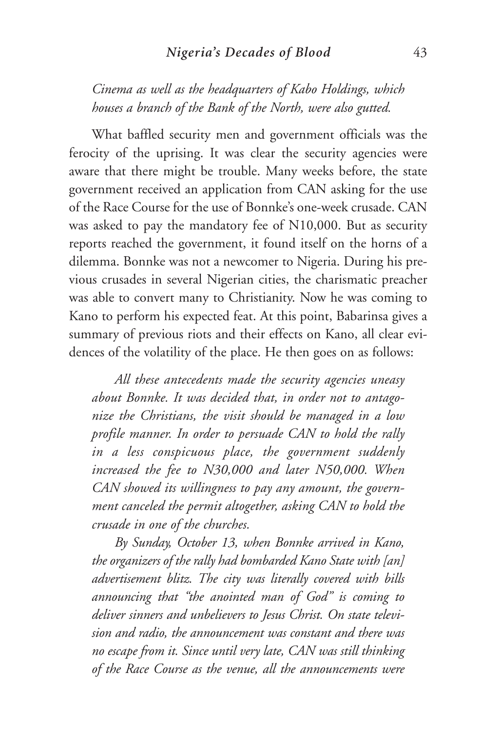*Cinema as well as the headquarters of Kabo Holdings, which houses a branch of the Bank of the North, were also gutted.*

What baffled security men and government officials was the ferocity of the uprising. It was clear the security agencies were aware that there might be trouble. Many weeks before, the state government received an application from CAN asking for the use of the Race Course for the use of Bonnke's one-week crusade. CAN was asked to pay the mandatory fee of N10,000. But as security reports reached the government, it found itself on the horns of a dilemma. Bonnke was not a newcomer to Nigeria. During his previous crusades in several Nigerian cities, the charismatic preacher was able to convert many to Christianity. Now he was coming to Kano to perform his expected feat. At this point, Babarinsa gives a summary of previous riots and their effects on Kano, all clear evidences of the volatility of the place. He then goes on as follows:

*All these antecedents made the security agencies uneasy about Bonnke. It was decided that, in order not to antagonize the Christians, the visit should be managed in a low profile manner. In order to persuade CAN to hold the rally in a less conspicuous place, the government suddenly increased the fee to N30,000 and later N50,000. When CAN showed its willingness to pay any amount, the government canceled the permit altogether, asking CAN to hold the crusade in one of the churches.*

*By Sunday, October 13, when Bonnke arrived in Kano, the organizers of the rally had bombarded Kano State with [an] advertisement blitz. The city was literally covered with bills announcing that "the anointed man of God" is coming to deliver sinners and unbelievers to Jesus Christ. On state television and radio, the announcement was constant and there was no escape from it. Since until very late, CAN was still thinking of the Race Course as the venue, all the announcements were*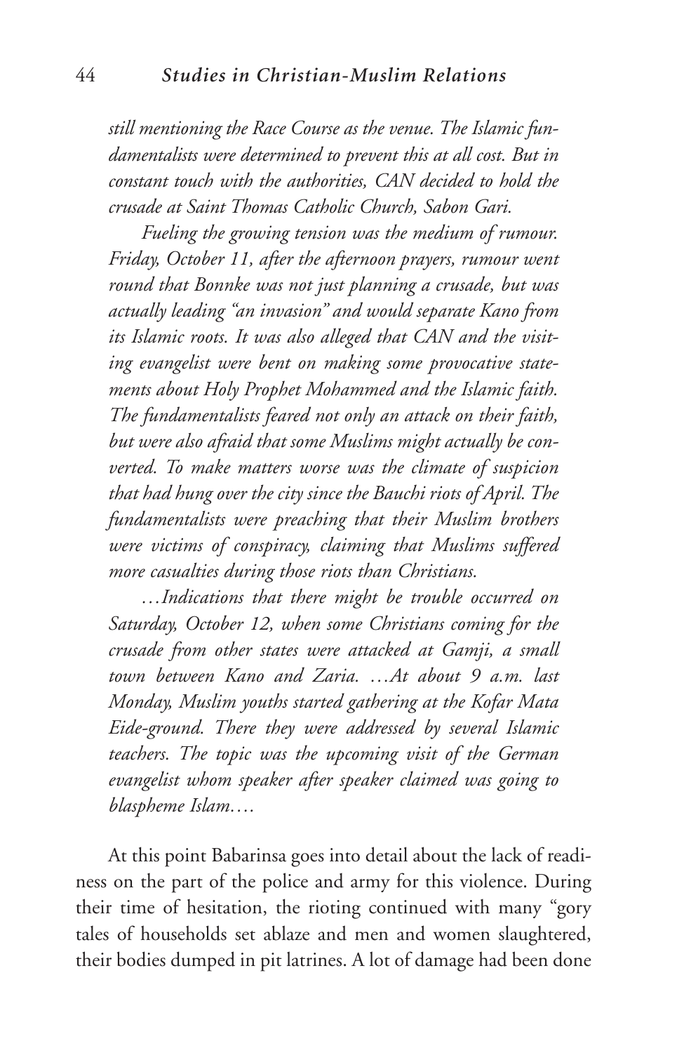*still mentioning the Race Course as the venue. The Islamic fundamentalists were determined to prevent this at all cost. But in constant touch with the authorities, CAN decided to hold the crusade at Saint Thomas Catholic Church, Sabon Gari.*

*Fueling the growing tension was the medium of rumour. Friday, October 11, after the afternoon prayers, rumour went round that Bonnke was not just planning a crusade, but was actually leading "an invasion" and would separate Kano from its Islamic roots. It was also alleged that CAN and the visiting evangelist were bent on making some provocative statements about Holy Prophet Mohammed and the Islamic faith. The fundamentalists feared not only an attack on their faith, but were also afraid that some Muslims might actually be converted. To make matters worse was the climate of suspicion that had hung over the city since the Bauchi riots of April. The fundamentalists were preaching that their Muslim brothers were victims of conspiracy, claiming that Muslims suffered more casualties during those riots than Christians.*

*…Indications that there might be trouble occurred on Saturday, October 12, when some Christians coming for the crusade from other states were attacked at Gamji, a small town between Kano and Zaria. …At about 9 a.m. last Monday, Muslim youths started gathering at the Kofar Mata Eide-ground. There they were addressed by several Islamic teachers. The topic was the upcoming visit of the German evangelist whom speaker after speaker claimed was going to blaspheme Islam….*

At this point Babarinsa goes into detail about the lack of readiness on the part of the police and army for this violence. During their time of hesitation, the rioting continued with many "gory tales of households set ablaze and men and women slaughtered, their bodies dumped in pit latrines. A lot of damage had been done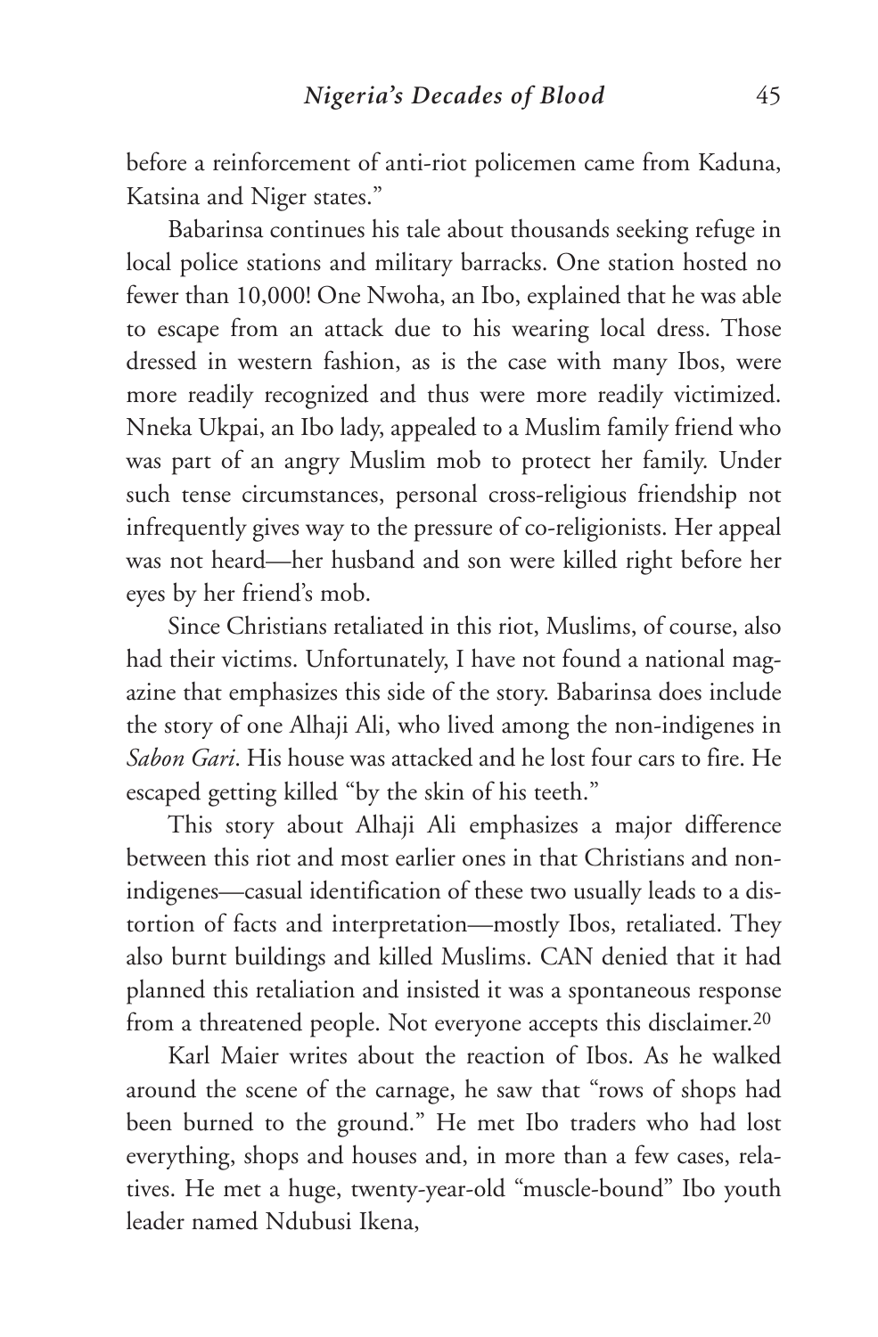before a reinforcement of anti-riot policemen came from Kaduna, Katsina and Niger states."

Babarinsa continues his tale about thousands seeking refuge in local police stations and military barracks. One station hosted no fewer than 10,000! One Nwoha, an Ibo, explained that he was able to escape from an attack due to his wearing local dress. Those dressed in western fashion, as is the case with many Ibos, were more readily recognized and thus were more readily victimized. Nneka Ukpai, an Ibo lady, appealed to a Muslim family friend who was part of an angry Muslim mob to protect her family. Under such tense circumstances, personal cross-religious friendship not infrequently gives way to the pressure of co-religionists. Her appeal was not heard—her husband and son were killed right before her eyes by her friend's mob.

Since Christians retaliated in this riot, Muslims, of course, also had their victims. Unfortunately, I have not found a national magazine that emphasizes this side of the story. Babarinsa does include the story of one Alhaji Ali, who lived among the non-indigenes in *Sabon Gari*. His house was attacked and he lost four cars to fire. He escaped getting killed "by the skin of his teeth."

This story about Alhaji Ali emphasizes a major difference between this riot and most earlier ones in that Christians and non-indigenes—casual identification of these two usually leads to a distortion of facts and interpretation—mostly Ibos, retaliated. They also burnt buildings and killed Muslims. CAN denied that it had planned this retaliation and insisted it was a spontaneous response from a threatened people. Not everyone accepts this disclaimer.[20]

Karl Maier writes about the reaction of Ibos. As he walked around the scene of the carnage, he saw that "rows of shops had been burned to the ground." He met Ibo traders who had lost everything, shops and houses and, in more than a few cases, relatives. He met a huge, twenty-year-old "muscle-bound" Ibo youth leader named Ndubusi Ikena,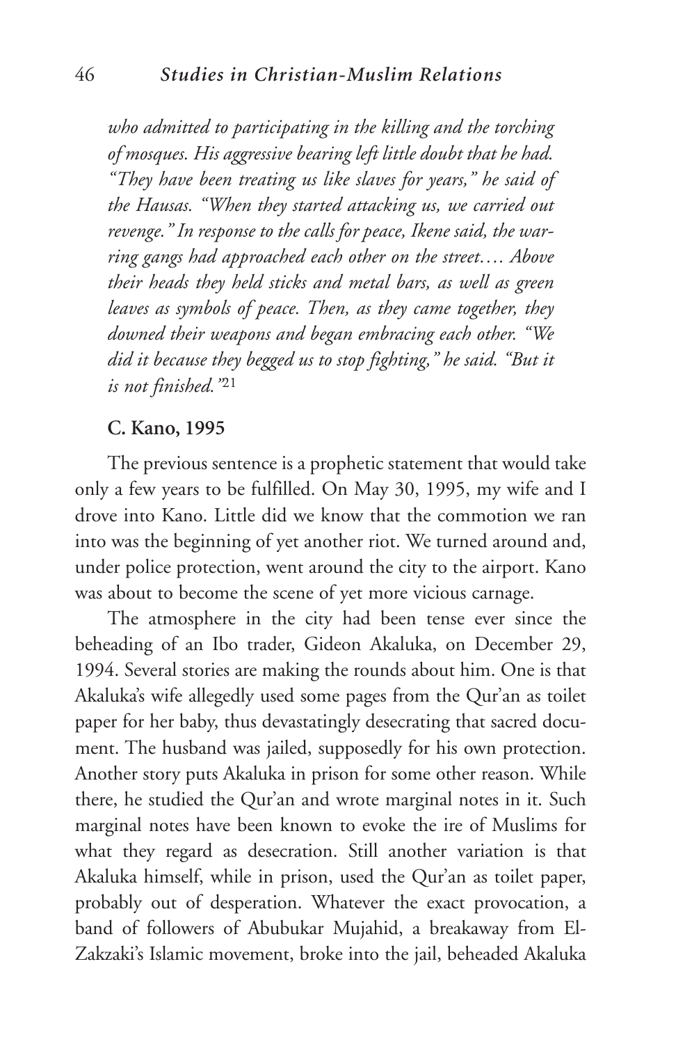*who admitted to participating in the killing and the torching of mosques. His aggressive bearing left little doubt that he had. "They have been treating us like slaves for years," he said of the Hausas. "When they started attacking us, we carried out revenge." In response to the calls for peace, Ikene said, the warring gangs had approached each other on the street.… Above their heads they held sticks and metal bars, as well as green leaves as symbols of peace. Then, as they came together, they downed their weapons and began embracing each other. "We did it because they begged us to stop fighting," he said. "But it is not finished."*[21]

### C. Kano, 1995

The previous sentence is a prophetic statement that would take only a few years to be fulfilled. On May 30, 1995, my wife and I drove into Kano. Little did we know that the commotion we ran into was the beginning of yet another riot. We turned around and, under police protection, went around the city to the airport. Kano was about to become the scene of yet more vicious carnage.

The atmosphere in the city had been tense ever since the beheading of an Ibo trader, Gideon Akaluka, on December 29, 1994. Several stories are making the rounds about him. One is that Akaluka's wife allegedly used some pages from the Qur'an as toilet paper for her baby, thus devastatingly desecrating that sacred document. The husband was jailed, supposedly for his own protection. Another story puts Akaluka in prison for some other reason. While there, he studied the Qur'an and wrote marginal notes in it. Such marginal notes have been known to evoke the ire of Muslims for what they regard as desecration. Still another variation is that Akaluka himself, while in prison, used the Qur'an as toilet paper, probably out of desperation. Whatever the exact provocation, a band of followers of Abubukar Mujahid, a breakaway from El-Zakzaki's Islamic movement, broke into the jail, beheaded Akaluka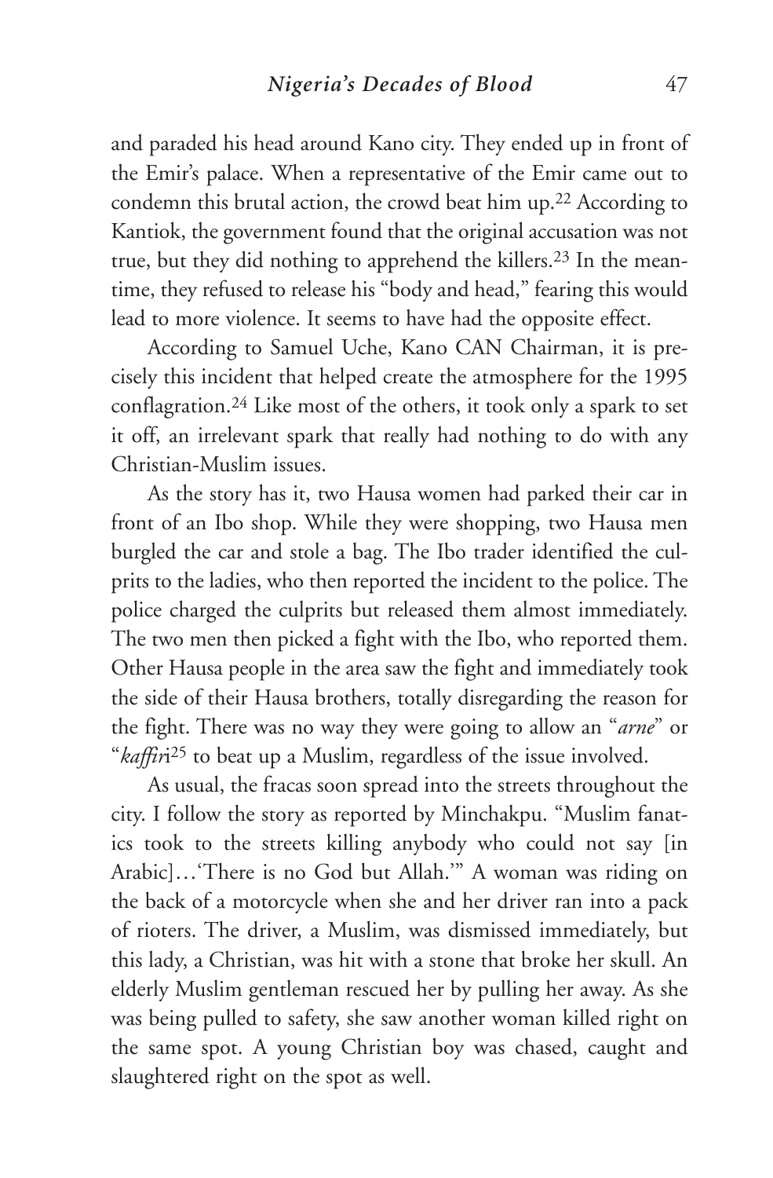and paraded his head around Kano city. They ended up in front of the Emir's palace. When a representative of the Emir came out to condemn this brutal action, the crowd beat him up.[22] According to Kantiok, the government found that the original accusation was not true, but they did nothing to apprehend the killers.[23] In the meantime, they refused to release his "body and head," fearing this would lead to more violence. It seems to have had the opposite effect.

According to Samuel Uche, Kano CAN Chairman, it is precisely this incident that helped create the atmosphere for the 1995 conflagration.[24] Like most of the others, it took only a spark to set it off, an irrelevant spark that really had nothing to do with any Christian-Muslim issues.

As the story has it, two Hausa women had parked their car in front of an Ibo shop. While they were shopping, two Hausa men burgled the car and stole a bag. The Ibo trader identified the culprits to the ladies, who then reported the incident to the police. The police charged the culprits but released them almost immediately. The two men then picked a fight with the Ibo, who reported them. Other Hausa people in the area saw the fight and immediately took the side of their Hausa brothers, totally disregarding the reason for the fight. There was no way they were going to allow an "*arne*" or "*kaffir*i[25] to beat up a Muslim, regardless of the issue involved.

As usual, the fracas soon spread into the streets throughout the city. I follow the story as reported by Minchakpu. "Muslim fanatics took to the streets killing anybody who could not say [in Arabic]…'There is no God but Allah.'" A woman was riding on the back of a motorcycle when she and her driver ran into a pack of rioters. The driver, a Muslim, was dismissed immediately, but this lady, a Christian, was hit with a stone that broke her skull. An elderly Muslim gentleman rescued her by pulling her away. As she was being pulled to safety, she saw another woman killed right on the same spot. A young Christian boy was chased, caught and slaughtered right on the spot as well.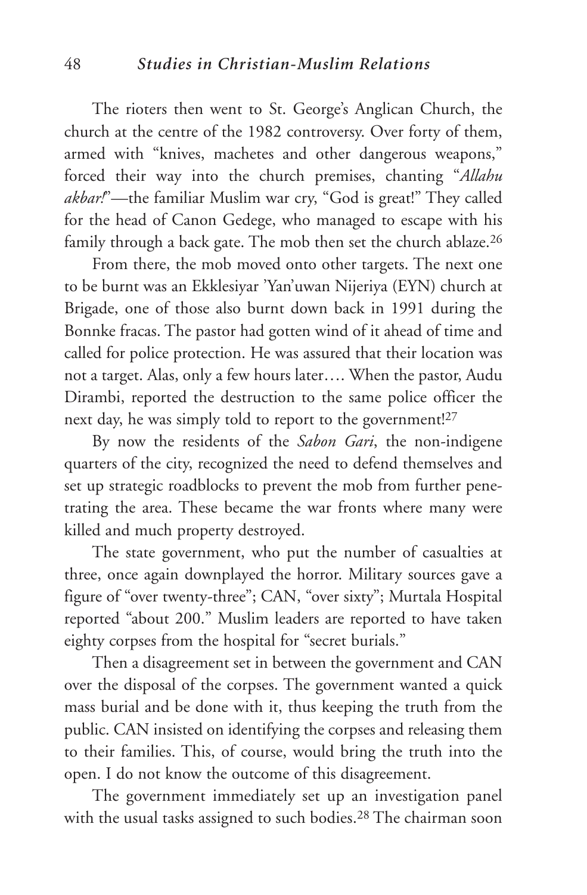The rioters then went to St. George's Anglican Church, the church at the centre of the 1982 controversy. Over forty of them, armed with "knives, machetes and other dangerous weapons," forced their way into the church premises, chanting "*Allahu akbar!*"—the familiar Muslim war cry, "God is great!" They called for the head of Canon Gedege, who managed to escape with his family through a back gate. The mob then set the church ablaze.[26]

From there, the mob moved onto other targets. The next one to be burnt was an Ekklesiyar 'Yan'uwan Nijeriya (EYN) church at Brigade, one of those also burnt down back in 1991 during the Bonnke fracas. The pastor had gotten wind of it ahead of time and called for police protection. He was assured that their location was not a target. Alas, only a few hours later…. When the pastor, Audu Dirambi, reported the destruction to the same police officer the next day, he was simply told to report to the government![27]

By now the residents of the *Sabon Gari*, the non-indigene quarters of the city, recognized the need to defend themselves and set up strategic roadblocks to prevent the mob from further penetrating the area. These became the war fronts where many were killed and much property destroyed.

The state government, who put the number of casualties at three, once again downplayed the horror. Military sources gave a figure of "over twenty-three"; CAN, "over sixty"; Murtala Hospital reported "about 200." Muslim leaders are reported to have taken eighty corpses from the hospital for "secret burials."

Then a disagreement set in between the government and CAN over the disposal of the corpses. The government wanted a quick mass burial and be done with it, thus keeping the truth from the public. CAN insisted on identifying the corpses and releasing them to their families. This, of course, would bring the truth into the open. I do not know the outcome of this disagreement.

The government immediately set up an investigation panel with the usual tasks assigned to such bodies.[28] The chairman soon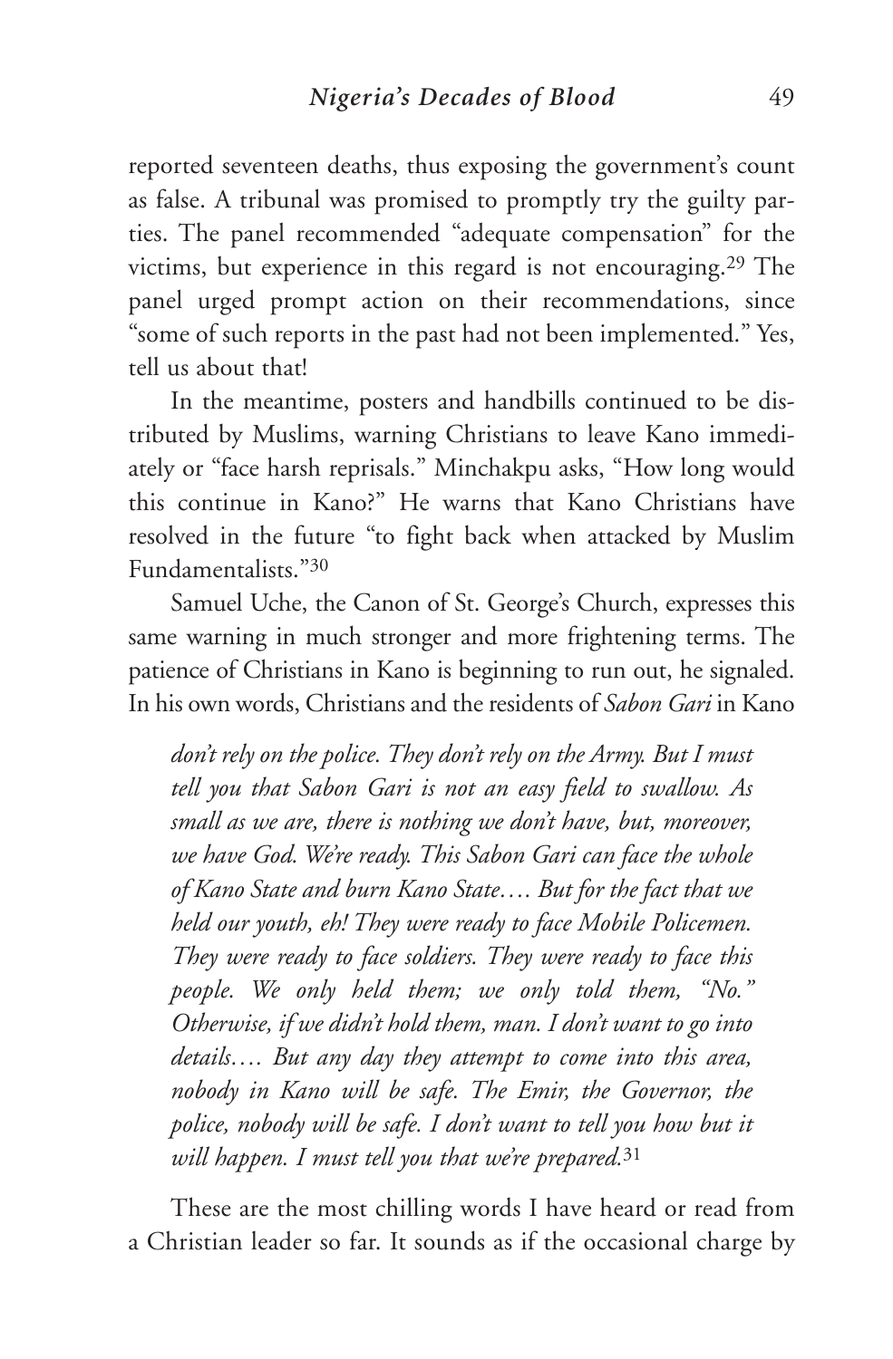reported seventeen deaths, thus exposing the government's count as false. A tribunal was promised to promptly try the guilty parties. The panel recommended "adequate compensation" for the victims, but experience in this regard is not encouraging.[29] The panel urged prompt action on their recommendations, since "some of such reports in the past had not been implemented." Yes, tell us about that!

In the meantime, posters and handbills continued to be distributed by Muslims, warning Christians to leave Kano immediately or "face harsh reprisals." Minchakpu asks, "How long would this continue in Kano?" He warns that Kano Christians have resolved in the future "to fight back when attacked by Muslim Fundamentalists."[30]

Samuel Uche, the Canon of St. George's Church, expresses this same warning in much stronger and more frightening terms. The patience of Christians in Kano is beginning to run out, he signaled. In his own words, Christians and the residents of *Sabon Gari* in Kano

> *don't rely on the police. They don't rely on the Army. But I must tell you that Sabon Gari is not an easy field to swallow. As small as we are, there is nothing we don't have, but, moreover, we have God. We're ready. This Sabon Gari can face the whole of Kano State and burn Kano State.... But for the fact that we held our youth, eh! They were ready to face Mobile Policemen. They were ready to face soldiers. They were ready to face this people. We only held them; we only told them, "No." Otherwise, if we didn't hold them, man. I don't want to go into details.... But any day they attempt to come into this area, nobody in Kano will be safe. The Emir, the Governor, the police, nobody will be safe. I don't want to tell you how but it will happen. I must tell you that we're prepared.*[31]

These are the most chilling words I have heard or read from a Christian leader so far. It sounds as if the occasional charge by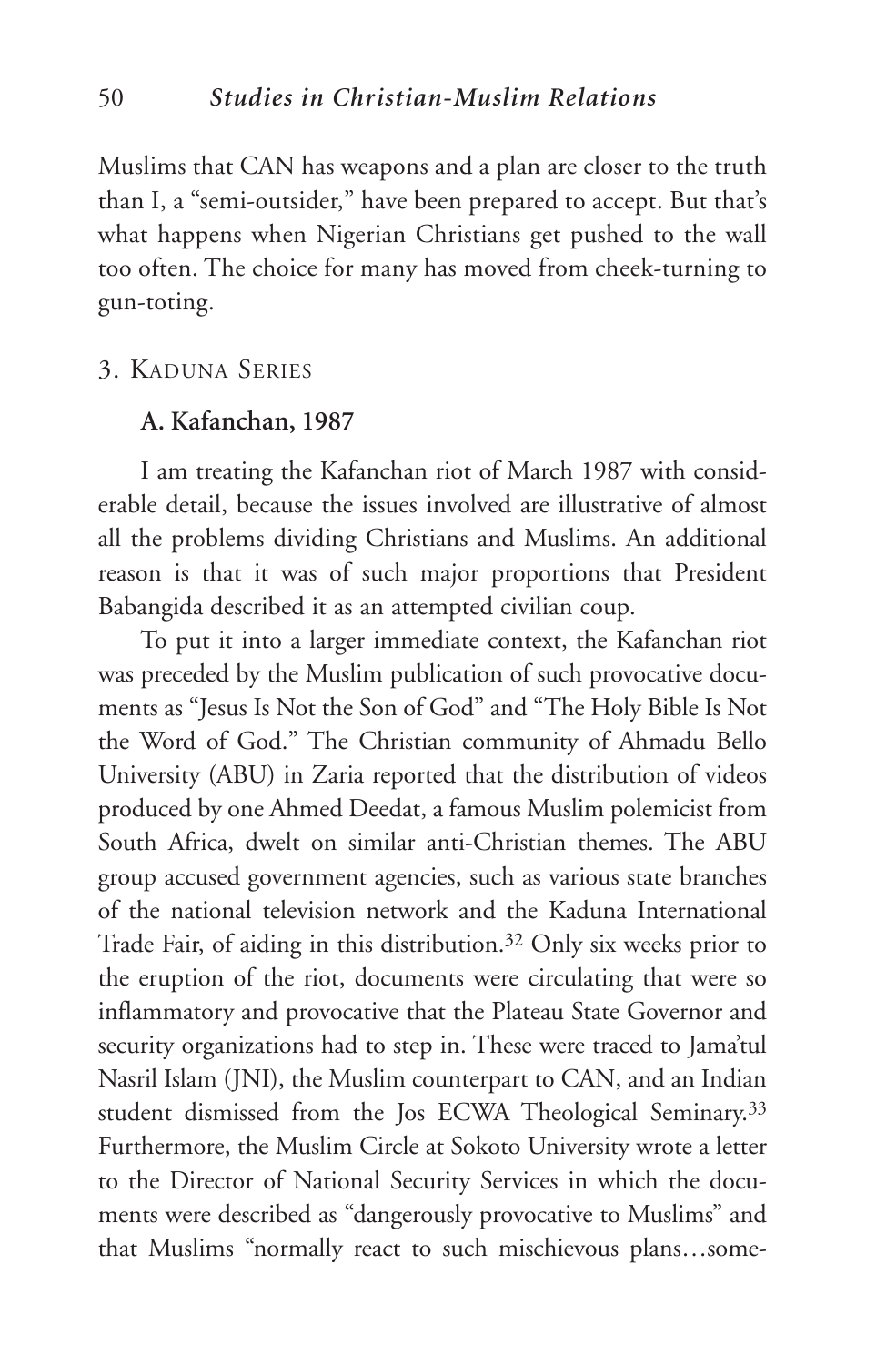Muslims that CAN has weapons and a plan are closer to the truth than I, a "semi-outsider," have been prepared to accept. But that's what happens when Nigerian Christians get pushed to the wall too often. The choice for many has moved from cheek-turning to gun-toting.

## 3. Kaduna Series

### A. Kafanchan, 1987

I am treating the Kafanchan riot of March 1987 with considerable detail, because the issues involved are illustrative of almost all the problems dividing Christians and Muslims. An additional reason is that it was of such major proportions that President Babangida described it as an attempted civilian coup.

To put it into a larger immediate context, the Kafanchan riot was preceded by the Muslim publication of such provocative documents as "Jesus Is Not the Son of God" and "The Holy Bible Is Not the Word of God." The Christian community of Ahmadu Bello University (ABU) in Zaria reported that the distribution of videos produced by one Ahmed Deedat, a famous Muslim polemicist from South Africa, dwelt on similar anti-Christian themes. The ABU group accused government agencies, such as various state branches of the national television network and the Kaduna International Trade Fair, of aiding in this distribution.[32] Only six weeks prior to the eruption of the riot, documents were circulating that were so inflammatory and provocative that the Plateau State Governor and security organizations had to step in. These were traced to Jama'tul Nasril Islam (JNI), the Muslim counterpart to CAN, and an Indian student dismissed from the Jos ECWA Theological Seminary.[33] Furthermore, the Muslim Circle at Sokoto University wrote a letter to the Director of National Security Services in which the documents were described as "dangerously provocative to Muslims" and that Muslims "normally react to such mischievous plans…some-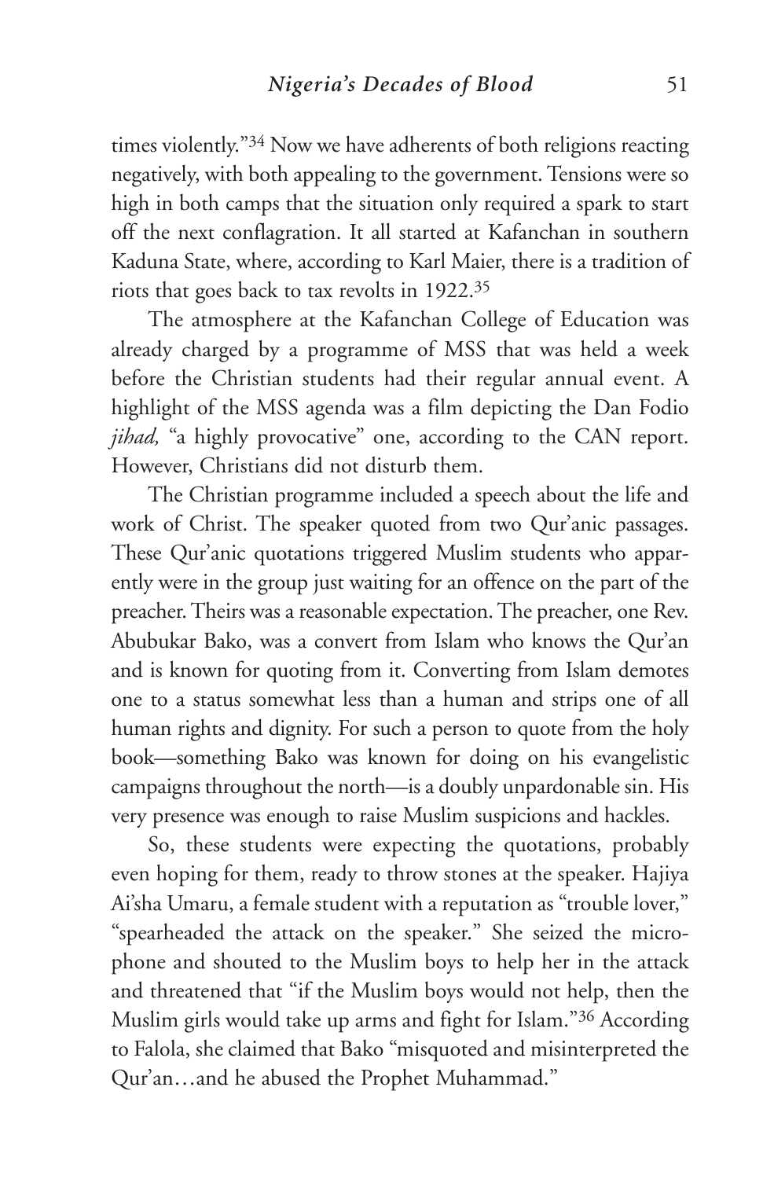times violently."[34] Now we have adherents of both religions reacting negatively, with both appealing to the government. Tensions were so high in both camps that the situation only required a spark to start off the next conflagration. It all started at Kafanchan in southern Kaduna State, where, according to Karl Maier, there is a tradition of riots that goes back to tax revolts in 1922.[35]

The atmosphere at the Kafanchan College of Education was already charged by a programme of MSS that was held a week before the Christian students had their regular annual event. A highlight of the MSS agenda was a film depicting the Dan Fodio *jihad,* "a highly provocative" one, according to the CAN report. However, Christians did not disturb them.

The Christian programme included a speech about the life and work of Christ. The speaker quoted from two Qur'anic passages. These Qur'anic quotations triggered Muslim students who apparently were in the group just waiting for an offence on the part of the preacher. Theirs was a reasonable expectation. The preacher, one Rev. Abubukar Bako, was a convert from Islam who knows the Qur'an and is known for quoting from it. Converting from Islam demotes one to a status somewhat less than a human and strips one of all human rights and dignity. For such a person to quote from the holy book—something Bako was known for doing on his evangelistic campaigns throughout the north—is a doubly unpardonable sin. His very presence was enough to raise Muslim suspicions and hackles.

So, these students were expecting the quotations, probably even hoping for them, ready to throw stones at the speaker. Hajiya Ai'sha Umaru, a female student with a reputation as "trouble lover," "spearheaded the attack on the speaker." She seized the microphone and shouted to the Muslim boys to help her in the attack and threatened that "if the Muslim boys would not help, then the Muslim girls would take up arms and fight for Islam."[36] According to Falola, she claimed that Bako "misquoted and misinterpreted the Qur'an…and he abused the Prophet Muhammad."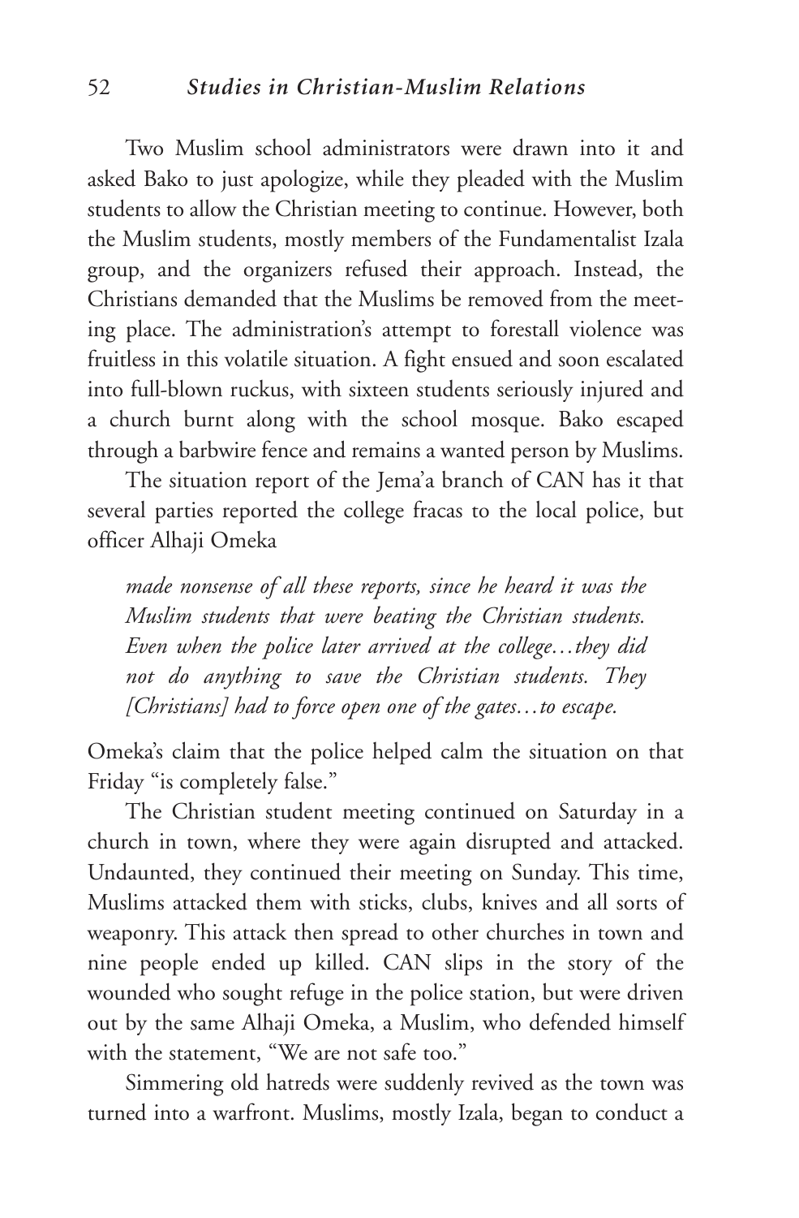Two Muslim school administrators were drawn into it and asked Bako to just apologize, while they pleaded with the Muslim students to allow the Christian meeting to continue. However, both the Muslim students, mostly members of the Fundamentalist Izala group, and the organizers refused their approach. Instead, the Christians demanded that the Muslims be removed from the meeting place. The administration's attempt to forestall violence was fruitless in this volatile situation. A fight ensued and soon escalated into full-blown ruckus, with sixteen students seriously injured and a church burnt along with the school mosque. Bako escaped through a barbwire fence and remains a wanted person by Muslims.

The situation report of the Jema'a branch of CAN has it that several parties reported the college fracas to the local police, but officer Alhaji Omeka

> *made nonsense of all these reports, since he heard it was the Muslim students that were beating the Christian students. Even when the police later arrived at the college…they did not do anything to save the Christian students. They [Christians] had to force open one of the gates…to escape.*

Omeka's claim that the police helped calm the situation on that Friday "is completely false."

The Christian student meeting continued on Saturday in a church in town, where they were again disrupted and attacked. Undaunted, they continued their meeting on Sunday. This time, Muslims attacked them with sticks, clubs, knives and all sorts of weaponry. This attack then spread to other churches in town and nine people ended up killed. CAN slips in the story of the wounded who sought refuge in the police station, but were driven out by the same Alhaji Omeka, a Muslim, who defended himself with the statement, "We are not safe too."

Simmering old hatreds were suddenly revived as the town was turned into a warfront. Muslims, mostly Izala, began to conduct a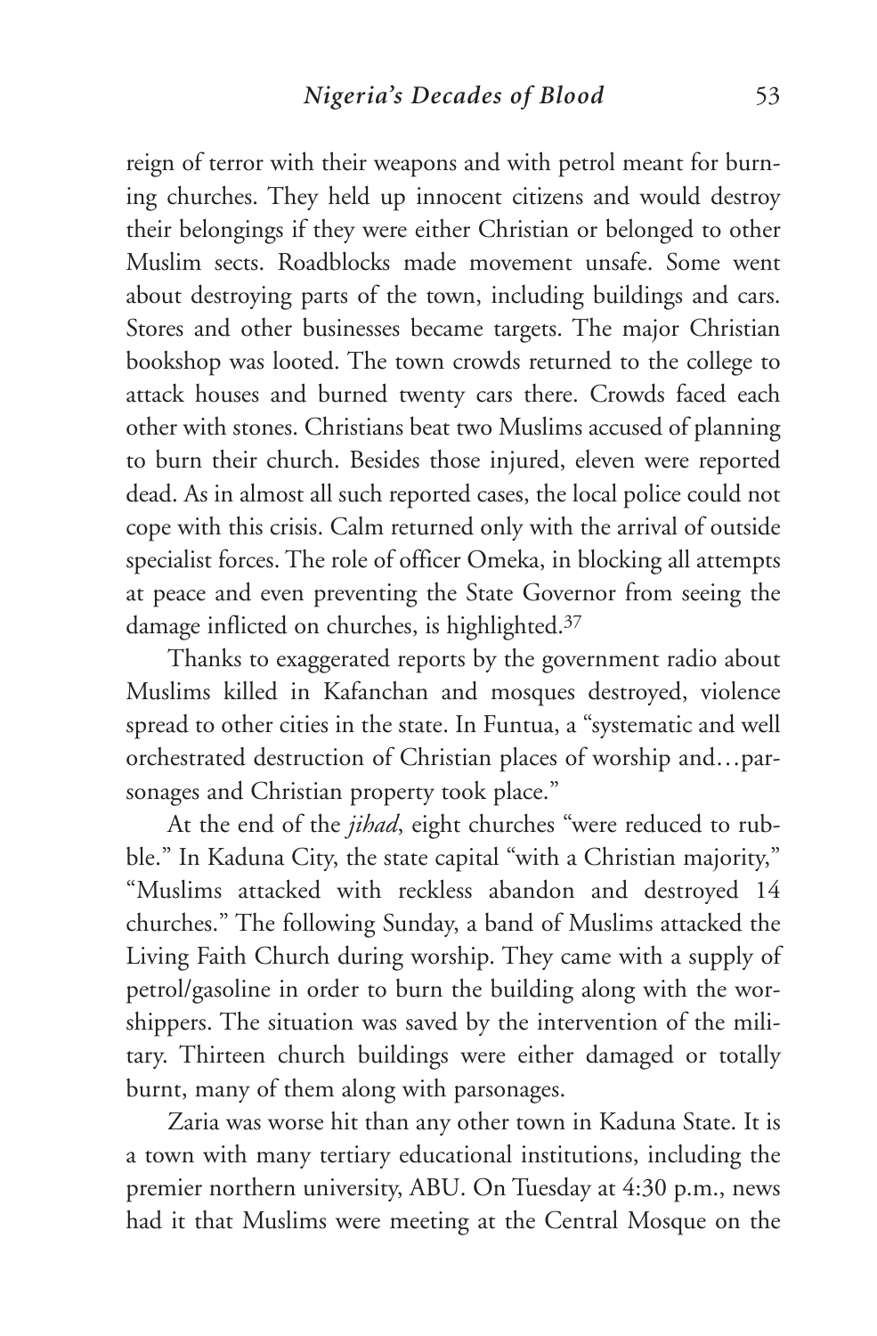reign of terror with their weapons and with petrol meant for burning churches. They held up innocent citizens and would destroy their belongings if they were either Christian or belonged to other Muslim sects. Roadblocks made movement unsafe. Some went about destroying parts of the town, including buildings and cars. Stores and other businesses became targets. The major Christian bookshop was looted. The town crowds returned to the college to attack houses and burned twenty cars there. Crowds faced each other with stones. Christians beat two Muslims accused of planning to burn their church. Besides those injured, eleven were reported dead. As in almost all such reported cases, the local police could not cope with this crisis. Calm returned only with the arrival of outside specialist forces. The role of officer Omeka, in blocking all attempts at peace and even preventing the State Governor from seeing the damage inflicted on churches, is highlighted.[37]

Thanks to exaggerated reports by the government radio about Muslims killed in Kafanchan and mosques destroyed, violence spread to other cities in the state. In Funtua, a "systematic and well orchestrated destruction of Christian places of worship and…parsonages and Christian property took place."

At the end of the *jihad*, eight churches "were reduced to rubble." In Kaduna City, the state capital "with a Christian majority," "Muslims attacked with reckless abandon and destroyed 14 churches." The following Sunday, a band of Muslims attacked the Living Faith Church during worship. They came with a supply of petrol/gasoline in order to burn the building along with the worshippers. The situation was saved by the intervention of the military. Thirteen church buildings were either damaged or totally burnt, many of them along with parsonages.

Zaria was worse hit than any other town in Kaduna State. It is a town with many tertiary educational institutions, including the premier northern university, ABU. On Tuesday at 4:30 p.m., news had it that Muslims were meeting at the Central Mosque on the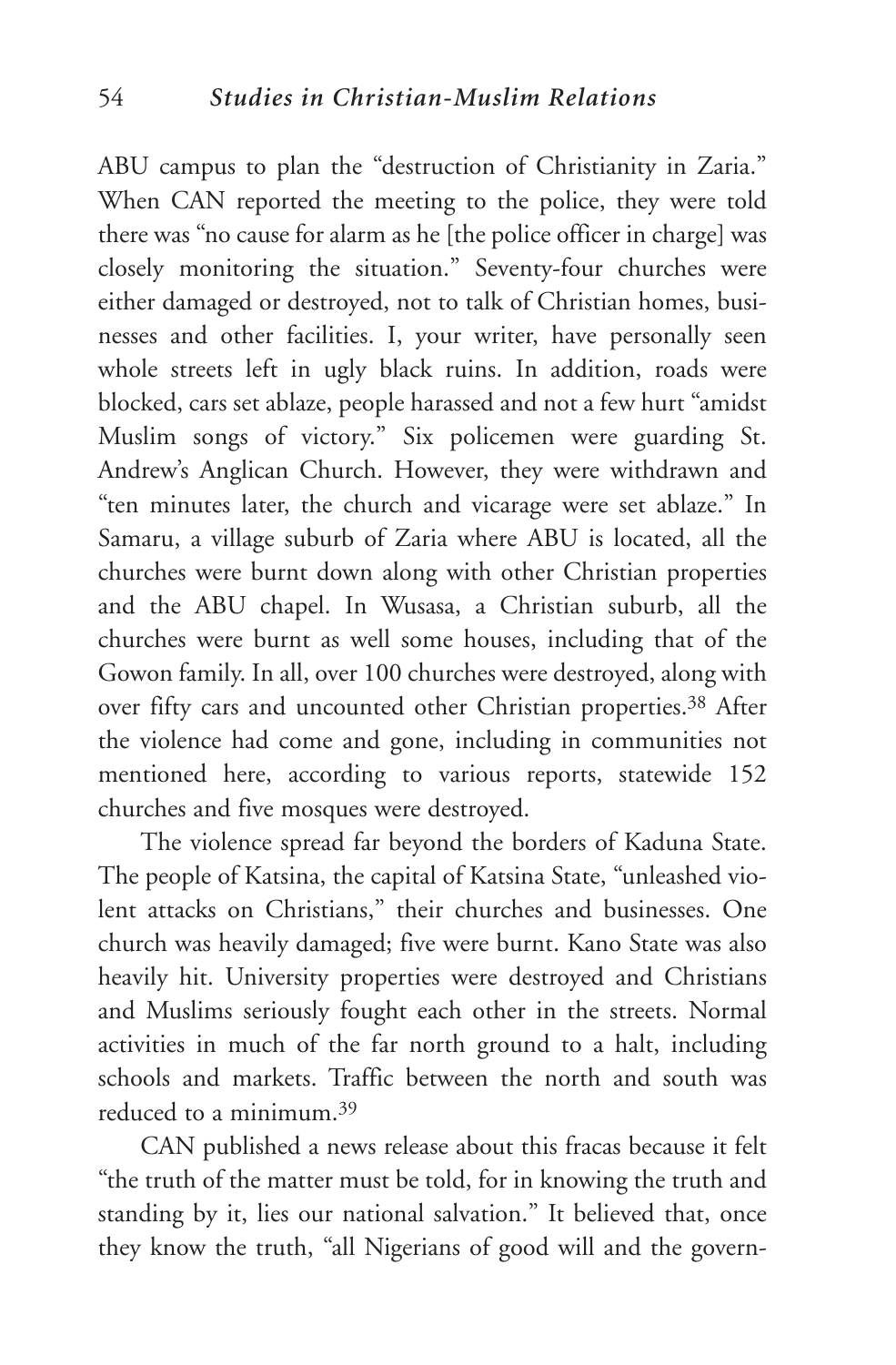ABU campus to plan the "destruction of Christianity in Zaria." When CAN reported the meeting to the police, they were told there was "no cause for alarm as he [the police officer in charge] was closely monitoring the situation." Seventy-four churches were either damaged or destroyed, not to talk of Christian homes, businesses and other facilities. I, your writer, have personally seen whole streets left in ugly black ruins. In addition, roads were blocked, cars set ablaze, people harassed and not a few hurt "amidst Muslim songs of victory." Six policemen were guarding St. Andrew's Anglican Church. However, they were withdrawn and "ten minutes later, the church and vicarage were set ablaze." In Samaru, a village suburb of Zaria where ABU is located, all the churches were burnt down along with other Christian properties and the ABU chapel. In Wusasa, a Christian suburb, all the churches were burnt as well some houses, including that of the Gowon family. In all, over 100 churches were destroyed, along with over fifty cars and uncounted other Christian properties.[38] After the violence had come and gone, including in communities not mentioned here, according to various reports, statewide 152 churches and five mosques were destroyed.

The violence spread far beyond the borders of Kaduna State. The people of Katsina, the capital of Katsina State, "unleashed violent attacks on Christians," their churches and businesses. One church was heavily damaged; five were burnt. Kano State was also heavily hit. University properties were destroyed and Christians and Muslims seriously fought each other in the streets. Normal activities in much of the far north ground to a halt, including schools and markets. Traffic between the north and south was reduced to a minimum.[39]

CAN published a news release about this fracas because it felt "the truth of the matter must be told, for in knowing the truth and standing by it, lies our national salvation." It believed that, once they know the truth, "all Nigerians of good will and the govern-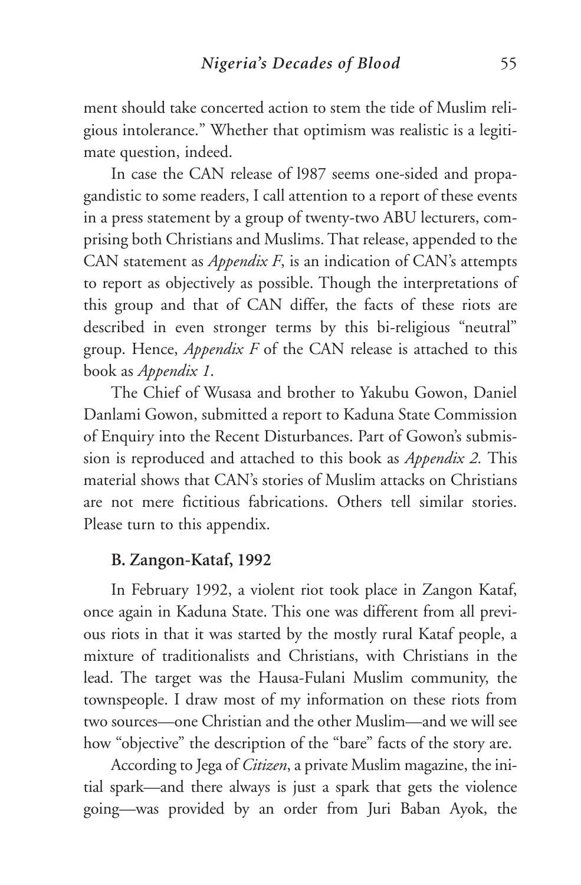ment should take concerted action to stem the tide of Muslim religious intolerance." Whether that optimism was realistic is a legitimate question, indeed.

In case the CAN release of l987 seems one-sided and propagandistic to some readers, I call attention to a report of these events in a press statement by a group of twenty-two ABU lecturers, comprising both Christians and Muslims. That release, appended to the CAN statement as *Appendix F*, is an indication of CAN's attempts to report as objectively as possible. Though the interpretations of this group and that of CAN differ, the facts of these riots are described in even stronger terms by this bi-religious "neutral" group. Hence, *Appendix F* of the CAN release is attached to this book as *Appendix 1*.

The Chief of Wusasa and brother to Yakubu Gowon, Daniel Danlami Gowon, submitted a report to Kaduna State Commission of Enquiry into the Recent Disturbances. Part of Gowon's submission is reproduced and attached to this book as *Appendix 2.* This material shows that CAN's stories of Muslim attacks on Christians are not mere fictitious fabrications. Others tell similar stories. Please turn to this appendix.

### B. Zangon-Kataf, 1992

In February 1992, a violent riot took place in Zangon Kataf, once again in Kaduna State. This one was different from all previous riots in that it was started by the mostly rural Kataf people, a mixture of traditionalists and Christians, with Christians in the lead. The target was the Hausa-Fulani Muslim community, the townspeople. I draw most of my information on these riots from two sources—one Christian and the other Muslim—and we will see how "objective" the description of the "bare" facts of the story are.

According to Jega of *Citizen*, a private Muslim magazine, the initial spark—and there always is just a spark that gets the violence going—was provided by an order from Juri Baban Ayok, the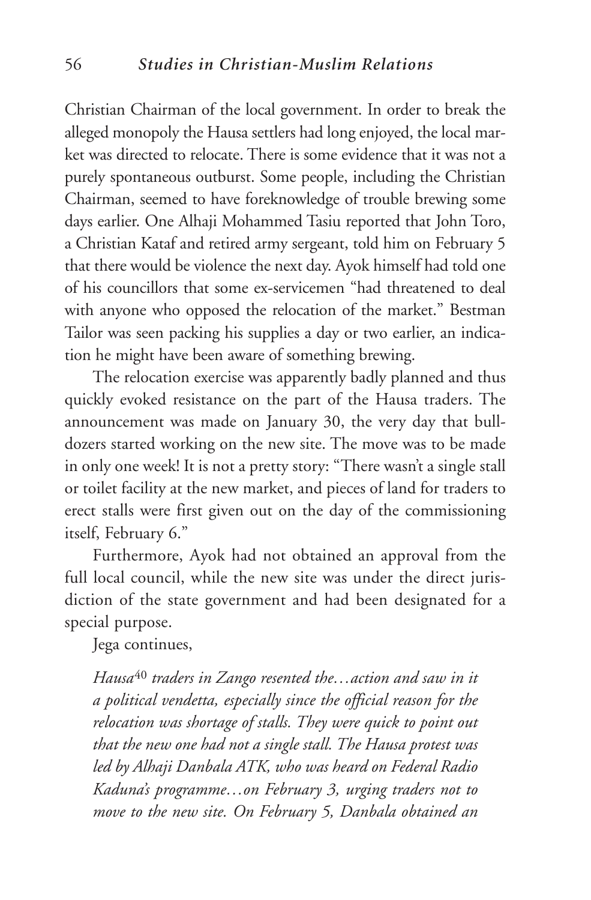Christian Chairman of the local government. In order to break the alleged monopoly the Hausa settlers had long enjoyed, the local market was directed to relocate. There is some evidence that it was not a purely spontaneous outburst. Some people, including the Christian Chairman, seemed to have foreknowledge of trouble brewing some days earlier. One Alhaji Mohammed Tasiu reported that John Toro, a Christian Kataf and retired army sergeant, told him on February 5 that there would be violence the next day. Ayok himself had told one of his councillors that some ex-servicemen "had threatened to deal with anyone who opposed the relocation of the market." Bestman Tailor was seen packing his supplies a day or two earlier, an indication he might have been aware of something brewing.

The relocation exercise was apparently badly planned and thus quickly evoked resistance on the part of the Hausa traders. The announcement was made on January 30, the very day that bulldozers started working on the new site. The move was to be made in only one week! It is not a pretty story: "There wasn't a single stall or toilet facility at the new market, and pieces of land for traders to erect stalls were first given out on the day of the commissioning itself, February 6."

Furthermore, Ayok had not obtained an approval from the full local council, while the new site was under the direct jurisdiction of the state government and had been designated for a special purpose.

Jega continues,

> *Hausa*[40] *traders in Zango resented the…action and saw in it a political vendetta, especially since the official reason for the relocation was shortage of stalls. They were quick to point out that the new one had not a single stall. The Hausa protest was led by Alhaji Danbala ATK, who was heard on Federal Radio Kaduna's programme…on February 3, urging traders not to move to the new site. On February 5, Danbala obtained an*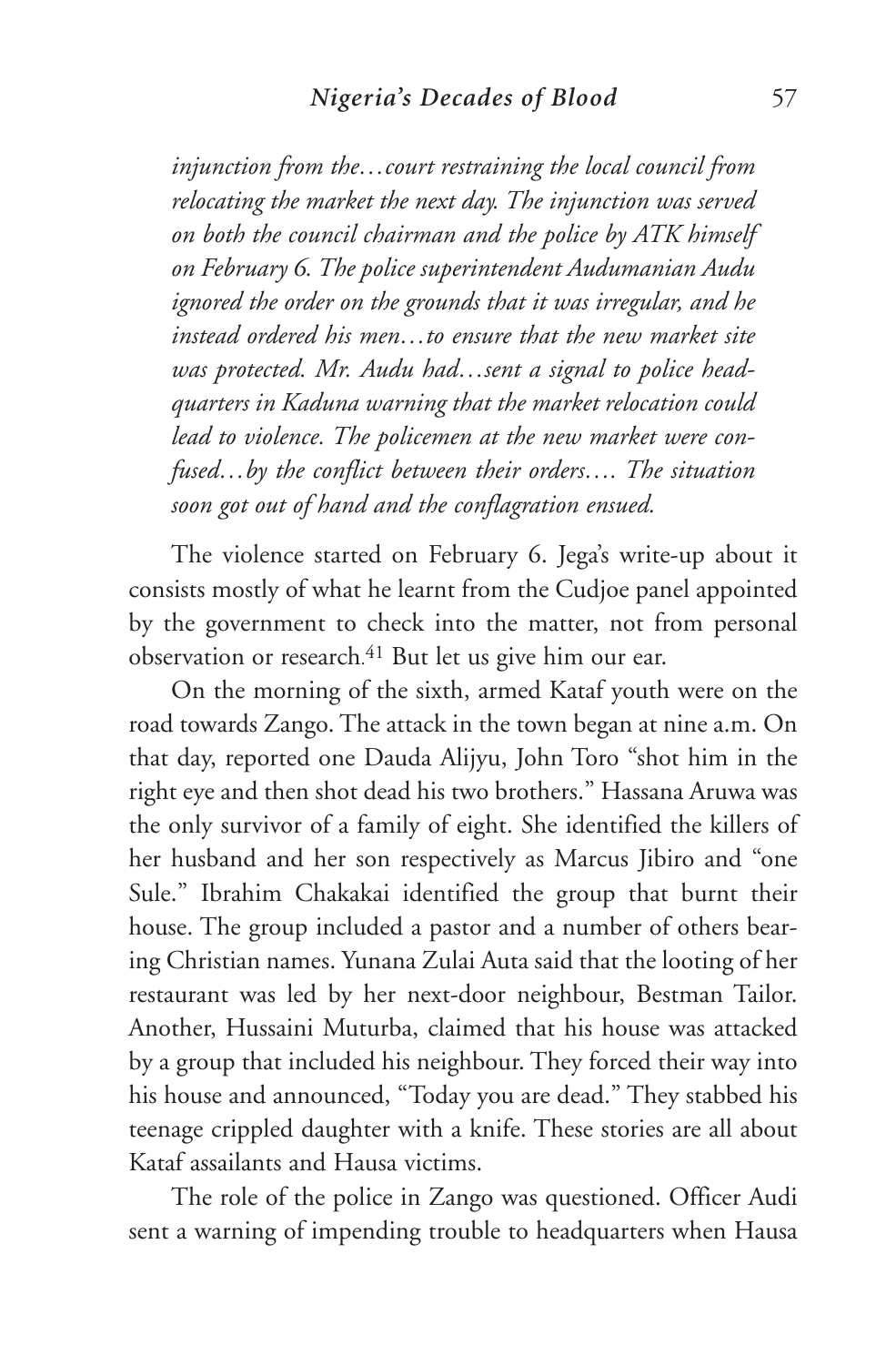*injunction from the…court restraining the local council from relocating the market the next day. The injunction was served on both the council chairman and the police by ATK himself on February 6. The police superintendent Audumanian Audu ignored the order on the grounds that it was irregular, and he instead ordered his men…to ensure that the new market site was protected. Mr. Audu had…sent a signal to police headquarters in Kaduna warning that the market relocation could lead to violence. The policemen at the new market were confused…by the conflict between their orders…. The situation soon got out of hand and the conflagration ensued.*

The violence started on February 6. Jega's write-up about it consists mostly of what he learnt from the Cudjoe panel appointed by the government to check into the matter, not from personal observation or research.[41] But let us give him our ear.

On the morning of the sixth, armed Kataf youth were on the road towards Zango. The attack in the town began at nine a.m. On that day, reported one Dauda Alijyu, John Toro "shot him in the right eye and then shot dead his two brothers." Hassana Aruwa was the only survivor of a family of eight. She identified the killers of her husband and her son respectively as Marcus Jibiro and "one Sule." Ibrahim Chakakai identified the group that burnt their house. The group included a pastor and a number of others bearing Christian names. Yunana Zulai Auta said that the looting of her restaurant was led by her next-door neighbour, Bestman Tailor. Another, Hussaini Muturba, claimed that his house was attacked by a group that included his neighbour. They forced their way into his house and announced, "Today you are dead." They stabbed his teenage crippled daughter with a knife. These stories are all about Kataf assailants and Hausa victims.

The role of the police in Zango was questioned. Officer Audi sent a warning of impending trouble to headquarters when Hausa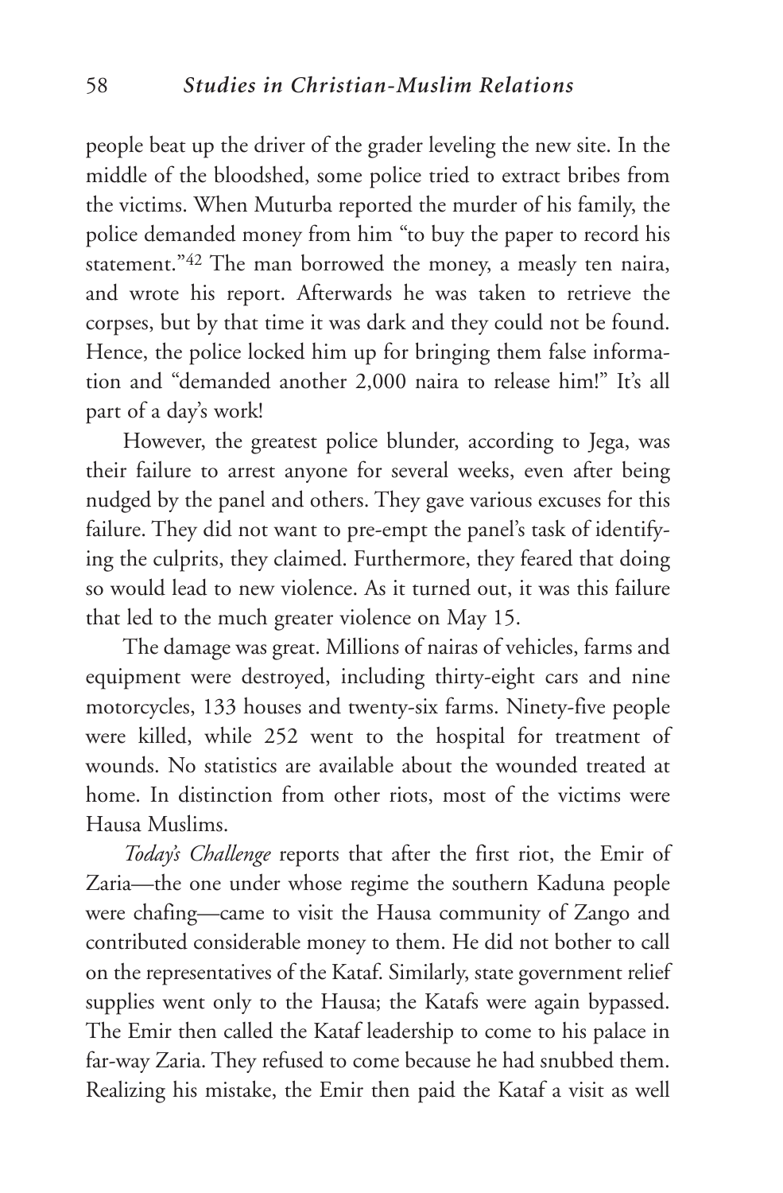people beat up the driver of the grader leveling the new site. In the middle of the bloodshed, some police tried to extract bribes from the victims. When Muturba reported the murder of his family, the police demanded money from him "to buy the paper to record his statement."[42] The man borrowed the money, a measly ten naira, and wrote his report. Afterwards he was taken to retrieve the corpses, but by that time it was dark and they could not be found. Hence, the police locked him up for bringing them false information and "demanded another 2,000 naira to release him!" It's all part of a day's work!

However, the greatest police blunder, according to Jega, was their failure to arrest anyone for several weeks, even after being nudged by the panel and others. They gave various excuses for this failure. They did not want to pre-empt the panel's task of identifying the culprits, they claimed. Furthermore, they feared that doing so would lead to new violence. As it turned out, it was this failure that led to the much greater violence on May 15.

The damage was great. Millions of nairas of vehicles, farms and equipment were destroyed, including thirty-eight cars and nine motorcycles, 133 houses and twenty-six farms. Ninety-five people were killed, while 252 went to the hospital for treatment of wounds. No statistics are available about the wounded treated at home. In distinction from other riots, most of the victims were Hausa Muslims.

*Today's Challenge* reports that after the first riot, the Emir of Zaria—the one under whose regime the southern Kaduna people were chafing—came to visit the Hausa community of Zango and contributed considerable money to them. He did not bother to call on the representatives of the Kataf. Similarly, state government relief supplies went only to the Hausa; the Katafs were again bypassed. The Emir then called the Kataf leadership to come to his palace in far-way Zaria. They refused to come because he had snubbed them. Realizing his mistake, the Emir then paid the Kataf a visit as well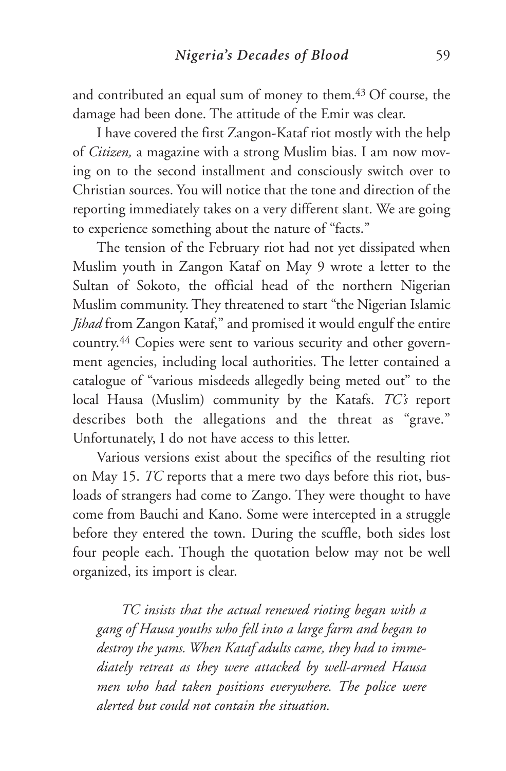and contributed an equal sum of money to them.[43] Of course, the damage had been done. The attitude of the Emir was clear.

I have covered the first Zangon-Kataf riot mostly with the help of *Citizen,* a magazine with a strong Muslim bias. I am now moving on to the second installment and consciously switch over to Christian sources. You will notice that the tone and direction of the reporting immediately takes on a very different slant. We are going to experience something about the nature of "facts."

The tension of the February riot had not yet dissipated when Muslim youth in Zangon Kataf on May 9 wrote a letter to the Sultan of Sokoto, the official head of the northern Nigerian Muslim community. They threatened to start "the Nigerian Islamic *Jihad* from Zangon Kataf," and promised it would engulf the entire country.[44] Copies were sent to various security and other government agencies, including local authorities. The letter contained a catalogue of "various misdeeds allegedly being meted out" to the local Hausa (Muslim) community by the Katafs. *TC's* report describes both the allegations and the threat as "grave." Unfortunately, I do not have access to this letter.

Various versions exist about the specifics of the resulting riot on May 15. *TC* reports that a mere two days before this riot, busloads of strangers had come to Zango. They were thought to have come from Bauchi and Kano. Some were intercepted in a struggle before they entered the town. During the scuffle, both sides lost four people each. Though the quotation below may not be well organized, its import is clear.

> *TC insists that the actual renewed rioting began with a gang of Hausa youths who fell into a large farm and began to destroy the yams. When Kataf adults came, they had to immediately retreat as they were attacked by well-armed Hausa men who had taken positions everywhere. The police were alerted but could not contain the situation.*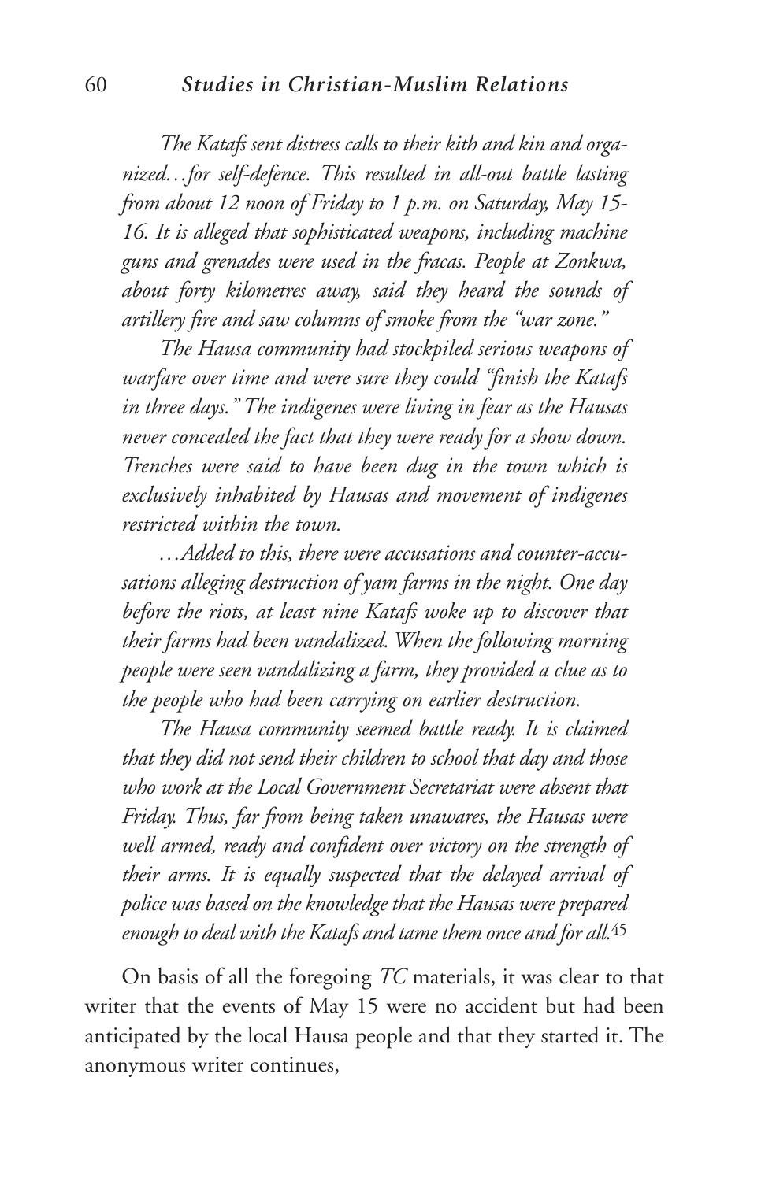*The Katafs sent distress calls to their kith and kin and organized…for self-defence. This resulted in all-out battle lasting from about 12 noon of Friday to 1 p.m. on Saturday, May 15-16. It is alleged that sophisticated weapons, including machine guns and grenades were used in the fracas. People at Zonkwa, about forty kilometres away, said they heard the sounds of artillery fire and saw columns of smoke from the "war zone."*

*The Hausa community had stockpiled serious weapons of warfare over time and were sure they could "finish the Katafs in three days." The indigenes were living in fear as the Hausas never concealed the fact that they were ready for a show down. Trenches were said to have been dug in the town which is exclusively inhabited by Hausas and movement of indigenes restricted within the town.*

*…Added to this, there were accusations and counter-accusations alleging destruction of yam farms in the night. One day before the riots, at least nine Katafs woke up to discover that their farms had been vandalized. When the following morning people were seen vandalizing a farm, they provided a clue as to the people who had been carrying on earlier destruction.*

*The Hausa community seemed battle ready. It is claimed that they did not send their children to school that day and those who work at the Local Government Secretariat were absent that Friday. Thus, far from being taken unawares, the Hausas were well armed, ready and confident over victory on the strength of their arms. It is equally suspected that the delayed arrival of police was based on the knowledge that the Hausas were prepared enough to deal with the Katafs and tame them once and for all.*[45]

On basis of all the foregoing *TC* materials, it was clear to that writer that the events of May 15 were no accident but had been anticipated by the local Hausa people and that they started it. The anonymous writer continues,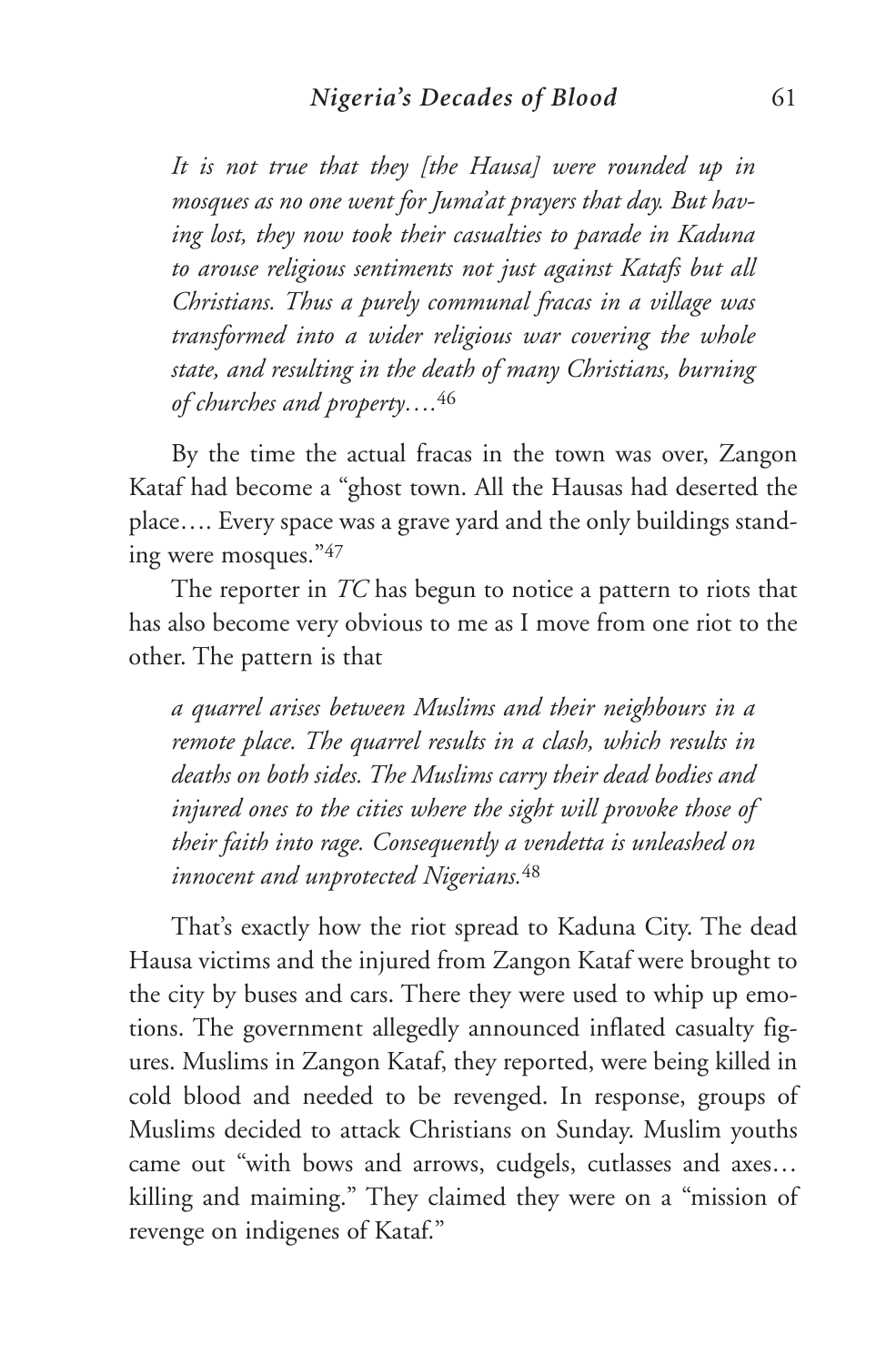*It is not true that they [the Hausa] were rounded up in mosques as no one went for Juma'at prayers that day. But having lost, they now took their casualties to parade in Kaduna to arouse religious sentiments not just against Katafs but all Christians. Thus a purely communal fracas in a village was transformed into a wider religious war covering the whole state, and resulting in the death of many Christians, burning of churches and property….*[46]

By the time the actual fracas in the town was over, Zangon Kataf had become a "ghost town. All the Hausas had deserted the place…. Every space was a grave yard and the only buildings standing were mosques."[47]

The reporter in *TC* has begun to notice a pattern to riots that has also become very obvious to me as I move from one riot to the other. The pattern is that

*a quarrel arises between Muslims and their neighbours in a remote place. The quarrel results in a clash, which results in deaths on both sides. The Muslims carry their dead bodies and injured ones to the cities where the sight will provoke those of their faith into rage. Consequently a vendetta is unleashed on innocent and unprotected Nigerians.*[48]

That's exactly how the riot spread to Kaduna City. The dead Hausa victims and the injured from Zangon Kataf were brought to the city by buses and cars. There they were used to whip up emotions. The government allegedly announced inflated casualty figures. Muslims in Zangon Kataf, they reported, were being killed in cold blood and needed to be revenged. In response, groups of Muslims decided to attack Christians on Sunday. Muslim youths came out "with bows and arrows, cudgels, cutlasses and axes… killing and maiming." They claimed they were on a "mission of revenge on indigenes of Kataf."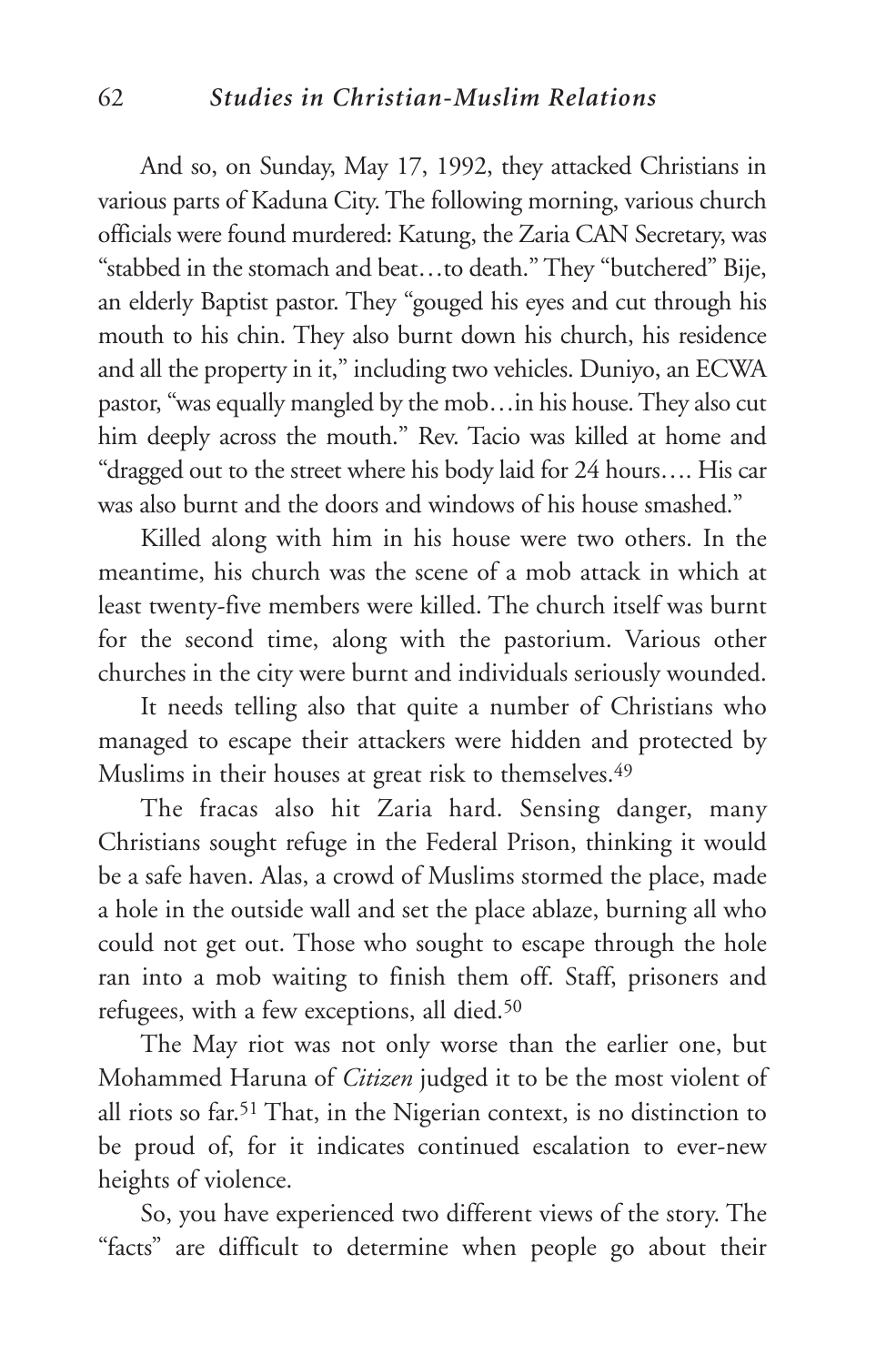And so, on Sunday, May 17, 1992, they attacked Christians in various parts of Kaduna City. The following morning, various church officials were found murdered: Katung, the Zaria CAN Secretary, was "stabbed in the stomach and beat…to death." They "butchered" Bije, an elderly Baptist pastor. They "gouged his eyes and cut through his mouth to his chin. They also burnt down his church, his residence and all the property in it," including two vehicles. Duniyo, an ECWA pastor, "was equally mangled by the mob…in his house. They also cut him deeply across the mouth." Rev. Tacio was killed at home and "dragged out to the street where his body laid for 24 hours…. His car was also burnt and the doors and windows of his house smashed."

Killed along with him in his house were two others. In the meantime, his church was the scene of a mob attack in which at least twenty-five members were killed. The church itself was burnt for the second time, along with the pastorium. Various other churches in the city were burnt and individuals seriously wounded.

It needs telling also that quite a number of Christians who managed to escape their attackers were hidden and protected by Muslims in their houses at great risk to themselves.[49]

The fracas also hit Zaria hard. Sensing danger, many Christians sought refuge in the Federal Prison, thinking it would be a safe haven. Alas, a crowd of Muslims stormed the place, made a hole in the outside wall and set the place ablaze, burning all who could not get out. Those who sought to escape through the hole ran into a mob waiting to finish them off. Staff, prisoners and refugees, with a few exceptions, all died.[50]

The May riot was not only worse than the earlier one, but Mohammed Haruna of *Citizen* judged it to be the most violent of all riots so far.[51] That, in the Nigerian context, is no distinction to be proud of, for it indicates continued escalation to ever-new heights of violence.

So, you have experienced two different views of the story. The "facts" are difficult to determine when people go about their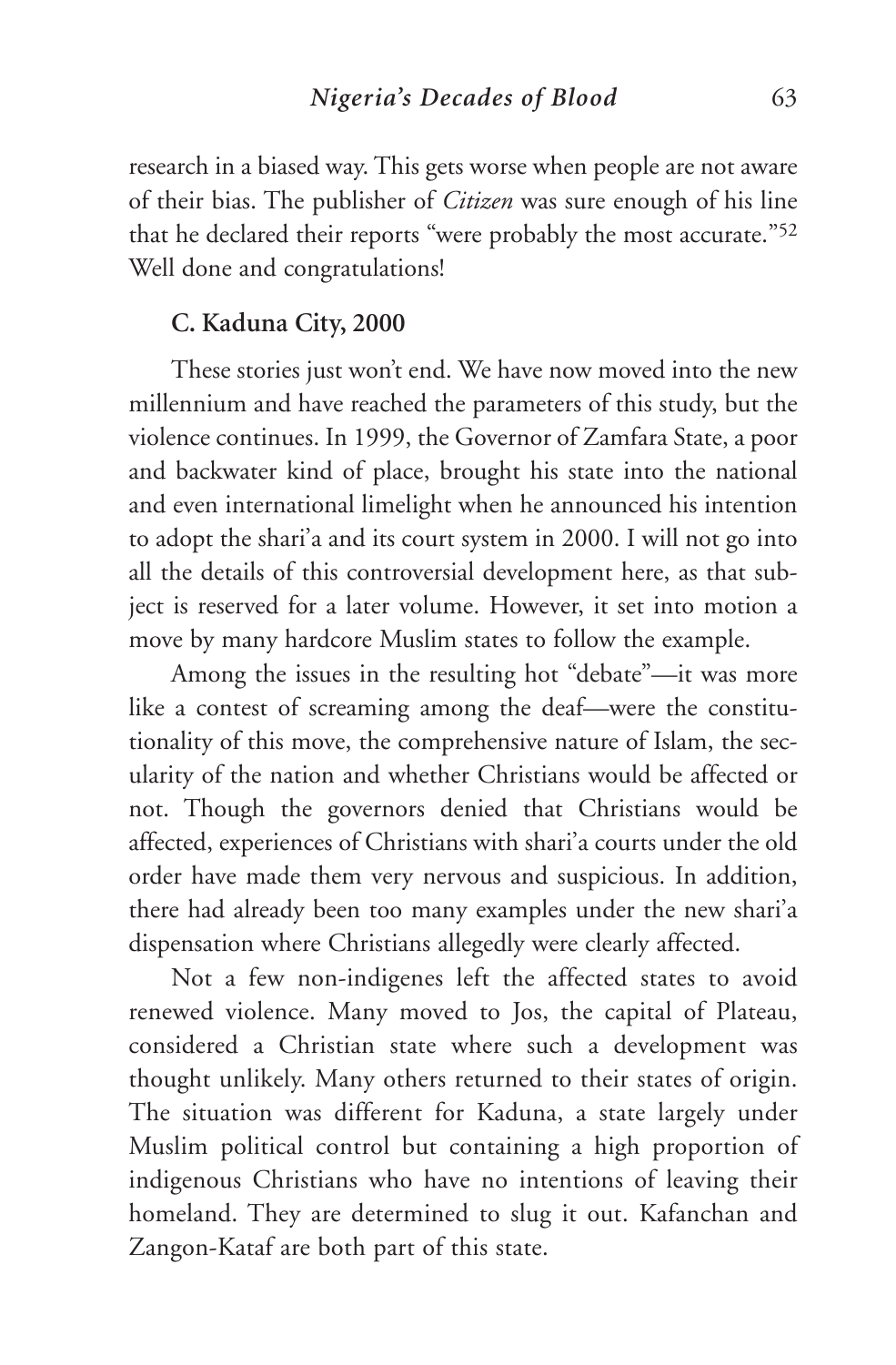research in a biased way. This gets worse when people are not aware of their bias. The publisher of *Citizen* was sure enough of his line that he declared their reports "were probably the most accurate."[52] Well done and congratulations!

### C. Kaduna City, 2000

These stories just won't end. We have now moved into the new millennium and have reached the parameters of this study, but the violence continues. In 1999, the Governor of Zamfara State, a poor and backwater kind of place, brought his state into the national and even international limelight when he announced his intention to adopt the shari'a and its court system in 2000. I will not go into all the details of this controversial development here, as that subject is reserved for a later volume. However, it set into motion a move by many hardcore Muslim states to follow the example.

Among the issues in the resulting hot "debate"—it was more like a contest of screaming among the deaf—were the constitutionality of this move, the comprehensive nature of Islam, the secularity of the nation and whether Christians would be affected or not. Though the governors denied that Christians would be affected, experiences of Christians with shari'a courts under the old order have made them very nervous and suspicious. In addition, there had already been too many examples under the new shari'a dispensation where Christians allegedly were clearly affected.

Not a few non-indigenes left the affected states to avoid renewed violence. Many moved to Jos, the capital of Plateau, considered a Christian state where such a development was thought unlikely. Many others returned to their states of origin. The situation was different for Kaduna, a state largely under Muslim political control but containing a high proportion of indigenous Christians who have no intentions of leaving their homeland. They are determined to slug it out. Kafanchan and Zangon-Kataf are both part of this state.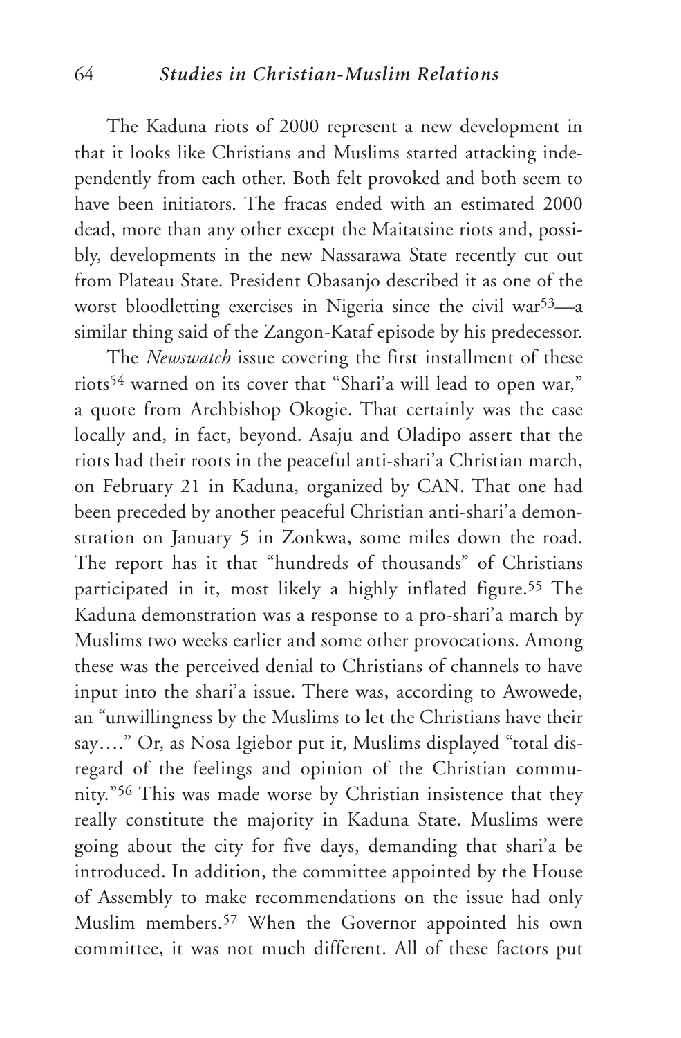The Kaduna riots of 2000 represent a new development in that it looks like Christians and Muslims started attacking independently from each other. Both felt provoked and both seem to have been initiators. The fracas ended with an estimated 2000 dead, more than any other except the Maitatsine riots and, possibly, developments in the new Nassarawa State recently cut out from Plateau State. President Obasanjo described it as one of the worst bloodletting exercises in Nigeria since the civil war[53]—a similar thing said of the Zangon-Kataf episode by his predecessor.

The *Newswatch* issue covering the first installment of these riots[54] warned on its cover that "Shari'a will lead to open war," a quote from Archbishop Okogie. That certainly was the case locally and, in fact, beyond. Asaju and Oladipo assert that the riots had their roots in the peaceful anti-shari'a Christian march, on February 21 in Kaduna, organized by CAN. That one had been preceded by another peaceful Christian anti-shari'a demonstration on January 5 in Zonkwa, some miles down the road. The report has it that "hundreds of thousands" of Christians participated in it, most likely a highly inflated figure.[55] The Kaduna demonstration was a response to a pro-shari'a march by Muslims two weeks earlier and some other provocations. Among these was the perceived denial to Christians of channels to have input into the shari'a issue. There was, according to Awowede, an "unwillingness by the Muslims to let the Christians have their say…." Or, as Nosa Igiebor put it, Muslims displayed "total disregard of the feelings and opinion of the Christian community."[56] This was made worse by Christian insistence that they really constitute the majority in Kaduna State. Muslims were going about the city for five days, demanding that shari'a be introduced. In addition, the committee appointed by the House of Assembly to make recommendations on the issue had only Muslim members.[57] When the Governor appointed his own committee, it was not much different. All of these factors put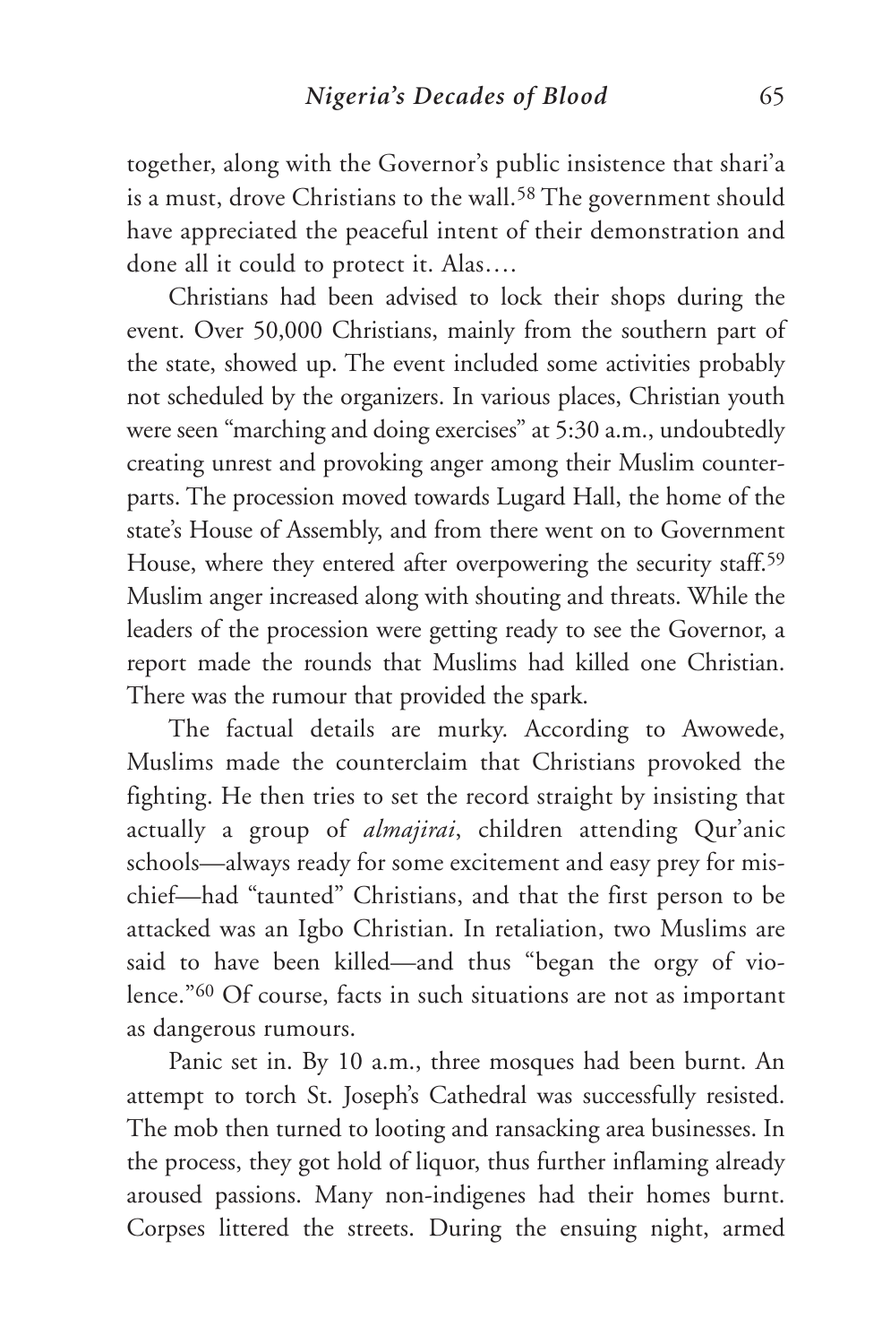together, along with the Governor's public insistence that shari'a is a must, drove Christians to the wall.[58] The government should have appreciated the peaceful intent of their demonstration and done all it could to protect it. Alas….

Christians had been advised to lock their shops during the event. Over 50,000 Christians, mainly from the southern part of the state, showed up. The event included some activities probably not scheduled by the organizers. In various places, Christian youth were seen "marching and doing exercises" at 5:30 a.m., undoubtedly creating unrest and provoking anger among their Muslim counterparts. The procession moved towards Lugard Hall, the home of the state's House of Assembly, and from there went on to Government House, where they entered after overpowering the security staff.[59] Muslim anger increased along with shouting and threats. While the leaders of the procession were getting ready to see the Governor, a report made the rounds that Muslims had killed one Christian. There was the rumour that provided the spark.

The factual details are murky. According to Awowede, Muslims made the counterclaim that Christians provoked the fighting. He then tries to set the record straight by insisting that actually a group of *almajirai*, children attending Qur'anic schools—always ready for some excitement and easy prey for mischief—had "taunted" Christians, and that the first person to be attacked was an Igbo Christian. In retaliation, two Muslims are said to have been killed—and thus "began the orgy of violence."[60] Of course, facts in such situations are not as important as dangerous rumours.

Panic set in. By 10 a.m., three mosques had been burnt. An attempt to torch St. Joseph's Cathedral was successfully resisted. The mob then turned to looting and ransacking area businesses. In the process, they got hold of liquor, thus further inflaming already aroused passions. Many non-indigenes had their homes burnt. Corpses littered the streets. During the ensuing night, armed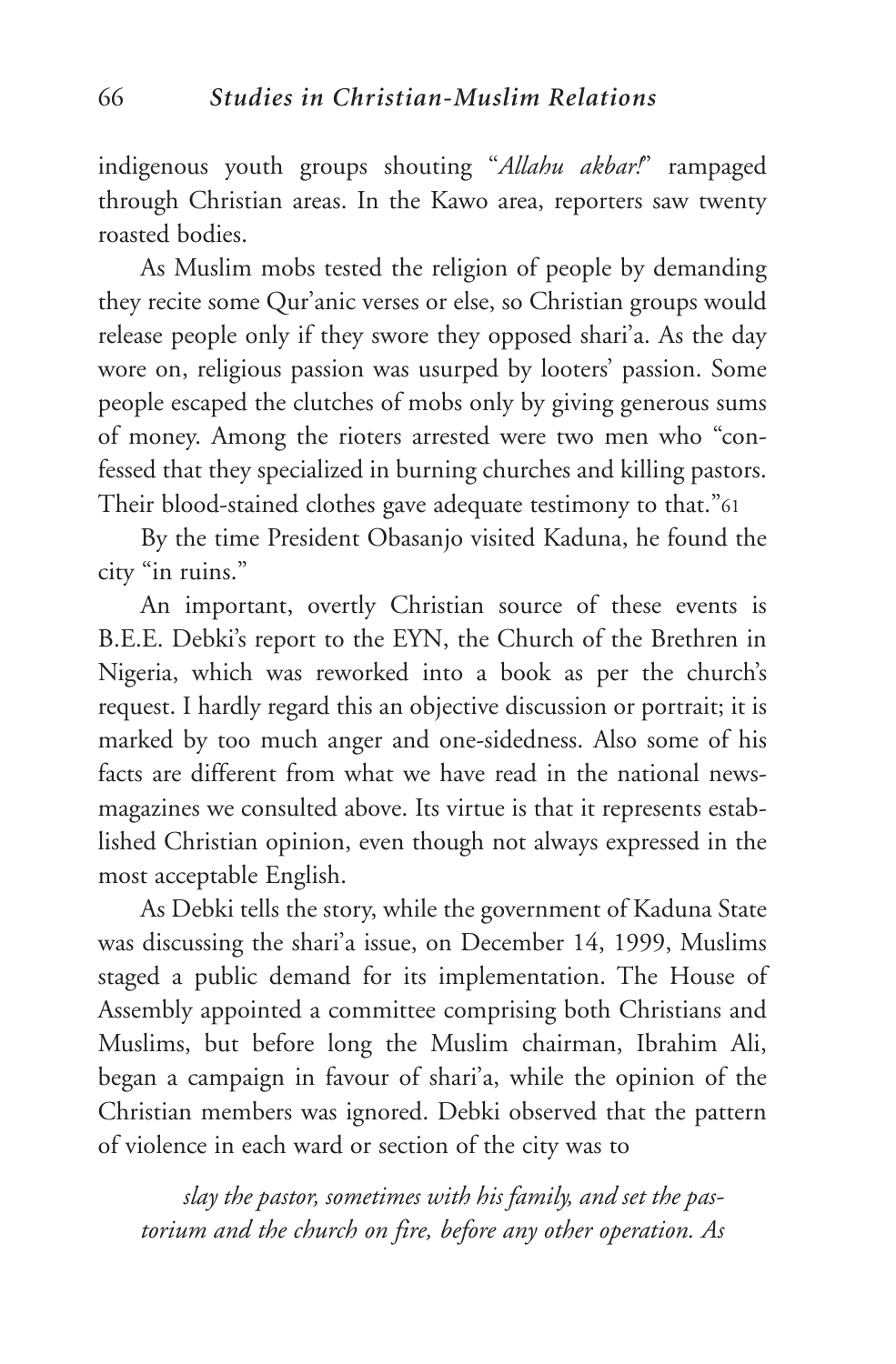indigenous youth groups shouting "*Allahu akbar!*" rampaged through Christian areas. In the Kawo area, reporters saw twenty roasted bodies.

As Muslim mobs tested the religion of people by demanding they recite some Qur'anic verses or else, so Christian groups would release people only if they swore they opposed shari'a. As the day wore on, religious passion was usurped by looters' passion. Some people escaped the clutches of mobs only by giving generous sums of money. Among the rioters arrested were two men who "confessed that they specialized in burning churches and killing pastors. Their blood-stained clothes gave adequate testimony to that."[61]

By the time President Obasanjo visited Kaduna, he found the city "in ruins."

An important, overtly Christian source of these events is B.E.E. Debki's report to the EYN, the Church of the Brethren in Nigeria, which was reworked into a book as per the church's request. I hardly regard this an objective discussion or portrait; it is marked by too much anger and one-sidedness. Also some of his facts are different from what we have read in the national newsmagazines we consulted above. Its virtue is that it represents established Christian opinion, even though not always expressed in the most acceptable English.

As Debki tells the story, while the government of Kaduna State was discussing the shari'a issue, on December 14, 1999, Muslims staged a public demand for its implementation. The House of Assembly appointed a committee comprising both Christians and Muslims, but before long the Muslim chairman, Ibrahim Ali, began a campaign in favour of shari'a, while the opinion of the Christian members was ignored. Debki observed that the pattern of violence in each ward or section of the city was to

> *slay the pastor, sometimes with his family, and set the pastorium and the church on fire, before any other operation. As*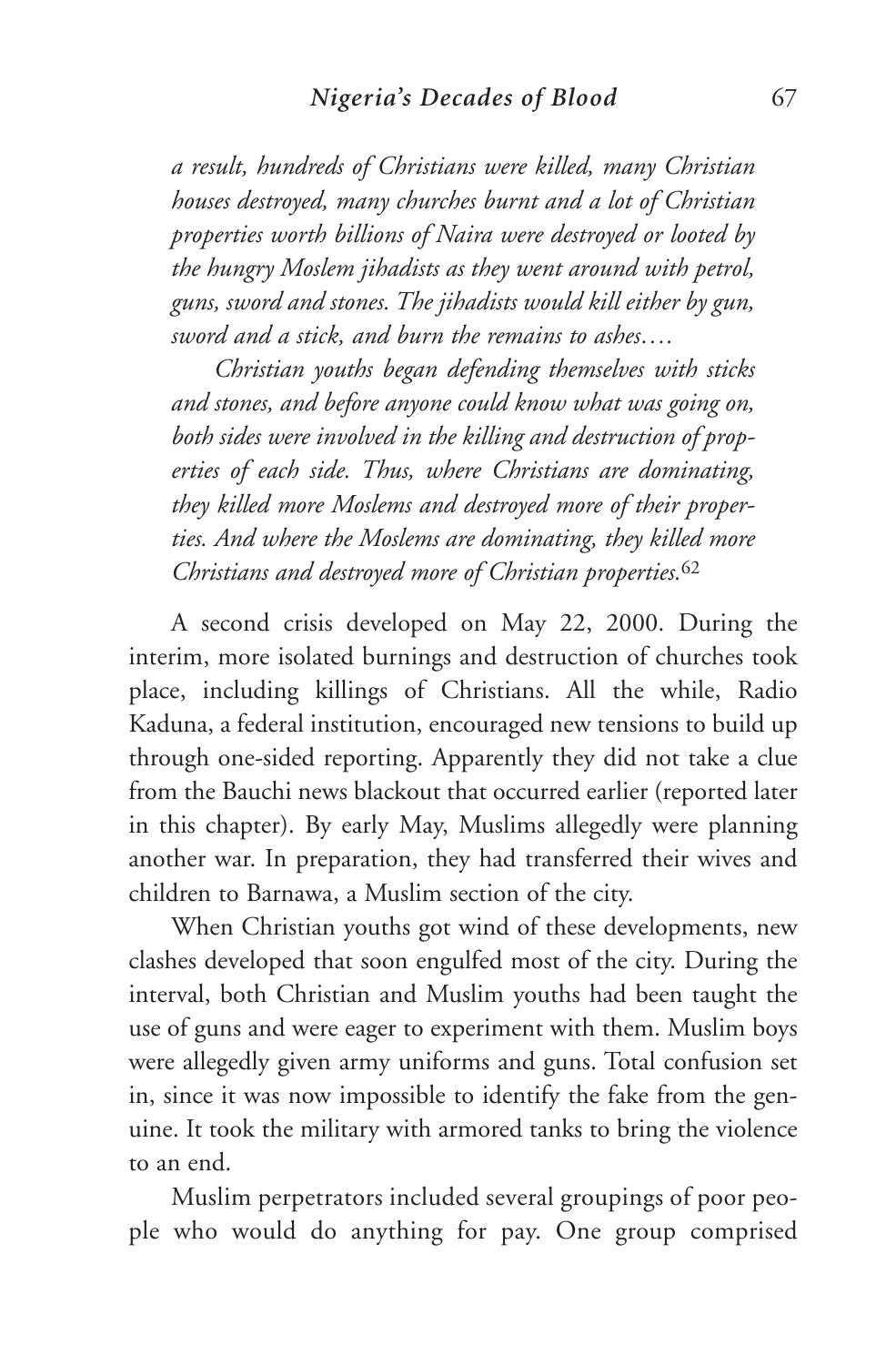*a result, hundreds of Christians were killed, many Christian houses destroyed, many churches burnt and a lot of Christian properties worth billions of Naira were destroyed or looted by the hungry Moslem jihadists as they went around with petrol, guns, sword and stones. The jihadists would kill either by gun, sword and a stick, and burn the remains to ashes….*

*Christian youths began defending themselves with sticks and stones, and before anyone could know what was going on, both sides were involved in the killing and destruction of properties of each side. Thus, where Christians are dominating, they killed more Moslems and destroyed more of their properties. And where the Moslems are dominating, they killed more Christians and destroyed more of Christian properties.*[62]

A second crisis developed on May 22, 2000. During the interim, more isolated burnings and destruction of churches took place, including killings of Christians. All the while, Radio Kaduna, a federal institution, encouraged new tensions to build up through one-sided reporting. Apparently they did not take a clue from the Bauchi news blackout that occurred earlier (reported later in this chapter). By early May, Muslims allegedly were planning another war. In preparation, they had transferred their wives and children to Barnawa, a Muslim section of the city.

When Christian youths got wind of these developments, new clashes developed that soon engulfed most of the city. During the interval, both Christian and Muslim youths had been taught the use of guns and were eager to experiment with them. Muslim boys were allegedly given army uniforms and guns. Total confusion set in, since it was now impossible to identify the fake from the genuine. It took the military with armored tanks to bring the violence to an end.

Muslim perpetrators included several groupings of poor people who would do anything for pay. One group comprised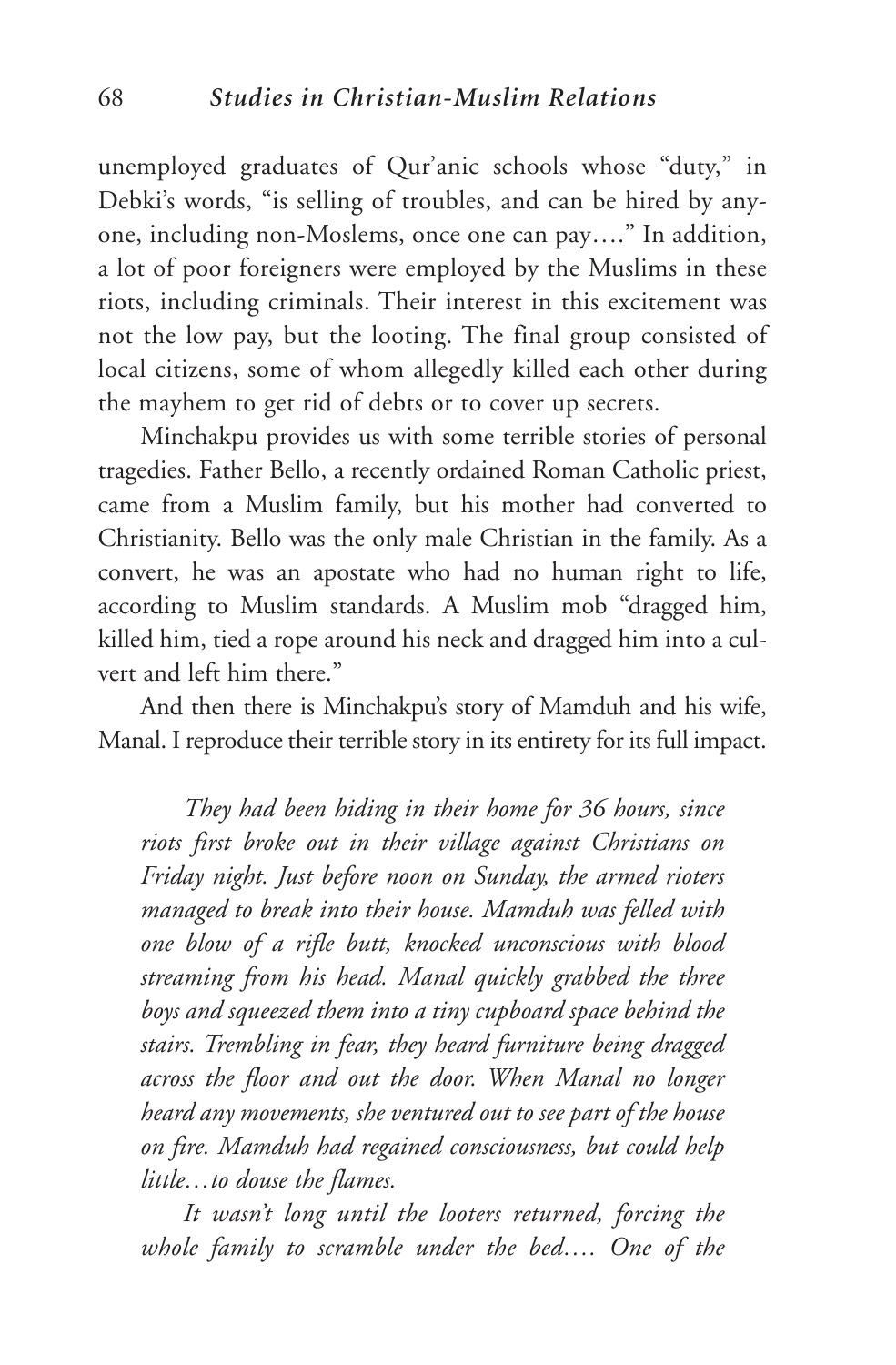unemployed graduates of Qur'anic schools whose "duty," in Debki's words, "is selling of troubles, and can be hired by anyone, including non-Moslems, once one can pay…." In addition, a lot of poor foreigners were employed by the Muslims in these riots, including criminals. Their interest in this excitement was not the low pay, but the looting. The final group consisted of local citizens, some of whom allegedly killed each other during the mayhem to get rid of debts or to cover up secrets.

Minchakpu provides us with some terrible stories of personal tragedies. Father Bello, a recently ordained Roman Catholic priest, came from a Muslim family, but his mother had converted to Christianity. Bello was the only male Christian in the family. As a convert, he was an apostate who had no human right to life, according to Muslim standards. A Muslim mob "dragged him, killed him, tied a rope around his neck and dragged him into a culvert and left him there."

And then there is Minchakpu's story of Mamduh and his wife, Manal. I reproduce their terrible story in its entirety for its full impact.

> *They had been hiding in their home for 36 hours, since riots first broke out in their village against Christians on Friday night. Just before noon on Sunday, the armed rioters managed to break into their house. Mamduh was felled with one blow of a rifle butt, knocked unconscious with blood streaming from his head. Manal quickly grabbed the three boys and squeezed them into a tiny cupboard space behind the stairs. Trembling in fear, they heard furniture being dragged across the floor and out the door. When Manal no longer heard any movements, she ventured out to see part of the house on fire. Mamduh had regained consciousness, but could help little…to douse the flames.*
>
> *It wasn't long until the looters returned, forcing the whole family to scramble under the bed.… One of the*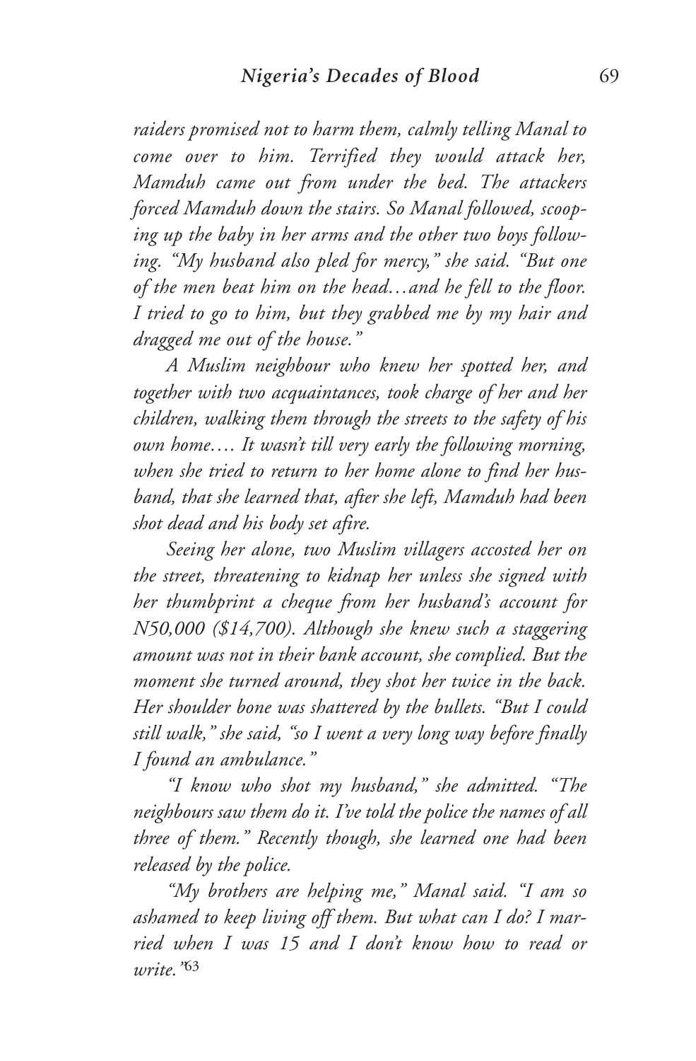*raiders promised not to harm them, calmly telling Manal to come over to him. Terrified they would attack her, Mamduh came out from under the bed. The attackers forced Mamduh down the stairs. So Manal followed, scooping up the baby in her arms and the other two boys following. "My husband also pled for mercy," she said. "But one of the men beat him on the head…and he fell to the floor. I tried to go to him, but they grabbed me by my hair and dragged me out of the house."*

*A Muslim neighbour who knew her spotted her, and together with two acquaintances, took charge of her and her children, walking them through the streets to the safety of his own home…. It wasn't till very early the following morning, when she tried to return to her home alone to find her husband, that she learned that, after she left, Mamduh had been shot dead and his body set afire.*

*Seeing her alone, two Muslim villagers accosted her on the street, threatening to kidnap her unless she signed with her thumbprint a cheque from her husband's account for N50,000 ($14,700). Although she knew such a staggering amount was not in their bank account, she complied. But the moment she turned around, they shot her twice in the back. Her shoulder bone was shattered by the bullets. "But I could still walk," she said, "so I went a very long way before finally I found an ambulance."*

*"I know who shot my husband," she admitted. "The neighbours saw them do it. I've told the police the names of all three of them." Recently though, she learned one had been released by the police.*

*"My brothers are helping me," Manal said. "I am so ashamed to keep living off them. But what can I do? I married when I was 15 and I don't know how to read or write."*[63]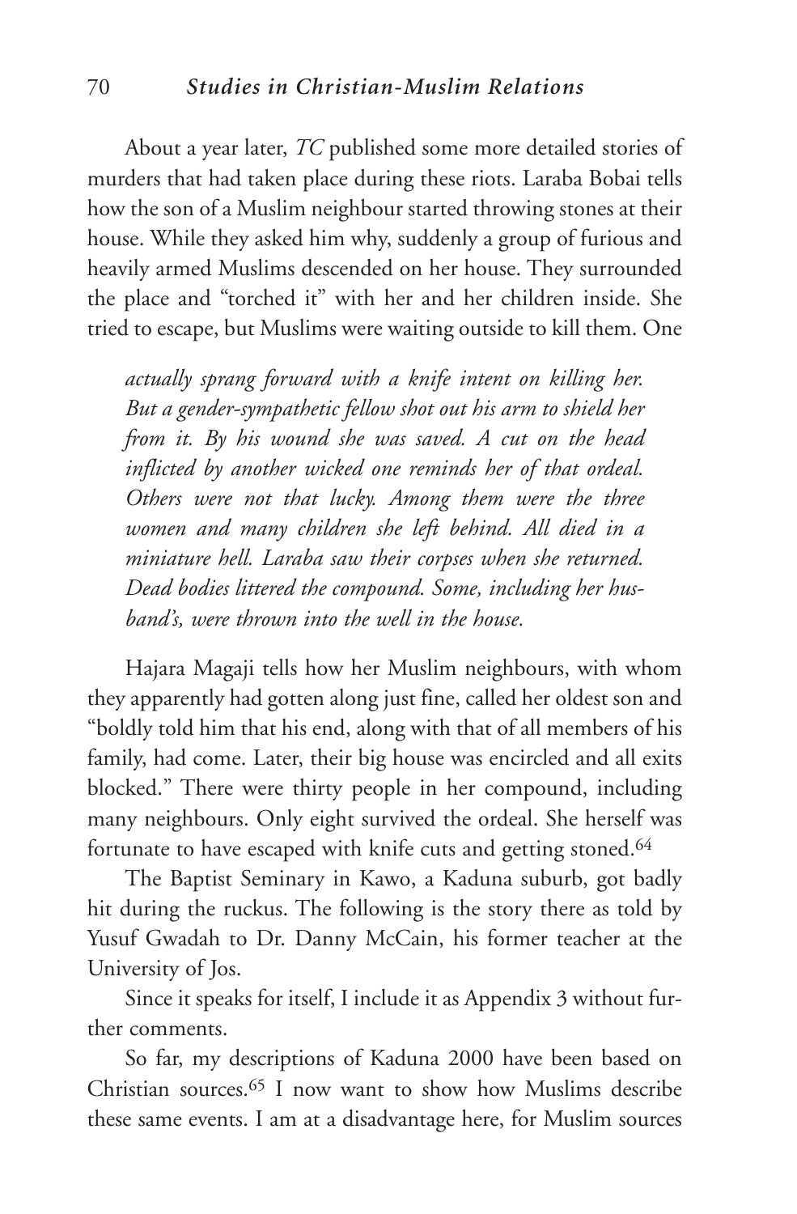About a year later, *TC* published some more detailed stories of murders that had taken place during these riots. Laraba Bobai tells how the son of a Muslim neighbour started throwing stones at their house. While they asked him why, suddenly a group of furious and heavily armed Muslims descended on her house. They surrounded the place and "torched it" with her and her children inside. She tried to escape, but Muslims were waiting outside to kill them. One

> *actually sprang forward with a knife intent on killing her. But a gender-sympathetic fellow shot out his arm to shield her from it. By his wound she was saved. A cut on the head inflicted by another wicked one reminds her of that ordeal. Others were not that lucky. Among them were the three women and many children she left behind. All died in a miniature hell. Laraba saw their corpses when she returned. Dead bodies littered the compound. Some, including her husband's, were thrown into the well in the house.*

Hajara Magaji tells how her Muslim neighbours, with whom they apparently had gotten along just fine, called her oldest son and "boldly told him that his end, along with that of all members of his family, had come. Later, their big house was encircled and all exits blocked." There were thirty people in her compound, including many neighbours. Only eight survived the ordeal. She herself was fortunate to have escaped with knife cuts and getting stoned.[64]

The Baptist Seminary in Kawo, a Kaduna suburb, got badly hit during the ruckus. The following is the story there as told by Yusuf Gwadah to Dr. Danny McCain, his former teacher at the University of Jos.

Since it speaks for itself, I include it as Appendix 3 without further comments.

So far, my descriptions of Kaduna 2000 have been based on Christian sources.[65] I now want to show how Muslims describe these same events. I am at a disadvantage here, for Muslim sources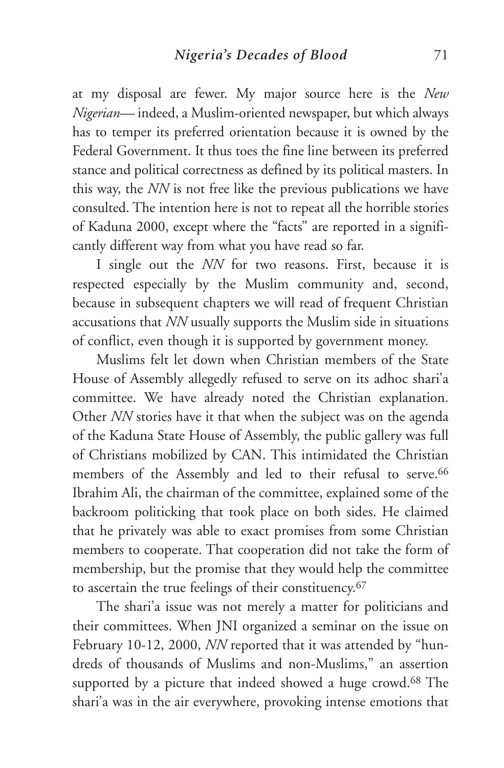at my disposal are fewer. My major source here is the *New Nigerian*— indeed, a Muslim-oriented newspaper, but which always has to temper its preferred orientation because it is owned by the Federal Government. It thus toes the fine line between its preferred stance and political correctness as defined by its political masters. In this way, the *NN* is not free like the previous publications we have consulted. The intention here is not to repeat all the horrible stories of Kaduna 2000, except where the "facts" are reported in a significantly different way from what you have read so far.

I single out the *NN* for two reasons. First, because it is respected especially by the Muslim community and, second, because in subsequent chapters we will read of frequent Christian accusations that *NN* usually supports the Muslim side in situations of conflict, even though it is supported by government money.

Muslims felt let down when Christian members of the State House of Assembly allegedly refused to serve on its adhoc shari'a committee. We have already noted the Christian explanation. Other *NN* stories have it that when the subject was on the agenda of the Kaduna State House of Assembly, the public gallery was full of Christians mobilized by CAN. This intimidated the Christian members of the Assembly and led to their refusal to serve.[66] Ibrahim Ali, the chairman of the committee, explained some of the backroom politicking that took place on both sides. He claimed that he privately was able to exact promises from some Christian members to cooperate. That cooperation did not take the form of membership, but the promise that they would help the committee to ascertain the true feelings of their constituency.[67]

The shari'a issue was not merely a matter for politicians and their committees. When JNI organized a seminar on the issue on February 10-12, 2000, *NN* reported that it was attended by "hundreds of thousands of Muslims and non-Muslims," an assertion supported by a picture that indeed showed a huge crowd.[68] The shari'a was in the air everywhere, provoking intense emotions that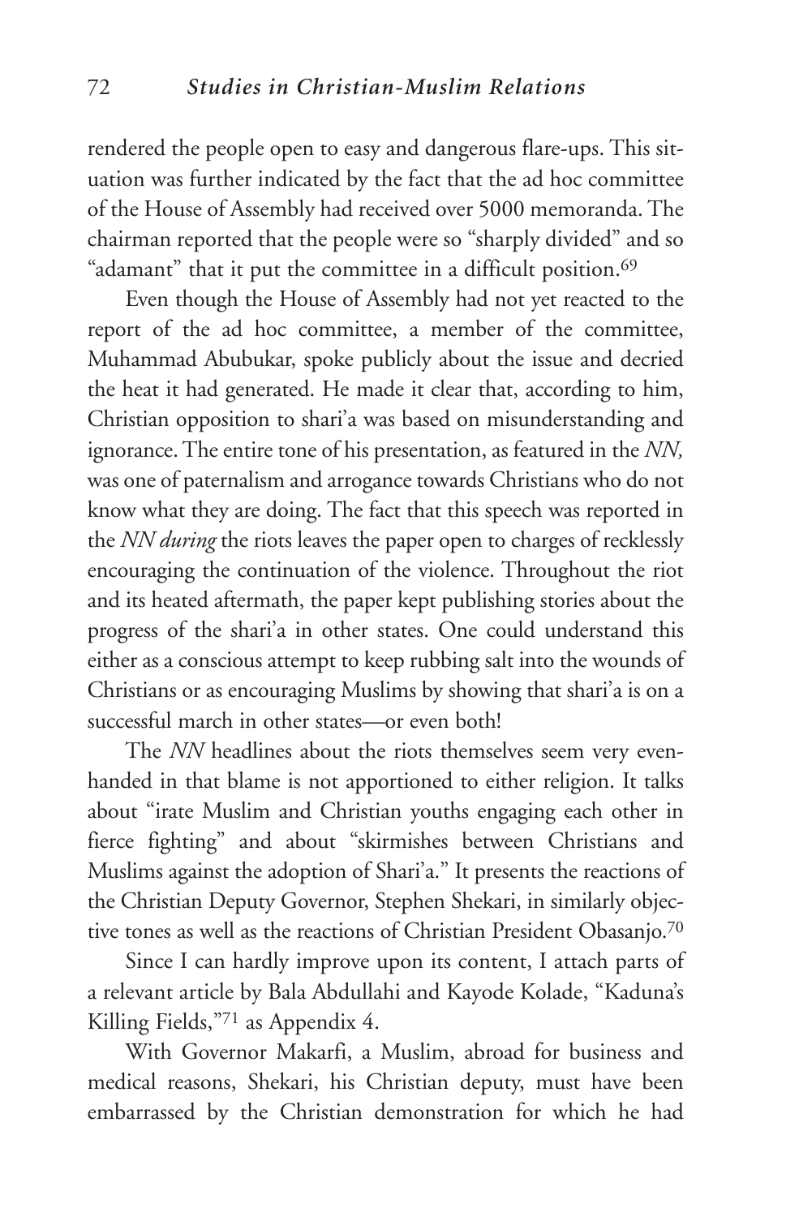rendered the people open to easy and dangerous flare-ups. This situation was further indicated by the fact that the ad hoc committee of the House of Assembly had received over 5000 memoranda. The chairman reported that the people were so "sharply divided" and so "adamant" that it put the committee in a difficult position.[69]

Even though the House of Assembly had not yet reacted to the report of the ad hoc committee, a member of the committee, Muhammad Abubukar, spoke publicly about the issue and decried the heat it had generated. He made it clear that, according to him, Christian opposition to shari'a was based on misunderstanding and ignorance. The entire tone of his presentation, as featured in the *NN,* was one of paternalism and arrogance towards Christians who do not know what they are doing. The fact that this speech was reported in the *NN during* the riots leaves the paper open to charges of recklessly encouraging the continuation of the violence. Throughout the riot and its heated aftermath, the paper kept publishing stories about the progress of the shari'a in other states. One could understand this either as a conscious attempt to keep rubbing salt into the wounds of Christians or as encouraging Muslims by showing that shari'a is on a successful march in other states—or even both!

The *NN* headlines about the riots themselves seem very even-handed in that blame is not apportioned to either religion. It talks about "irate Muslim and Christian youths engaging each other in fierce fighting" and about "skirmishes between Christians and Muslims against the adoption of Shari'a." It presents the reactions of the Christian Deputy Governor, Stephen Shekari, in similarly objective tones as well as the reactions of Christian President Obasanjo.[70]

Since I can hardly improve upon its content, I attach parts of a relevant article by Bala Abdullahi and Kayode Kolade, "Kaduna's Killing Fields,"[71] as Appendix 4.

With Governor Makarfi, a Muslim, abroad for business and medical reasons, Shekari, his Christian deputy, must have been embarrassed by the Christian demonstration for which he had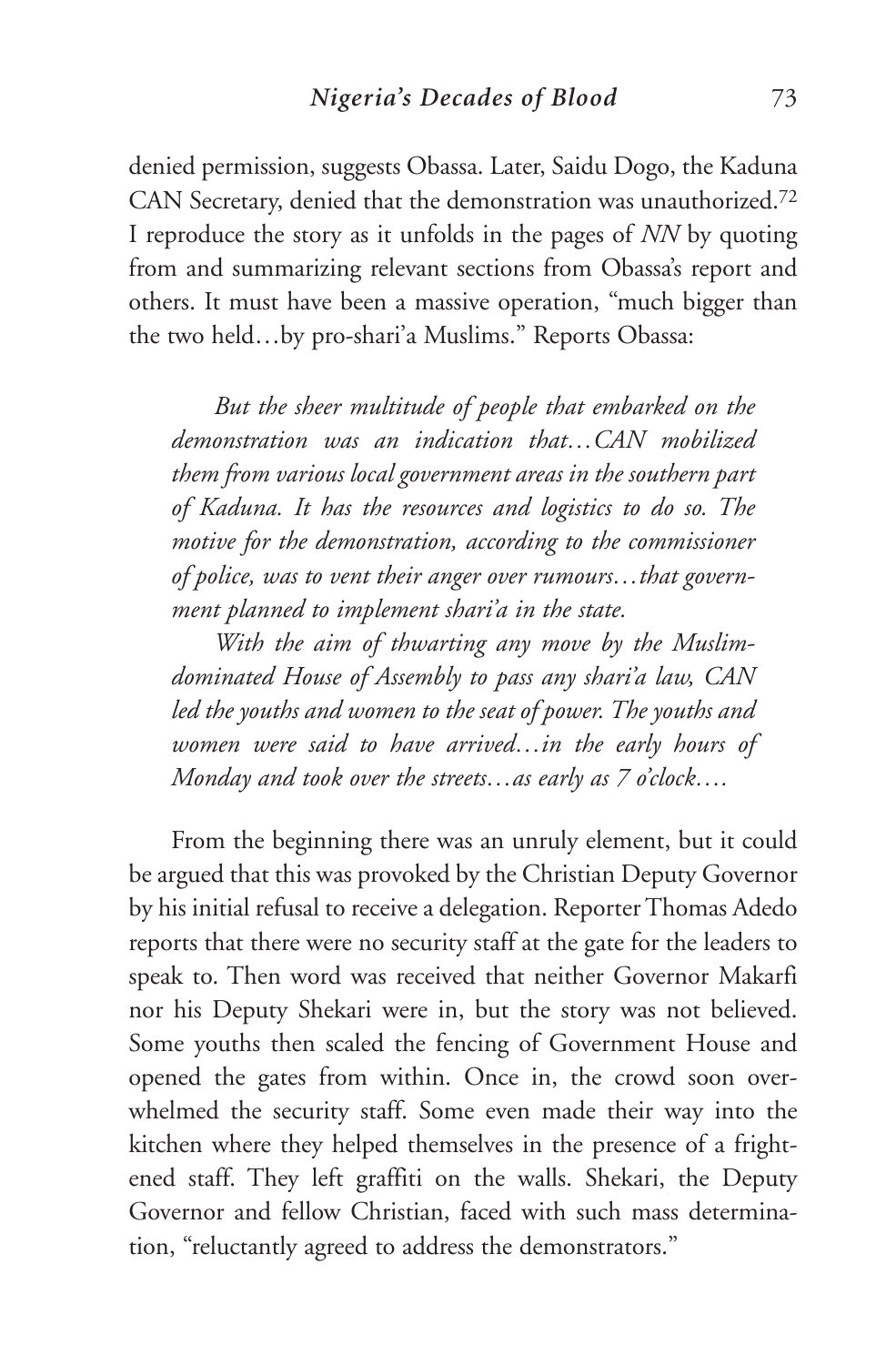denied permission, suggests Obassa. Later, Saidu Dogo, the Kaduna CAN Secretary, denied that the demonstration was unauthorized.[72] I reproduce the story as it unfolds in the pages of *NN* by quoting from and summarizing relevant sections from Obassa's report and others. It must have been a massive operation, "much bigger than the two held…by pro-shari'a Muslims." Reports Obassa:

> *But the sheer multitude of people that embarked on the demonstration was an indication that…CAN mobilized them from various local government areas in the southern part of Kaduna. It has the resources and logistics to do so. The motive for the demonstration, according to the commissioner of police, was to vent their anger over rumours…that government planned to implement shari'a in the state.*
>
> *With the aim of thwarting any move by the Muslim-dominated House of Assembly to pass any shari'a law, CAN led the youths and women to the seat of power. The youths and women were said to have arrived…in the early hours of Monday and took over the streets…as early as 7 o'clock….*

From the beginning there was an unruly element, but it could be argued that this was provoked by the Christian Deputy Governor by his initial refusal to receive a delegation. Reporter Thomas Adedo reports that there were no security staff at the gate for the leaders to speak to. Then word was received that neither Governor Makarfi nor his Deputy Shekari were in, but the story was not believed. Some youths then scaled the fencing of Government House and opened the gates from within. Once in, the crowd soon overwhelmed the security staff. Some even made their way into the kitchen where they helped themselves in the presence of a frightened staff. They left graffiti on the walls. Shekari, the Deputy Governor and fellow Christian, faced with such mass determination, "reluctantly agreed to address the demonstrators."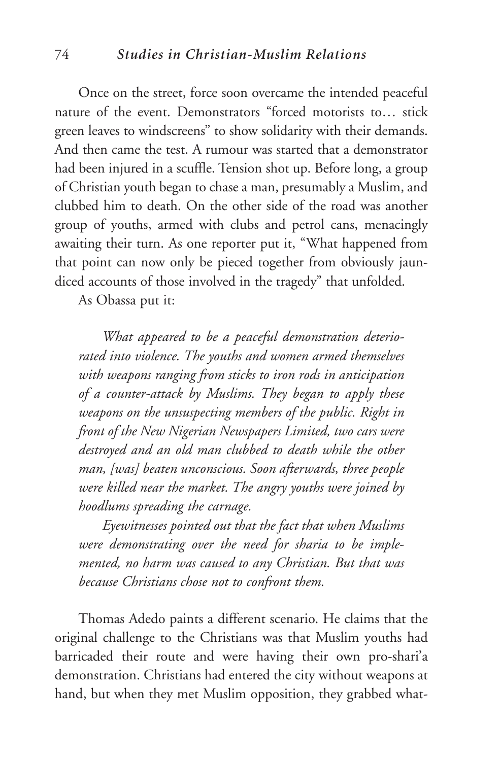Once on the street, force soon overcame the intended peaceful nature of the event. Demonstrators "forced motorists to… stick green leaves to windscreens" to show solidarity with their demands. And then came the test. A rumour was started that a demonstrator had been injured in a scuffle. Tension shot up. Before long, a group of Christian youth began to chase a man, presumably a Muslim, and clubbed him to death. On the other side of the road was another group of youths, armed with clubs and petrol cans, menacingly awaiting their turn. As one reporter put it, "What happened from that point can now only be pieced together from obviously jaundiced accounts of those involved in the tragedy" that unfolded.

As Obassa put it:

> *What appeared to be a peaceful demonstration deteriorated into violence. The youths and women armed themselves with weapons ranging from sticks to iron rods in anticipation of a counter-attack by Muslims. They began to apply these weapons on the unsuspecting members of the public. Right in front of the New Nigerian Newspapers Limited, two cars were destroyed and an old man clubbed to death while the other man, [was] beaten unconscious. Soon afterwards, three people were killed near the market. The angry youths were joined by hoodlums spreading the carnage.*
>
> *Eyewitnesses pointed out that the fact that when Muslims were demonstrating over the need for sharia to be implemented, no harm was caused to any Christian. But that was because Christians chose not to confront them.*

Thomas Adedo paints a different scenario. He claims that the original challenge to the Christians was that Muslim youths had barricaded their route and were having their own pro-shari'a demonstration. Christians had entered the city without weapons at hand, but when they met Muslim opposition, they grabbed what-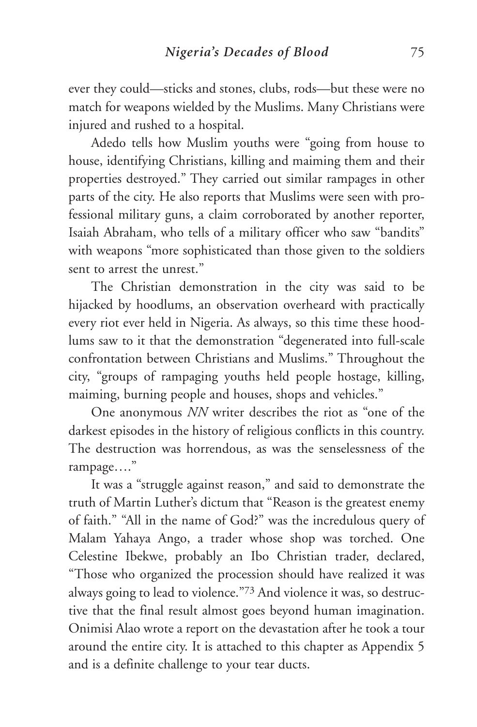ever they could—sticks and stones, clubs, rods—but these were no match for weapons wielded by the Muslims. Many Christians were injured and rushed to a hospital.

Adedo tells how Muslim youths were "going from house to house, identifying Christians, killing and maiming them and their properties destroyed." They carried out similar rampages in other parts of the city. He also reports that Muslims were seen with professional military guns, a claim corroborated by another reporter, Isaiah Abraham, who tells of a military officer who saw "bandits" with weapons "more sophisticated than those given to the soldiers sent to arrest the unrest."

The Christian demonstration in the city was said to be hijacked by hoodlums, an observation overheard with practically every riot ever held in Nigeria. As always, so this time these hoodlums saw to it that the demonstration "degenerated into full-scale confrontation between Christians and Muslims." Throughout the city, "groups of rampaging youths held people hostage, killing, maiming, burning people and houses, shops and vehicles."

One anonymous *NN* writer describes the riot as "one of the darkest episodes in the history of religious conflicts in this country. The destruction was horrendous, as was the senselessness of the rampage…."

It was a "struggle against reason," and said to demonstrate the truth of Martin Luther's dictum that "Reason is the greatest enemy of faith." "All in the name of God?" was the incredulous query of Malam Yahaya Ango, a trader whose shop was torched. One Celestine Ibekwe, probably an Ibo Christian trader, declared, "Those who organized the procession should have realized it was always going to lead to violence."[73] And violence it was, so destructive that the final result almost goes beyond human imagination. Onimisi Alao wrote a report on the devastation after he took a tour around the entire city. It is attached to this chapter as Appendix 5 and is a definite challenge to your tear ducts.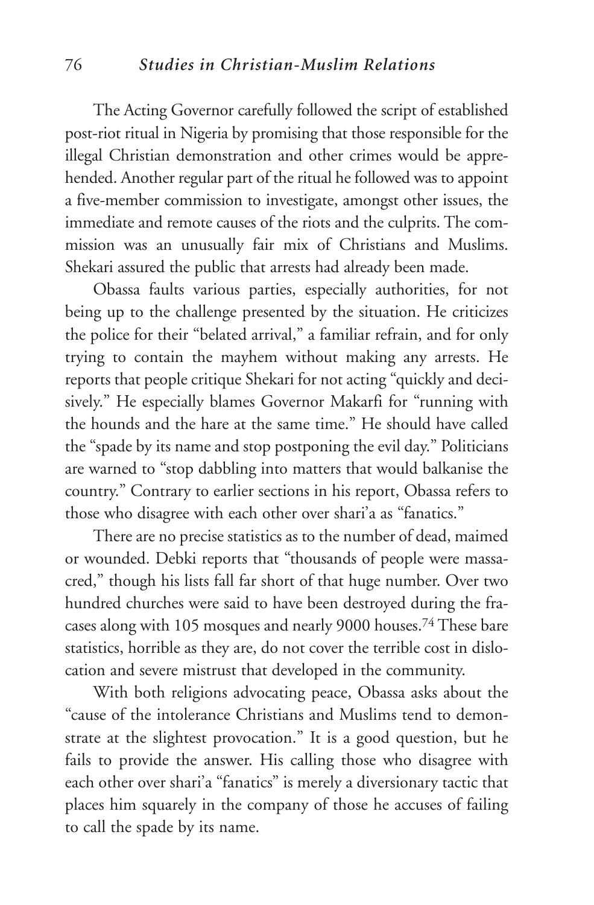The Acting Governor carefully followed the script of established post-riot ritual in Nigeria by promising that those responsible for the illegal Christian demonstration and other crimes would be apprehended. Another regular part of the ritual he followed was to appoint a five-member commission to investigate, amongst other issues, the immediate and remote causes of the riots and the culprits. The commission was an unusually fair mix of Christians and Muslims. Shekari assured the public that arrests had already been made.

Obassa faults various parties, especially authorities, for not being up to the challenge presented by the situation. He criticizes the police for their "belated arrival," a familiar refrain, and for only trying to contain the mayhem without making any arrests. He reports that people critique Shekari for not acting "quickly and decisively." He especially blames Governor Makarfi for "running with the hounds and the hare at the same time." He should have called the "spade by its name and stop postponing the evil day." Politicians are warned to "stop dabbling into matters that would balkanise the country." Contrary to earlier sections in his report, Obassa refers to those who disagree with each other over shari'a as "fanatics."

There are no precise statistics as to the number of dead, maimed or wounded. Debki reports that "thousands of people were massacred," though his lists fall far short of that huge number. Over two hundred churches were said to have been destroyed during the fracases along with 105 mosques and nearly 9000 houses.[74] These bare statistics, horrible as they are, do not cover the terrible cost in dislocation and severe mistrust that developed in the community.

With both religions advocating peace, Obassa asks about the "cause of the intolerance Christians and Muslims tend to demonstrate at the slightest provocation." It is a good question, but he fails to provide the answer. His calling those who disagree with each other over shari'a "fanatics" is merely a diversionary tactic that places him squarely in the company of those he accuses of failing to call the spade by its name.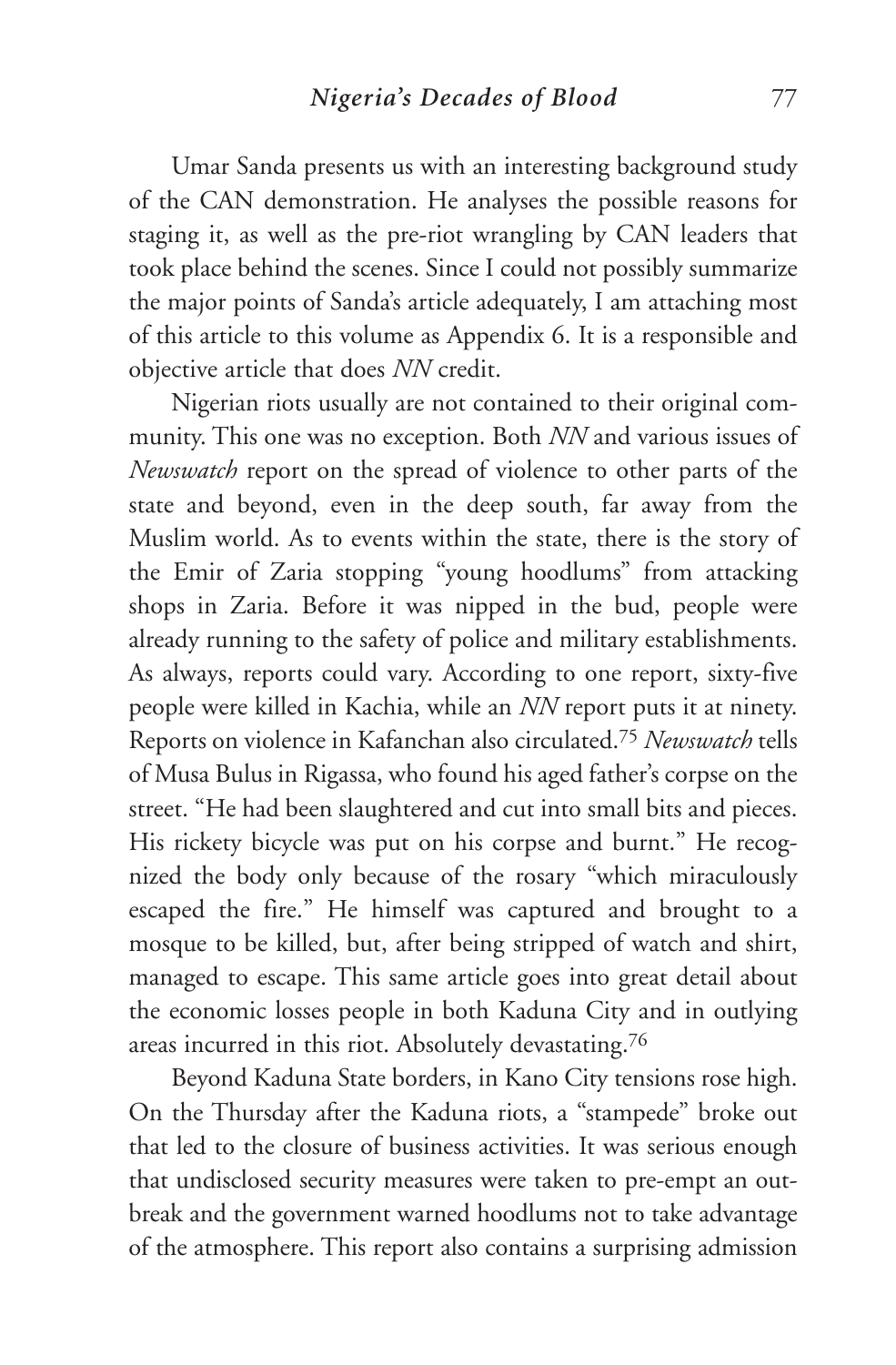Umar Sanda presents us with an interesting background study of the CAN demonstration. He analyses the possible reasons for staging it, as well as the pre-riot wrangling by CAN leaders that took place behind the scenes. Since I could not possibly summarize the major points of Sanda's article adequately, I am attaching most of this article to this volume as Appendix 6. It is a responsible and objective article that does *NN* credit.

Nigerian riots usually are not contained to their original community. This one was no exception. Both *NN* and various issues of *Newswatch* report on the spread of violence to other parts of the state and beyond, even in the deep south, far away from the Muslim world. As to events within the state, there is the story of the Emir of Zaria stopping "young hoodlums" from attacking shops in Zaria. Before it was nipped in the bud, people were already running to the safety of police and military establishments. As always, reports could vary. According to one report, sixty-five people were killed in Kachia, while an *NN* report puts it at ninety. Reports on violence in Kafanchan also circulated.[75] *Newswatch* tells of Musa Bulus in Rigassa, who found his aged father's corpse on the street. "He had been slaughtered and cut into small bits and pieces. His rickety bicycle was put on his corpse and burnt." He recognized the body only because of the rosary "which miraculously escaped the fire." He himself was captured and brought to a mosque to be killed, but, after being stripped of watch and shirt, managed to escape. This same article goes into great detail about the economic losses people in both Kaduna City and in outlying areas incurred in this riot. Absolutely devastating.[76]

Beyond Kaduna State borders, in Kano City tensions rose high. On the Thursday after the Kaduna riots, a "stampede" broke out that led to the closure of business activities. It was serious enough that undisclosed security measures were taken to pre-empt an outbreak and the government warned hoodlums not to take advantage of the atmosphere. This report also contains a surprising admission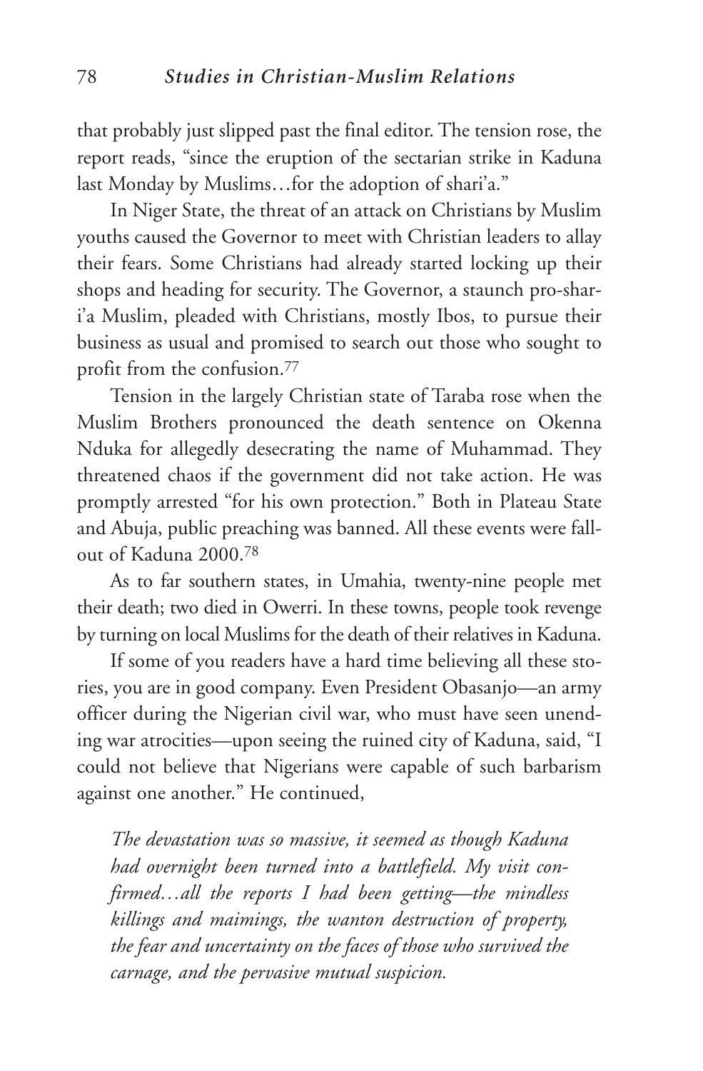that probably just slipped past the final editor. The tension rose, the report reads, "since the eruption of the sectarian strike in Kaduna last Monday by Muslims…for the adoption of shari'a."

In Niger State, the threat of an attack on Christians by Muslim youths caused the Governor to meet with Christian leaders to allay their fears. Some Christians had already started locking up their shops and heading for security. The Governor, a staunch pro-shari'a Muslim, pleaded with Christians, mostly Ibos, to pursue their business as usual and promised to search out those who sought to profit from the confusion.[77]

Tension in the largely Christian state of Taraba rose when the Muslim Brothers pronounced the death sentence on Okenna Nduka for allegedly desecrating the name of Muhammad. They threatened chaos if the government did not take action. He was promptly arrested "for his own protection." Both in Plateau State and Abuja, public preaching was banned. All these events were fallout of Kaduna 2000.[78]

As to far southern states, in Umahia, twenty-nine people met their death; two died in Owerri. In these towns, people took revenge by turning on local Muslims for the death of their relatives in Kaduna.

If some of you readers have a hard time believing all these stories, you are in good company. Even President Obasanjo—an army officer during the Nigerian civil war, who must have seen unending war atrocities—upon seeing the ruined city of Kaduna, said, "I could not believe that Nigerians were capable of such barbarism against one another." He continued,

> *The devastation was so massive, it seemed as though Kaduna had overnight been turned into a battlefield. My visit confirmed…all the reports I had been getting—the mindless killings and maimings, the wanton destruction of property, the fear and uncertainty on the faces of those who survived the carnage, and the pervasive mutual suspicion.*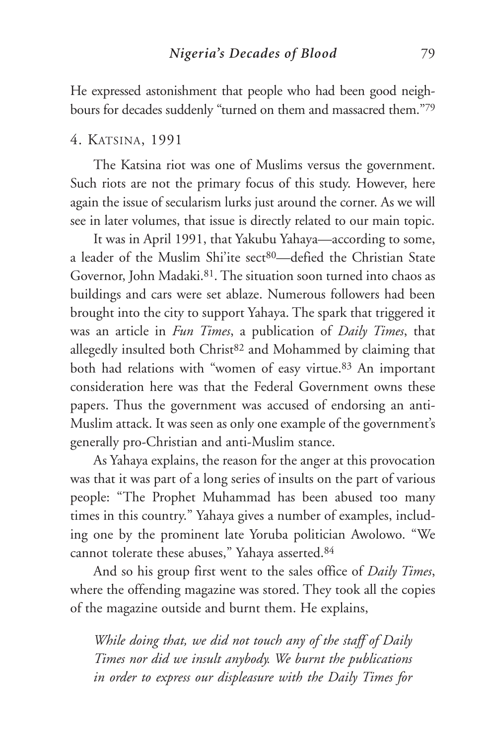He expressed astonishment that people who had been good neighbours for decades suddenly "turned on them and massacred them."[79]

### 4. Katsina, 1991

The Katsina riot was one of Muslims versus the government. Such riots are not the primary focus of this study. However, here again the issue of secularism lurks just around the corner. As we will see in later volumes, that issue is directly related to our main topic.

It was in April 1991, that Yakubu Yahaya—according to some, a leader of the Muslim Shi'ite sect[80]—defied the Christian State Governor, John Madaki.[81]. The situation soon turned into chaos as buildings and cars were set ablaze. Numerous followers had been brought into the city to support Yahaya. The spark that triggered it was an article in *Fun Times*, a publication of *Daily Times*, that allegedly insulted both Christ[82] and Mohammed by claiming that both had relations with "women of easy virtue.[83] An important consideration here was that the Federal Government owns these papers. Thus the government was accused of endorsing an anti-Muslim attack. It was seen as only one example of the government's generally pro-Christian and anti-Muslim stance.

As Yahaya explains, the reason for the anger at this provocation was that it was part of a long series of insults on the part of various people: "The Prophet Muhammad has been abused too many times in this country." Yahaya gives a number of examples, including one by the prominent late Yoruba politician Awolowo. "We cannot tolerate these abuses," Yahaya asserted.[84]

And so his group first went to the sales office of *Daily Times*, where the offending magazine was stored. They took all the copies of the magazine outside and burnt them. He explains,

> *While doing that, we did not touch any of the staff of Daily Times nor did we insult anybody. We burnt the publications in order to express our displeasure with the Daily Times for*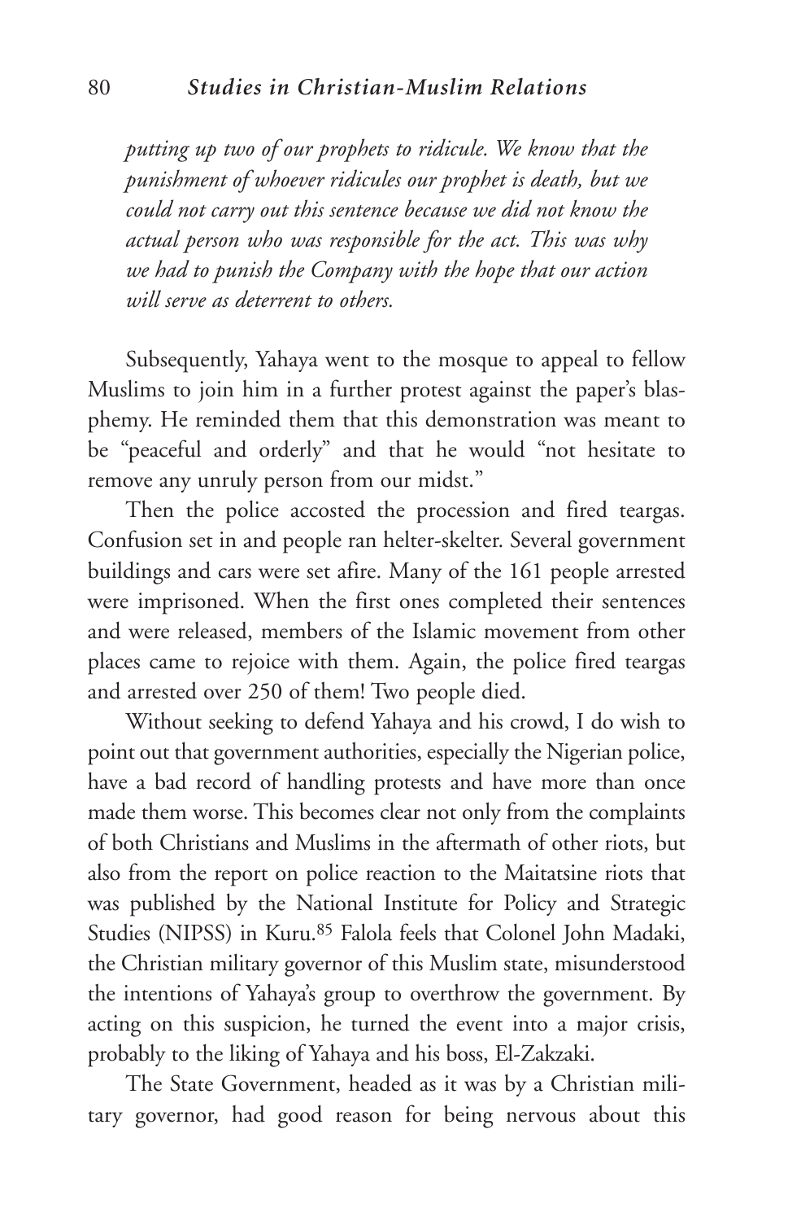*putting up two of our prophets to ridicule. We know that the punishment of whoever ridicules our prophet is death, but we could not carry out this sentence because we did not know the actual person who was responsible for the act. This was why we had to punish the Company with the hope that our action will serve as deterrent to others.*

Subsequently, Yahaya went to the mosque to appeal to fellow Muslims to join him in a further protest against the paper's blasphemy. He reminded them that this demonstration was meant to be "peaceful and orderly" and that he would "not hesitate to remove any unruly person from our midst."

Then the police accosted the procession and fired teargas. Confusion set in and people ran helter-skelter. Several government buildings and cars were set afire. Many of the 161 people arrested were imprisoned. When the first ones completed their sentences and were released, members of the Islamic movement from other places came to rejoice with them. Again, the police fired teargas and arrested over 250 of them! Two people died.

Without seeking to defend Yahaya and his crowd, I do wish to point out that government authorities, especially the Nigerian police, have a bad record of handling protests and have more than once made them worse. This becomes clear not only from the complaints of both Christians and Muslims in the aftermath of other riots, but also from the report on police reaction to the Maitatsine riots that was published by the National Institute for Policy and Strategic Studies (NIPSS) in Kuru.[85] Falola feels that Colonel John Madaki, the Christian military governor of this Muslim state, misunderstood the intentions of Yahaya's group to overthrow the government. By acting on this suspicion, he turned the event into a major crisis, probably to the liking of Yahaya and his boss, El-Zakzaki.

The State Government, headed as it was by a Christian military governor, had good reason for being nervous about this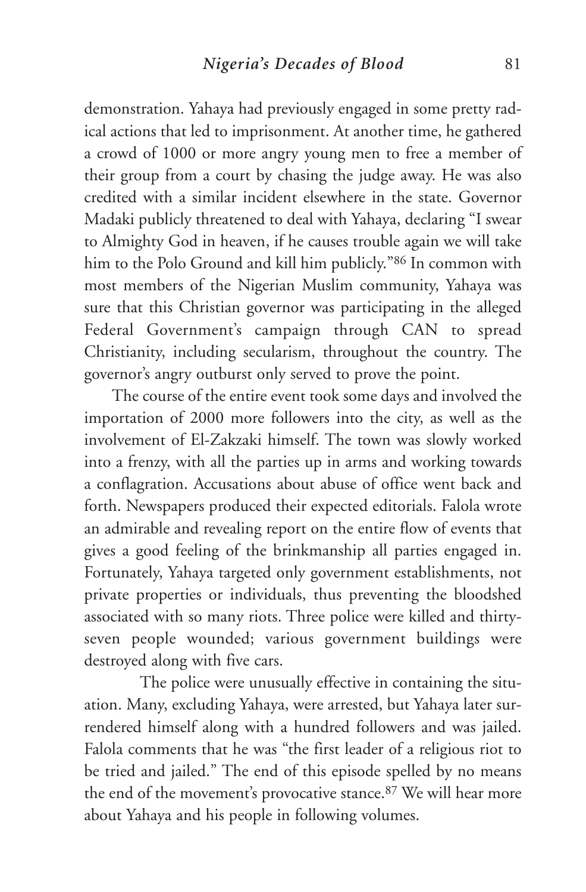demonstration. Yahaya had previously engaged in some pretty radical actions that led to imprisonment. At another time, he gathered a crowd of 1000 or more angry young men to free a member of their group from a court by chasing the judge away. He was also credited with a similar incident elsewhere in the state. Governor Madaki publicly threatened to deal with Yahaya, declaring "I swear to Almighty God in heaven, if he causes trouble again we will take him to the Polo Ground and kill him publicly."[86] In common with most members of the Nigerian Muslim community, Yahaya was sure that this Christian governor was participating in the alleged Federal Government's campaign through CAN to spread Christianity, including secularism, throughout the country. The governor's angry outburst only served to prove the point.

The course of the entire event took some days and involved the importation of 2000 more followers into the city, as well as the involvement of El-Zakzaki himself. The town was slowly worked into a frenzy, with all the parties up in arms and working towards a conflagration. Accusations about abuse of office went back and forth. Newspapers produced their expected editorials. Falola wrote an admirable and revealing report on the entire flow of events that gives a good feeling of the brinkmanship all parties engaged in. Fortunately, Yahaya targeted only government establishments, not private properties or individuals, thus preventing the bloodshed associated with so many riots. Three police were killed and thirty-seven people wounded; various government buildings were destroyed along with five cars.

The police were unusually effective in containing the situation. Many, excluding Yahaya, were arrested, but Yahaya later surrendered himself along with a hundred followers and was jailed. Falola comments that he was "the first leader of a religious riot to be tried and jailed." The end of this episode spelled by no means the end of the movement's provocative stance.[87] We will hear more about Yahaya and his people in following volumes.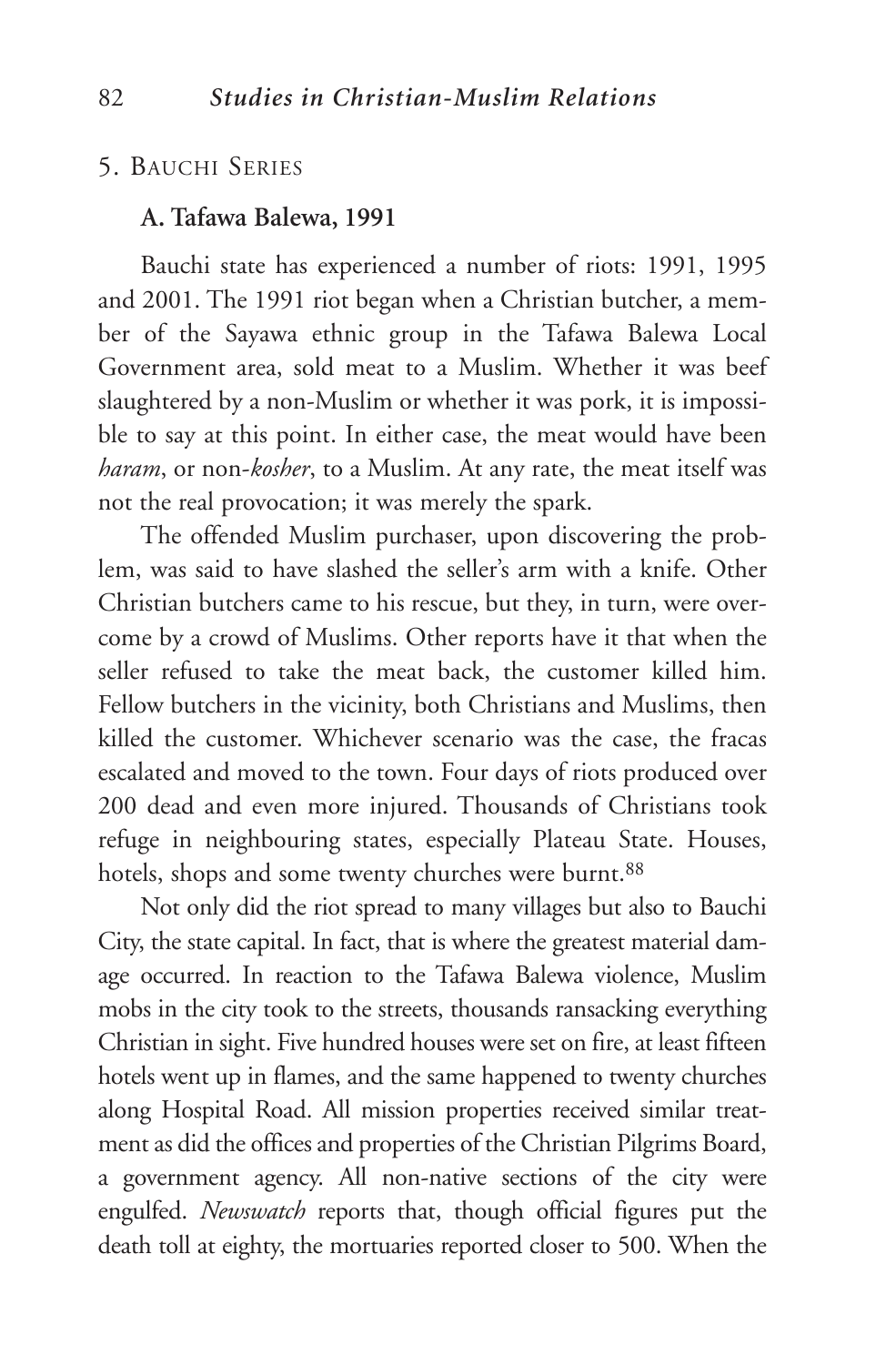## 5. Bauchi Series

### A. Tafawa Balewa, 1991

Bauchi state has experienced a number of riots: 1991, 1995 and 2001. The 1991 riot began when a Christian butcher, a member of the Sayawa ethnic group in the Tafawa Balewa Local Government area, sold meat to a Muslim. Whether it was beef slaughtered by a non-Muslim or whether it was pork, it is impossible to say at this point. In either case, the meat would have been *haram*, or non-*kosher*, to a Muslim. At any rate, the meat itself was not the real provocation; it was merely the spark.

The offended Muslim purchaser, upon discovering the problem, was said to have slashed the seller's arm with a knife. Other Christian butchers came to his rescue, but they, in turn, were overcome by a crowd of Muslims. Other reports have it that when the seller refused to take the meat back, the customer killed him. Fellow butchers in the vicinity, both Christians and Muslims, then killed the customer. Whichever scenario was the case, the fracas escalated and moved to the town. Four days of riots produced over 200 dead and even more injured. Thousands of Christians took refuge in neighbouring states, especially Plateau State. Houses, hotels, shops and some twenty churches were burnt.[88]

Not only did the riot spread to many villages but also to Bauchi City, the state capital. In fact, that is where the greatest material damage occurred. In reaction to the Tafawa Balewa violence, Muslim mobs in the city took to the streets, thousands ransacking everything Christian in sight. Five hundred houses were set on fire, at least fifteen hotels went up in flames, and the same happened to twenty churches along Hospital Road. All mission properties received similar treatment as did the offices and properties of the Christian Pilgrims Board, a government agency. All non-native sections of the city were engulfed. *Newswatch* reports that, though official figures put the death toll at eighty, the mortuaries reported closer to 500. When the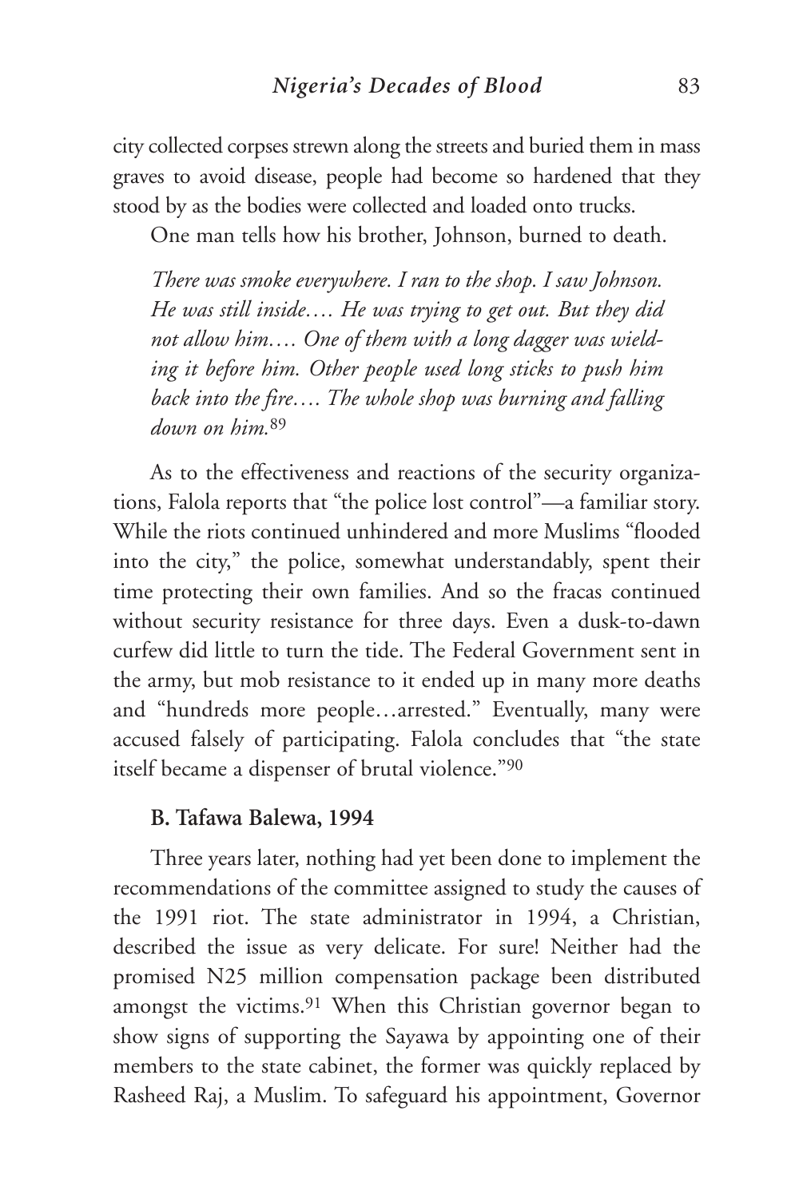city collected corpses strewn along the streets and buried them in mass graves to avoid disease, people had become so hardened that they stood by as the bodies were collected and loaded onto trucks.

One man tells how his brother, Johnson, burned to death.

> *There was smoke everywhere. I ran to the shop. I saw Johnson. He was still inside…. He was trying to get out. But they did not allow him…. One of them with a long dagger was wielding it before him. Other people used long sticks to push him back into the fire…. The whole shop was burning and falling down on him.*[89]

As to the effectiveness and reactions of the security organizations, Falola reports that "the police lost control"—a familiar story. While the riots continued unhindered and more Muslims "flooded into the city," the police, somewhat understandably, spent their time protecting their own families. And so the fracas continued without security resistance for three days. Even a dusk-to-dawn curfew did little to turn the tide. The Federal Government sent in the army, but mob resistance to it ended up in many more deaths and "hundreds more people…arrested." Eventually, many were accused falsely of participating. Falola concludes that "the state itself became a dispenser of brutal violence."[90]

### B. Tafawa Balewa, 1994

Three years later, nothing had yet been done to implement the recommendations of the committee assigned to study the causes of the 1991 riot. The state administrator in 1994, a Christian, described the issue as very delicate. For sure! Neither had the promised N25 million compensation package been distributed amongst the victims.[91] When this Christian governor began to show signs of supporting the Sayawa by appointing one of their members to the state cabinet, the former was quickly replaced by Rasheed Raj, a Muslim. To safeguard his appointment, Governor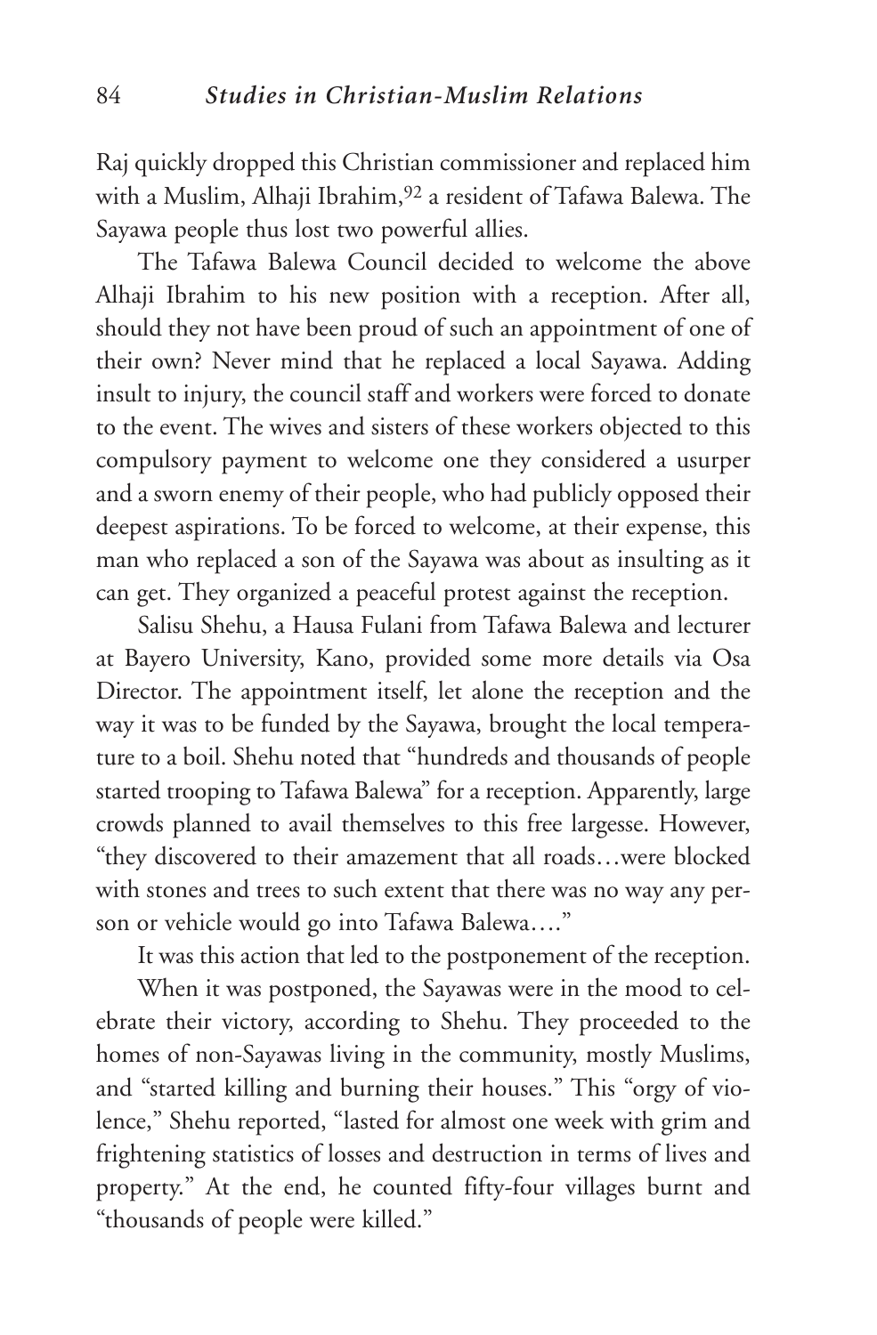Raj quickly dropped this Christian commissioner and replaced him with a Muslim, Alhaji Ibrahim,[92] a resident of Tafawa Balewa. The Sayawa people thus lost two powerful allies.

The Tafawa Balewa Council decided to welcome the above Alhaji Ibrahim to his new position with a reception. After all, should they not have been proud of such an appointment of one of their own? Never mind that he replaced a local Sayawa. Adding insult to injury, the council staff and workers were forced to donate to the event. The wives and sisters of these workers objected to this compulsory payment to welcome one they considered a usurper and a sworn enemy of their people, who had publicly opposed their deepest aspirations. To be forced to welcome, at their expense, this man who replaced a son of the Sayawa was about as insulting as it can get. They organized a peaceful protest against the reception.

Salisu Shehu, a Hausa Fulani from Tafawa Balewa and lecturer at Bayero University, Kano, provided some more details via Osa Director. The appointment itself, let alone the reception and the way it was to be funded by the Sayawa, brought the local temperature to a boil. Shehu noted that "hundreds and thousands of people started trooping to Tafawa Balewa" for a reception. Apparently, large crowds planned to avail themselves to this free largesse. However, "they discovered to their amazement that all roads…were blocked with stones and trees to such extent that there was no way any person or vehicle would go into Tafawa Balewa…."

It was this action that led to the postponement of the reception.

When it was postponed, the Sayawas were in the mood to celebrate their victory, according to Shehu. They proceeded to the homes of non-Sayawas living in the community, mostly Muslims, and "started killing and burning their houses." This "orgy of violence," Shehu reported, "lasted for almost one week with grim and frightening statistics of losses and destruction in terms of lives and property." At the end, he counted fifty-four villages burnt and "thousands of people were killed."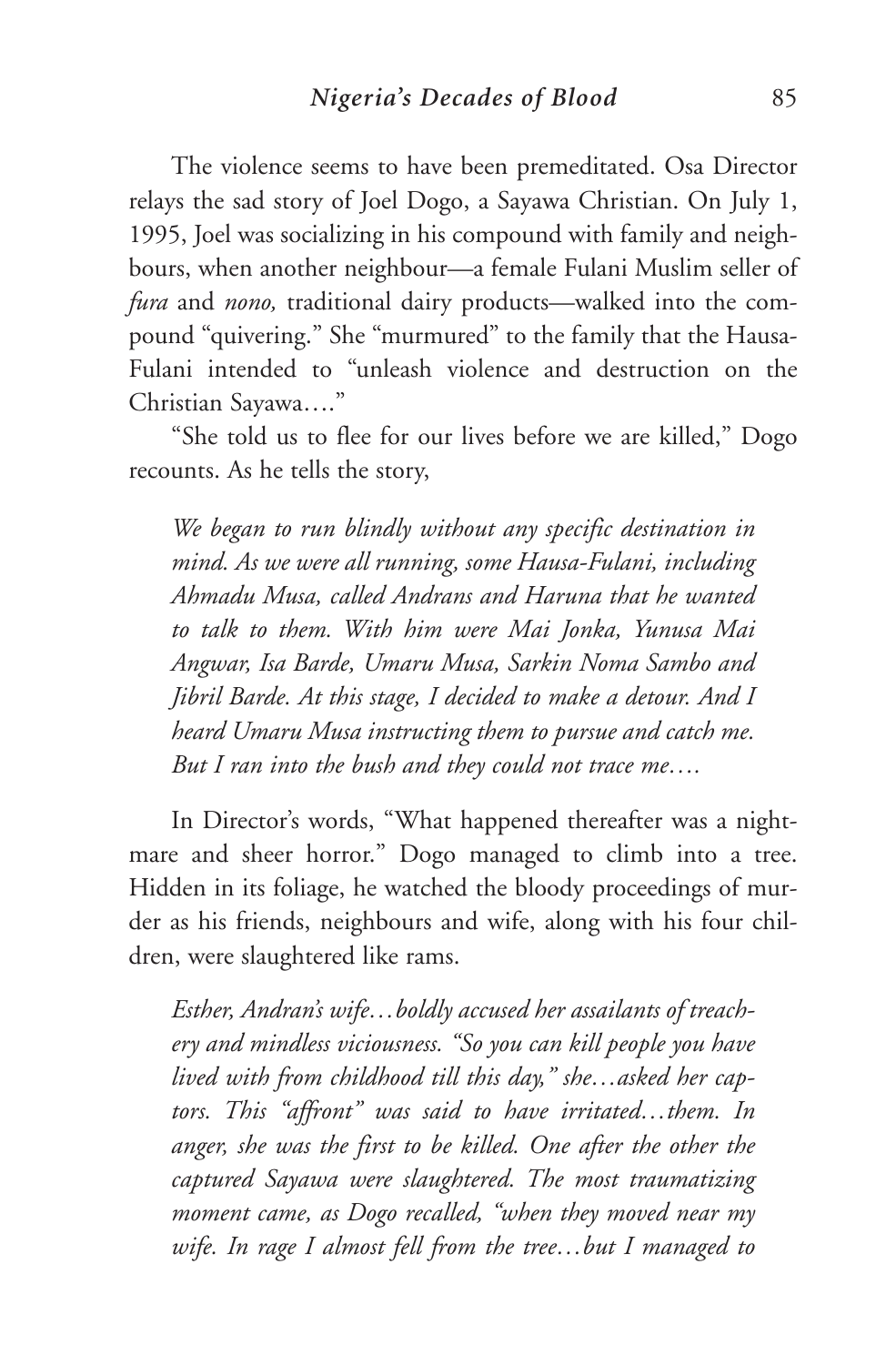The violence seems to have been premeditated. Osa Director relays the sad story of Joel Dogo, a Sayawa Christian. On July 1, 1995, Joel was socializing in his compound with family and neighbours, when another neighbour—a female Fulani Muslim seller of *fura* and *nono,* traditional dairy products—walked into the compound "quivering." She "murmured" to the family that the Hausa-Fulani intended to "unleash violence and destruction on the Christian Sayawa…."

"She told us to flee for our lives before we are killed," Dogo recounts. As he tells the story,

> *We began to run blindly without any specific destination in mind. As we were all running, some Hausa-Fulani, including Ahmadu Musa, called Andrans and Haruna that he wanted to talk to them. With him were Mai Jonka, Yunusa Mai Angwar, Isa Barde, Umaru Musa, Sarkin Noma Sambo and Jibril Barde. At this stage, I decided to make a detour. And I heard Umaru Musa instructing them to pursue and catch me. But I ran into the bush and they could not trace me….*

In Director's words, "What happened thereafter was a nightmare and sheer horror." Dogo managed to climb into a tree. Hidden in its foliage, he watched the bloody proceedings of murder as his friends, neighbours and wife, along with his four children, were slaughtered like rams.

> *Esther, Andran's wife…boldly accused her assailants of treachery and mindless viciousness. "So you can kill people you have lived with from childhood till this day," she…asked her captors. This "affront" was said to have irritated…them. In anger, she was the first to be killed. One after the other the captured Sayawa were slaughtered. The most traumatizing moment came, as Dogo recalled, "when they moved near my wife. In rage I almost fell from the tree…but I managed to*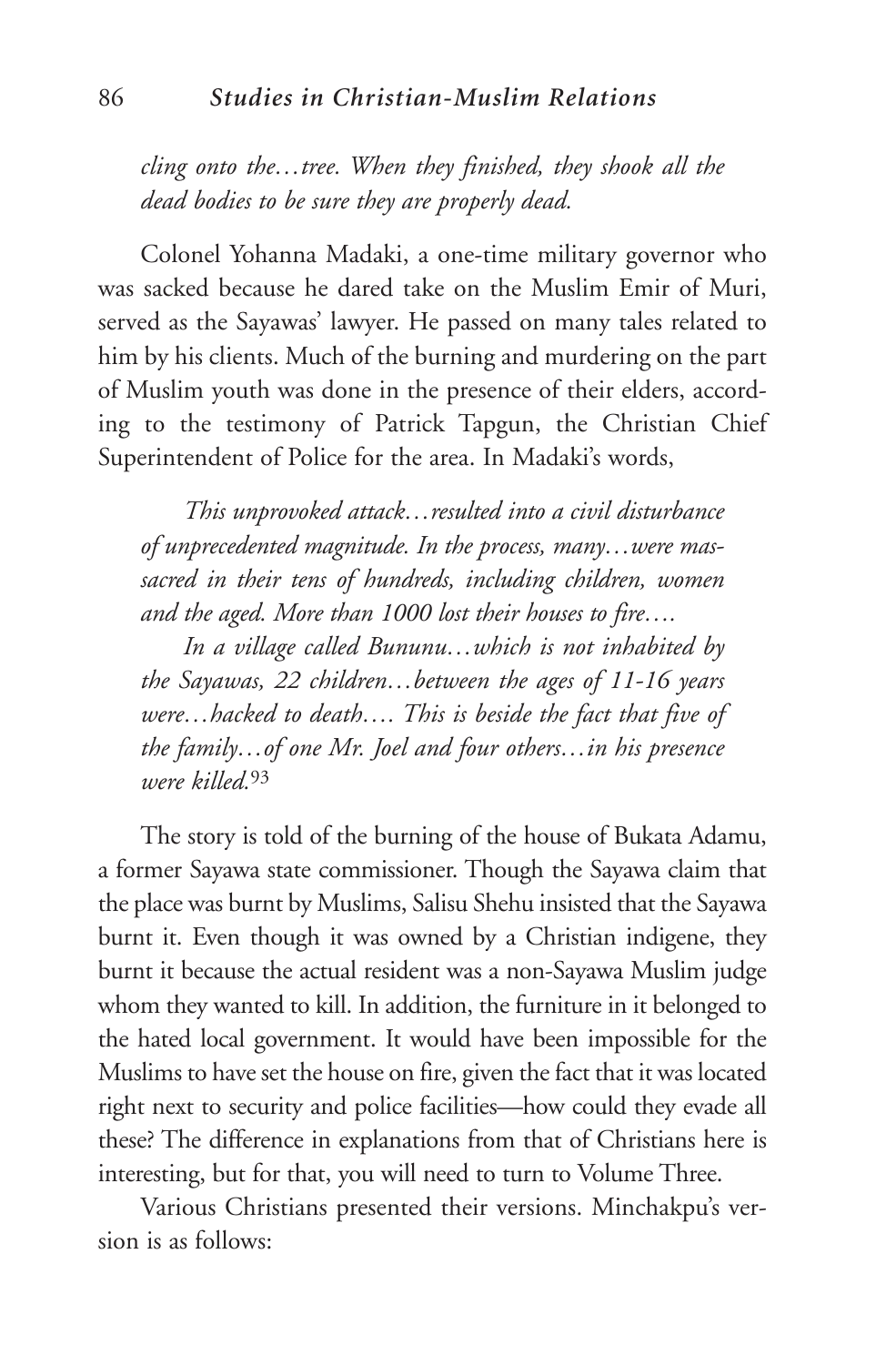*cling onto the…tree. When they finished, they shook all the dead bodies to be sure they are properly dead.*

Colonel Yohanna Madaki, a one-time military governor who was sacked because he dared take on the Muslim Emir of Muri, served as the Sayawas' lawyer. He passed on many tales related to him by his clients. Much of the burning and murdering on the part of Muslim youth was done in the presence of their elders, according to the testimony of Patrick Tapgun, the Christian Chief Superintendent of Police for the area. In Madaki's words,

*This unprovoked attack…resulted into a civil disturbance of unprecedented magnitude. In the process, many…were massacred in their tens of hundreds, including children, women and the aged. More than 1000 lost their houses to fire….*

*In a village called Bununu…which is not inhabited by the Sayawas, 22 children…between the ages of 11-16 years were…hacked to death…. This is beside the fact that five of the family…of one Mr. Joel and four others…in his presence were killed.*[93]

The story is told of the burning of the house of Bukata Adamu, a former Sayawa state commissioner. Though the Sayawa claim that the place was burnt by Muslims, Salisu Shehu insisted that the Sayawa burnt it. Even though it was owned by a Christian indigene, they burnt it because the actual resident was a non-Sayawa Muslim judge whom they wanted to kill. In addition, the furniture in it belonged to the hated local government. It would have been impossible for the Muslims to have set the house on fire, given the fact that it was located right next to security and police facilities—how could they evade all these? The difference in explanations from that of Christians here is interesting, but for that, you will need to turn to Volume Three.

Various Christians presented their versions. Minchakpu's version is as follows: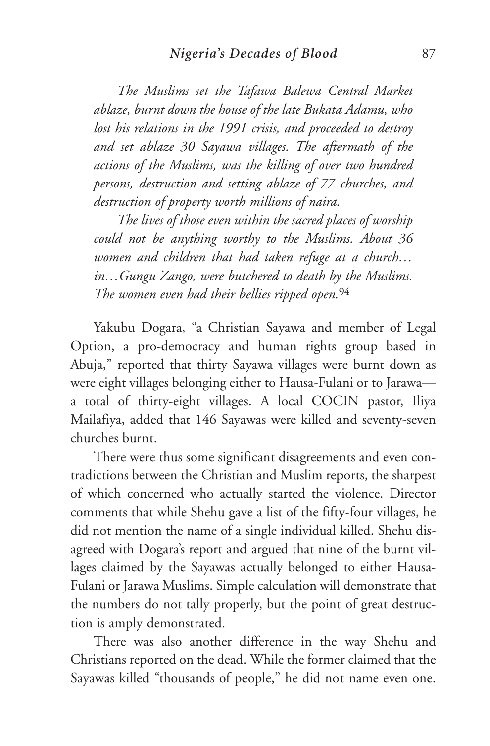*The Muslims set the Tafawa Balewa Central Market ablaze, burnt down the house of the late Bukata Adamu, who lost his relations in the 1991 crisis, and proceeded to destroy and set ablaze 30 Sayawa villages. The aftermath of the actions of the Muslims, was the killing of over two hundred persons, destruction and setting ablaze of 77 churches, and destruction of property worth millions of naira.*

*The lives of those even within the sacred places of worship could not be anything worthy to the Muslims. About 36 women and children that had taken refuge at a church… in…Gungu Zango, were butchered to death by the Muslims. The women even had their bellies ripped open.*[94]

Yakubu Dogara, "a Christian Sayawa and member of Legal Option, a pro-democracy and human rights group based in Abuja," reported that thirty Sayawa villages were burnt down as were eight villages belonging either to Hausa-Fulani or to Jarawa—a total of thirty-eight villages. A local COCIN pastor, Iliya Mailafiya, added that 146 Sayawas were killed and seventy-seven churches burnt.

There were thus some significant disagreements and even contradictions between the Christian and Muslim reports, the sharpest of which concerned who actually started the violence. Director comments that while Shehu gave a list of the fifty-four villages, he did not mention the name of a single individual killed. Shehu disagreed with Dogara's report and argued that nine of the burnt villages claimed by the Sayawas actually belonged to either Hausa-Fulani or Jarawa Muslims. Simple calculation will demonstrate that the numbers do not tally properly, but the point of great destruction is amply demonstrated.

There was also another difference in the way Shehu and Christians reported on the dead. While the former claimed that the Sayawas killed "thousands of people," he did not name even one.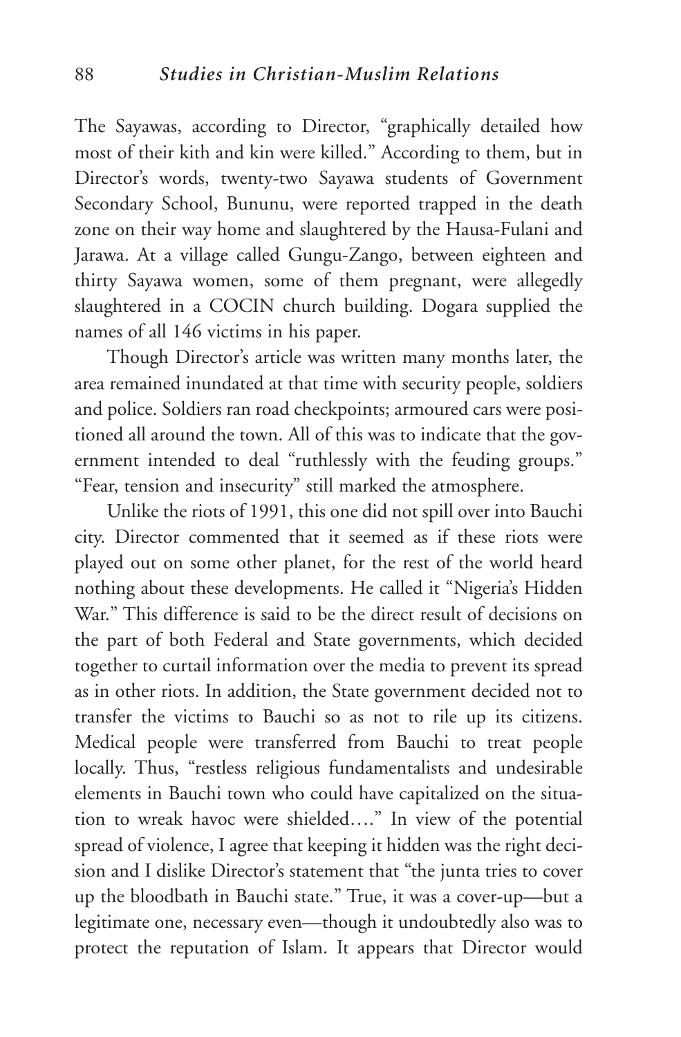The Sayawas, according to Director, "graphically detailed how most of their kith and kin were killed." According to them, but in Director's words, twenty-two Sayawa students of Government Secondary School, Bununu, were reported trapped in the death zone on their way home and slaughtered by the Hausa-Fulani and Jarawa. At a village called Gungu-Zango, between eighteen and thirty Sayawa women, some of them pregnant, were allegedly slaughtered in a COCIN church building. Dogara supplied the names of all 146 victims in his paper.

Though Director's article was written many months later, the area remained inundated at that time with security people, soldiers and police. Soldiers ran road checkpoints; armoured cars were positioned all around the town. All of this was to indicate that the government intended to deal "ruthlessly with the feuding groups." "Fear, tension and insecurity" still marked the atmosphere.

Unlike the riots of 1991, this one did not spill over into Bauchi city. Director commented that it seemed as if these riots were played out on some other planet, for the rest of the world heard nothing about these developments. He called it "Nigeria's Hidden War." This difference is said to be the direct result of decisions on the part of both Federal and State governments, which decided together to curtail information over the media to prevent its spread as in other riots. In addition, the State government decided not to transfer the victims to Bauchi so as not to rile up its citizens. Medical people were transferred from Bauchi to treat people locally. Thus, "restless religious fundamentalists and undesirable elements in Bauchi town who could have capitalized on the situation to wreak havoc were shielded…." In view of the potential spread of violence, I agree that keeping it hidden was the right decision and I dislike Director's statement that "the junta tries to cover up the bloodbath in Bauchi state." True, it was a cover-up—but a legitimate one, necessary even—though it undoubtedly also was to protect the reputation of Islam. It appears that Director would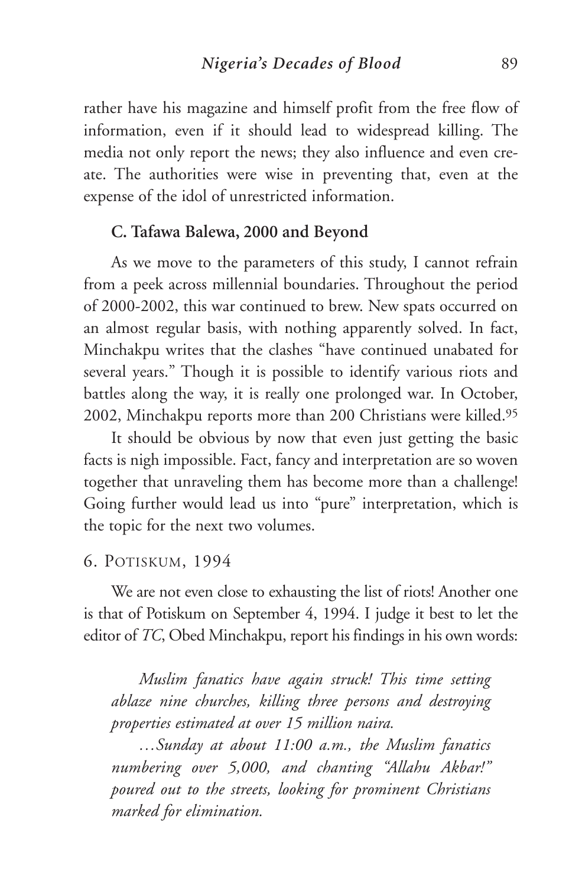rather have his magazine and himself profit from the free flow of information, even if it should lead to widespread killing. The media not only report the news; they also influence and even create. The authorities were wise in preventing that, even at the expense of the idol of unrestricted information.

### C. Tafawa Balewa, 2000 and Beyond

As we move to the parameters of this study, I cannot refrain from a peek across millennial boundaries. Throughout the period of 2000-2002, this war continued to brew. New spats occurred on an almost regular basis, with nothing apparently solved. In fact, Minchakpu writes that the clashes "have continued unabated for several years." Though it is possible to identify various riots and battles along the way, it is really one prolonged war. In October, 2002, Minchakpu reports more than 200 Christians were killed.[95]

It should be obvious by now that even just getting the basic facts is nigh impossible. Fact, fancy and interpretation are so woven together that unraveling them has become more than a challenge! Going further would lead us into "pure" interpretation, which is the topic for the next two volumes.

## 6. Potiskum, 1994

We are not even close to exhausting the list of riots! Another one is that of Potiskum on September 4, 1994. I judge it best to let the editor of *TC*, Obed Minchakpu, report his findings in his own words:

> *Muslim fanatics have again struck! This time setting ablaze nine churches, killing three persons and destroying properties estimated at over 15 million naira.*
>
> *…Sunday at about 11:00 a.m., the Muslim fanatics numbering over 5,000, and chanting "Allahu Akbar!" poured out to the streets, looking for prominent Christians marked for elimination.*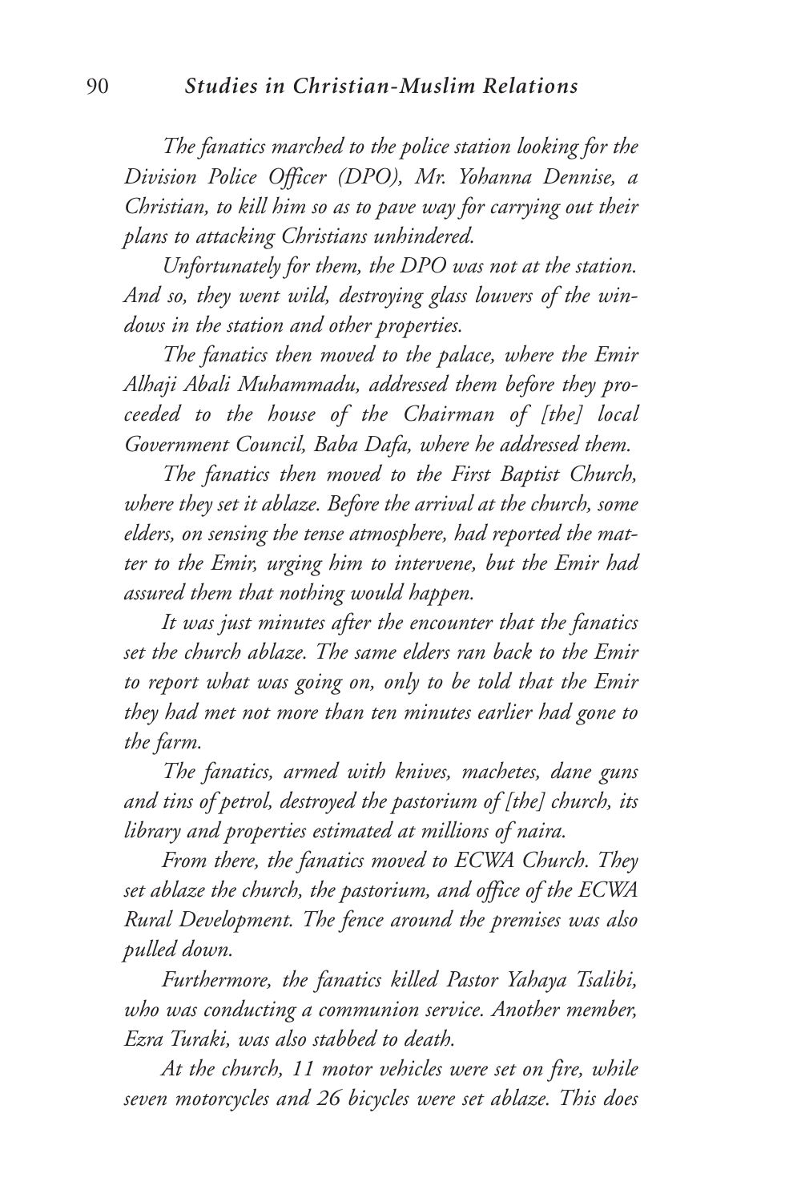*The fanatics marched to the police station looking for the Division Police Officer (DPO), Mr. Yohanna Dennise, a Christian, to kill him so as to pave way for carrying out their plans to attacking Christians unhindered.*

*Unfortunately for them, the DPO was not at the station. And so, they went wild, destroying glass louvers of the windows in the station and other properties.*

*The fanatics then moved to the palace, where the Emir Alhaji Abali Muhammadu, addressed them before they proceeded to the house of the Chairman of [the] local Government Council, Baba Dafa, where he addressed them.*

*The fanatics then moved to the First Baptist Church, where they set it ablaze. Before the arrival at the church, some elders, on sensing the tense atmosphere, had reported the matter to the Emir, urging him to intervene, but the Emir had assured them that nothing would happen.*

*It was just minutes after the encounter that the fanatics set the church ablaze. The same elders ran back to the Emir to report what was going on, only to be told that the Emir they had met not more than ten minutes earlier had gone to the farm.*

*The fanatics, armed with knives, machetes, dane guns and tins of petrol, destroyed the pastorium of [the] church, its library and properties estimated at millions of naira.*

*From there, the fanatics moved to ECWA Church. They set ablaze the church, the pastorium, and office of the ECWA Rural Development. The fence around the premises was also pulled down.*

*Furthermore, the fanatics killed Pastor Yahaya Tsalibi, who was conducting a communion service. Another member, Ezra Turaki, was also stabbed to death.*

*At the church, 11 motor vehicles were set on fire, while seven motorcycles and 26 bicycles were set ablaze. This does*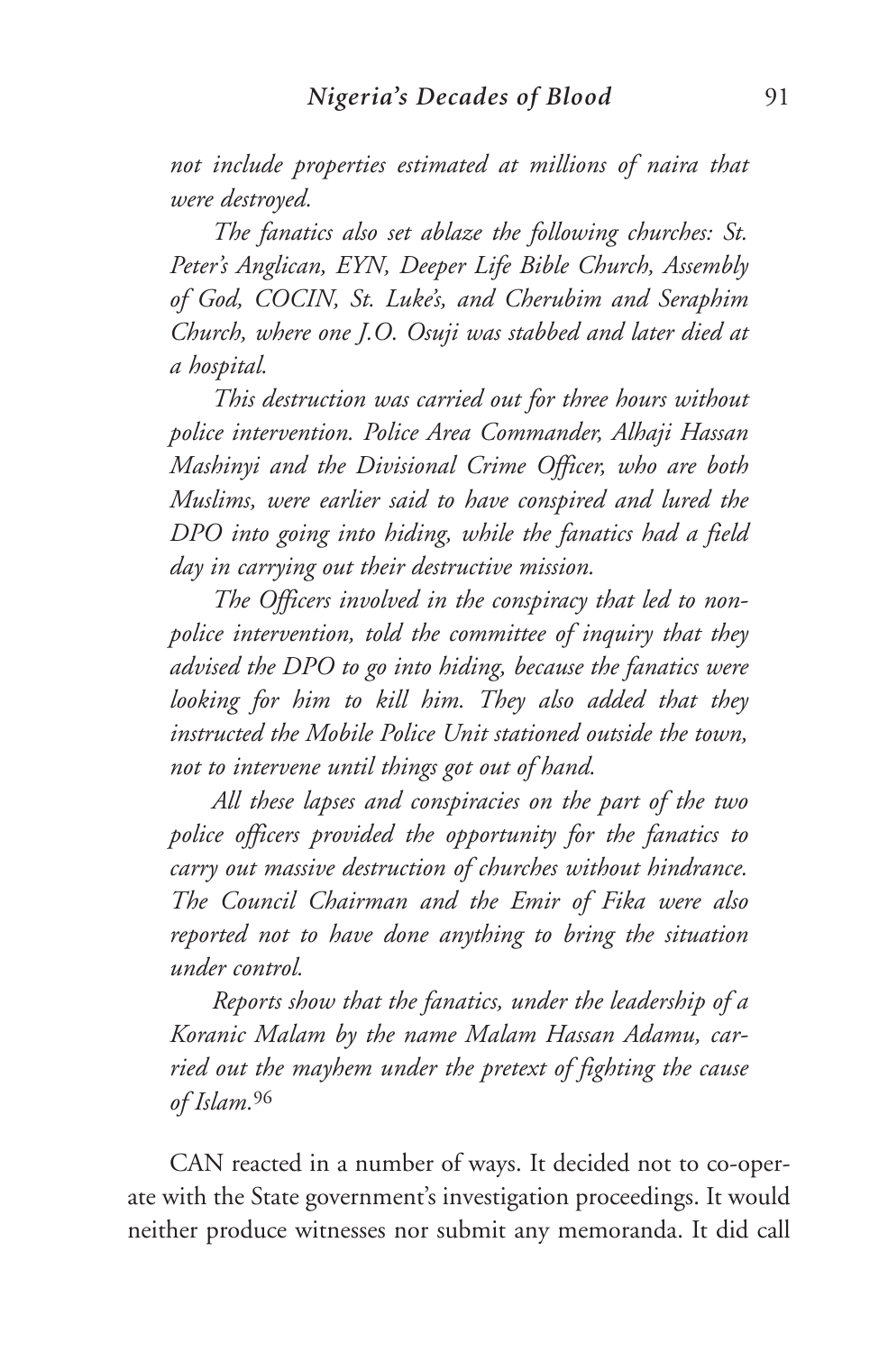*not include properties estimated at millions of naira that were destroyed.*

*The fanatics also set ablaze the following churches: St. Peter's Anglican, EYN, Deeper Life Bible Church, Assembly of God, COCIN, St. Luke's, and Cherubim and Seraphim Church, where one J.O. Osuji was stabbed and later died at a hospital.*

*This destruction was carried out for three hours without police intervention. Police Area Commander, Alhaji Hassan Mashinyi and the Divisional Crime Officer, who are both Muslims, were earlier said to have conspired and lured the DPO into going into hiding, while the fanatics had a field day in carrying out their destructive mission.*

*The Officers involved in the conspiracy that led to non-police intervention, told the committee of inquiry that they advised the DPO to go into hiding, because the fanatics were looking for him to kill him. They also added that they instructed the Mobile Police Unit stationed outside the town, not to intervene until things got out of hand.*

*All these lapses and conspiracies on the part of the two police officers provided the opportunity for the fanatics to carry out massive destruction of churches without hindrance. The Council Chairman and the Emir of Fika were also reported not to have done anything to bring the situation under control.*

*Reports show that the fanatics, under the leadership of a Koranic Malam by the name Malam Hassan Adamu, carried out the mayhem under the pretext of fighting the cause of Islam.*[96]

CAN reacted in a number of ways. It decided not to co-operate with the State government's investigation proceedings. It would neither produce witnesses nor submit any memoranda. It did call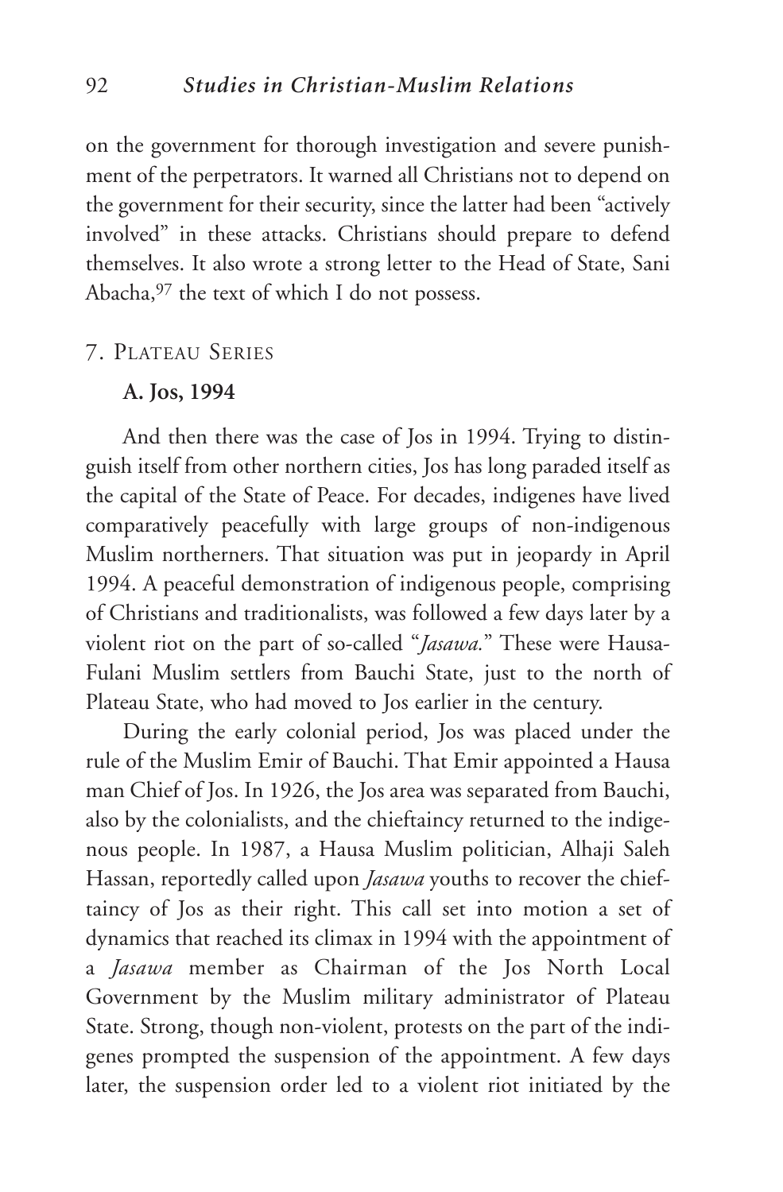on the government for thorough investigation and severe punishment of the perpetrators. It warned all Christians not to depend on the government for their security, since the latter had been "actively involved" in these attacks. Christians should prepare to defend themselves. It also wrote a strong letter to the Head of State, Sani Abacha,[97] the text of which I do not possess.

## 7. Plateau Series

### A. Jos, 1994

And then there was the case of Jos in 1994. Trying to distinguish itself from other northern cities, Jos has long paraded itself as the capital of the State of Peace. For decades, indigenes have lived comparatively peacefully with large groups of non-indigenous Muslim northerners. That situation was put in jeopardy in April 1994. A peaceful demonstration of indigenous people, comprising of Christians and traditionalists, was followed a few days later by a violent riot on the part of so-called "*Jasawa*." These were Hausa-Fulani Muslim settlers from Bauchi State, just to the north of Plateau State, who had moved to Jos earlier in the century.

During the early colonial period, Jos was placed under the rule of the Muslim Emir of Bauchi. That Emir appointed a Hausa man Chief of Jos. In 1926, the Jos area was separated from Bauchi, also by the colonialists, and the chieftaincy returned to the indigenous people. In 1987, a Hausa Muslim politician, Alhaji Saleh Hassan, reportedly called upon *Jasawa* youths to recover the chieftaincy of Jos as their right. This call set into motion a set of dynamics that reached its climax in 1994 with the appointment of a *Jasawa* member as Chairman of the Jos North Local Government by the Muslim military administrator of Plateau State. Strong, though non-violent, protests on the part of the indigenes prompted the suspension of the appointment. A few days later, the suspension order led to a violent riot initiated by the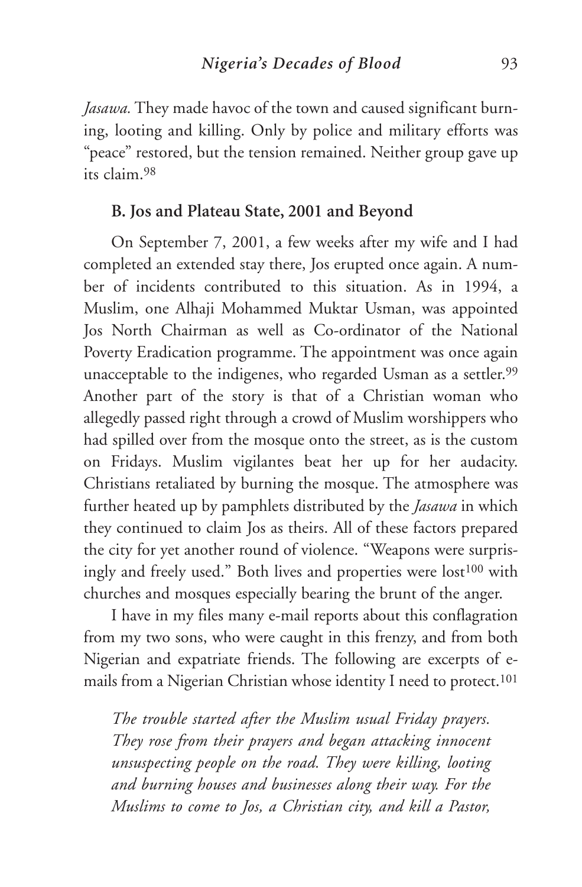*Jasawa.* They made havoc of the town and caused significant burning, looting and killing. Only by police and military efforts was "peace" restored, but the tension remained. Neither group gave up its claim.[98]

### B. Jos and Plateau State, 2001 and Beyond

On September 7, 2001, a few weeks after my wife and I had completed an extended stay there, Jos erupted once again. A number of incidents contributed to this situation. As in 1994, a Muslim, one Alhaji Mohammed Muktar Usman, was appointed Jos North Chairman as well as Co-ordinator of the National Poverty Eradication programme. The appointment was once again unacceptable to the indigenes, who regarded Usman as a settler.[99] Another part of the story is that of a Christian woman who allegedly passed right through a crowd of Muslim worshippers who had spilled over from the mosque onto the street, as is the custom on Fridays. Muslim vigilantes beat her up for her audacity. Christians retaliated by burning the mosque. The atmosphere was further heated up by pamphlets distributed by the *Jasawa* in which they continued to claim Jos as theirs. All of these factors prepared the city for yet another round of violence. "Weapons were surprisingly and freely used." Both lives and properties were lost[100] with churches and mosques especially bearing the brunt of the anger.

I have in my files many e-mail reports about this conflagration from my two sons, who were caught in this frenzy, and from both Nigerian and expatriate friends. The following are excerpts of e-mails from a Nigerian Christian whose identity I need to protect.[101]

> *The trouble started after the Muslim usual Friday prayers. They rose from their prayers and began attacking innocent unsuspecting people on the road. They were killing, looting and burning houses and businesses along their way. For the Muslims to come to Jos, a Christian city, and kill a Pastor,*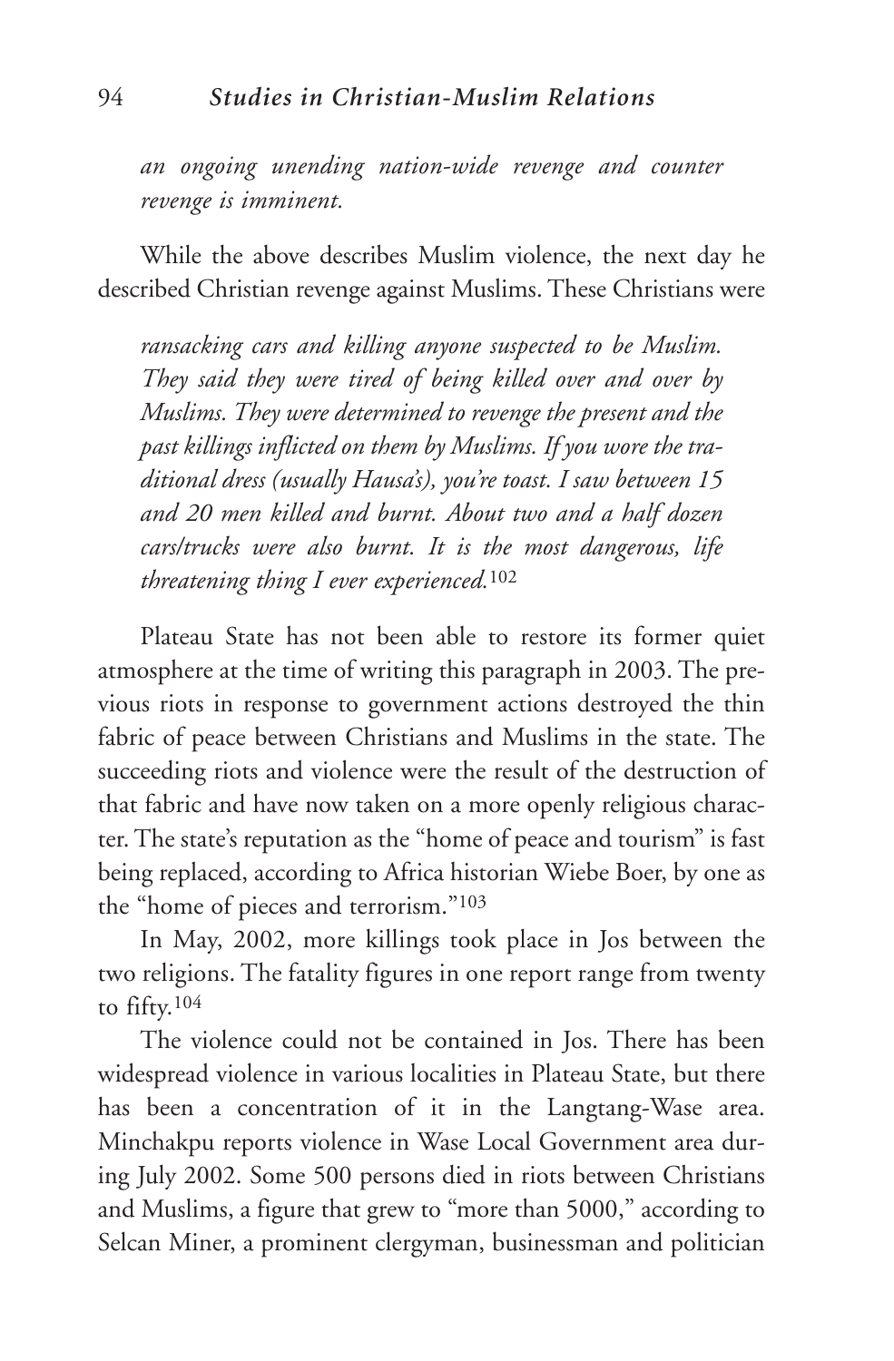*an ongoing unending nation-wide revenge and counter revenge is imminent.*

While the above describes Muslim violence, the next day he described Christian revenge against Muslims. These Christians were

> *ransacking cars and killing anyone suspected to be Muslim. They said they were tired of being killed over and over by Muslims. They were determined to revenge the present and the past killings inflicted on them by Muslims. If you wore the traditional dress (usually Hausa's), you're toast. I saw between 15 and 20 men killed and burnt. About two and a half dozen cars/trucks were also burnt. It is the most dangerous, life threatening thing I ever experienced.*[102]

Plateau State has not been able to restore its former quiet atmosphere at the time of writing this paragraph in 2003. The previous riots in response to government actions destroyed the thin fabric of peace between Christians and Muslims in the state. The succeeding riots and violence were the result of the destruction of that fabric and have now taken on a more openly religious character. The state's reputation as the "home of peace and tourism" is fast being replaced, according to Africa historian Wiebe Boer, by one as the "home of pieces and terrorism."[103]

In May, 2002, more killings took place in Jos between the two religions. The fatality figures in one report range from twenty to fifty.[104]

The violence could not be contained in Jos. There has been widespread violence in various localities in Plateau State, but there has been a concentration of it in the Langtang-Wase area. Minchakpu reports violence in Wase Local Government area during July 2002. Some 500 persons died in riots between Christians and Muslims, a figure that grew to "more than 5000," according to Selcan Miner, a prominent clergyman, businessman and politician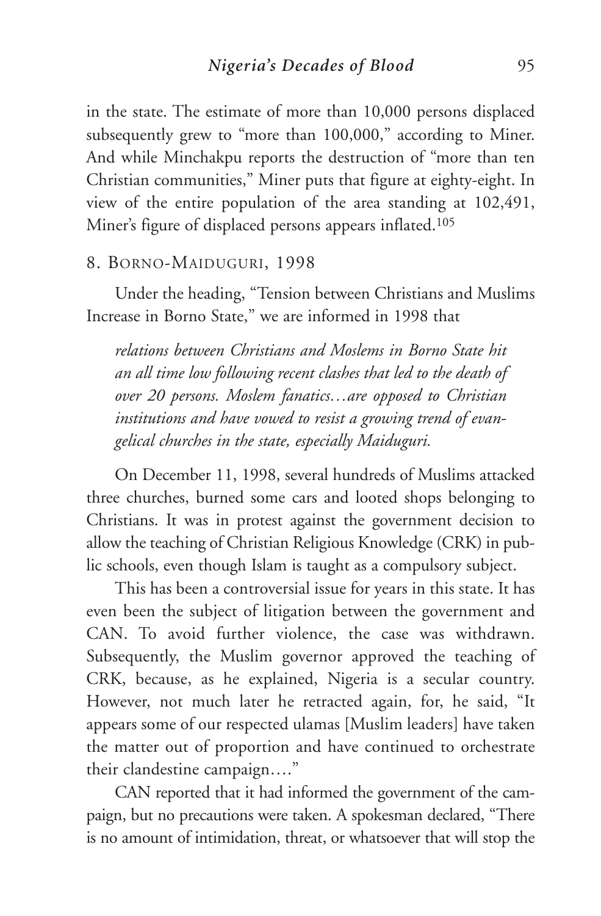in the state. The estimate of more than 10,000 persons displaced subsequently grew to "more than 100,000," according to Miner. And while Minchakpu reports the destruction of "more than ten Christian communities," Miner puts that figure at eighty-eight. In view of the entire population of the area standing at 102,491, Miner's figure of displaced persons appears inflated.[105]

### 8. Borno-Maiduguri, 1998

Under the heading, "Tension between Christians and Muslims Increase in Borno State," we are informed in 1998 that

> *relations between Christians and Moslems in Borno State hit an all time low following recent clashes that led to the death of over 20 persons. Moslem fanatics…are opposed to Christian institutions and have vowed to resist a growing trend of evangelical churches in the state, especially Maiduguri.*

On December 11, 1998, several hundreds of Muslims attacked three churches, burned some cars and looted shops belonging to Christians. It was in protest against the government decision to allow the teaching of Christian Religious Knowledge (CRK) in public schools, even though Islam is taught as a compulsory subject.

This has been a controversial issue for years in this state. It has even been the subject of litigation between the government and CAN. To avoid further violence, the case was withdrawn. Subsequently, the Muslim governor approved the teaching of CRK, because, as he explained, Nigeria is a secular country. However, not much later he retracted again, for, he said, "It appears some of our respected ulamas [Muslim leaders] have taken the matter out of proportion and have continued to orchestrate their clandestine campaign…."

CAN reported that it had informed the government of the campaign, but no precautions were taken. A spokesman declared, "There is no amount of intimidation, threat, or whatsoever that will stop the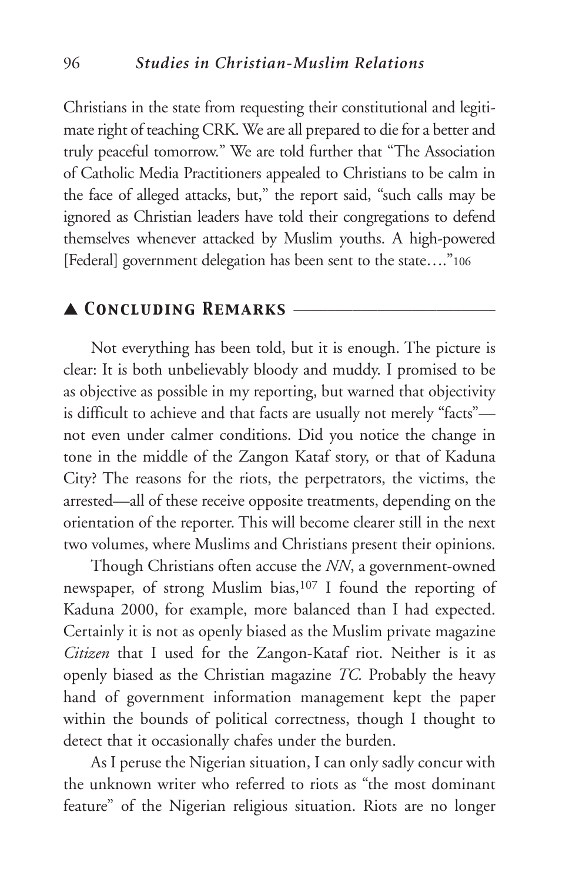Christians in the state from requesting their constitutional and legitimate right of teaching CRK. We are all prepared to die for a better and truly peaceful tomorrow." We are told further that "The Association of Catholic Media Practitioners appealed to Christians to be calm in the face of alleged attacks, but," the report said, "such calls may be ignored as Christian leaders have told their congregations to defend themselves whenever attacked by Muslim youths. A high-powered [Federal] government delegation has been sent to the state…."[106]

## ▲ *Concluding Remarks*

Not everything has been told, but it is enough. The picture is clear: It is both unbelievably bloody and muddy. I promised to be as objective as possible in my reporting, but warned that objectivity is difficult to achieve and that facts are usually not merely "facts"—not even under calmer conditions. Did you notice the change in tone in the middle of the Zangon Kataf story, or that of Kaduna City? The reasons for the riots, the perpetrators, the victims, the arrested—all of these receive opposite treatments, depending on the orientation of the reporter. This will become clearer still in the next two volumes, where Muslims and Christians present their opinions.

Though Christians often accuse the *NN*, a government-owned newspaper, of strong Muslim bias,[107] I found the reporting of Kaduna 2000, for example, more balanced than I had expected. Certainly it is not as openly biased as the Muslim private magazine *Citizen* that I used for the Zangon-Kataf riot. Neither is it as openly biased as the Christian magazine *TC.* Probably the heavy hand of government information management kept the paper within the bounds of political correctness, though I thought to detect that it occasionally chafes under the burden.

As I peruse the Nigerian situation, I can only sadly concur with the unknown writer who referred to riots as "the most dominant feature" of the Nigerian religious situation. Riots are no longer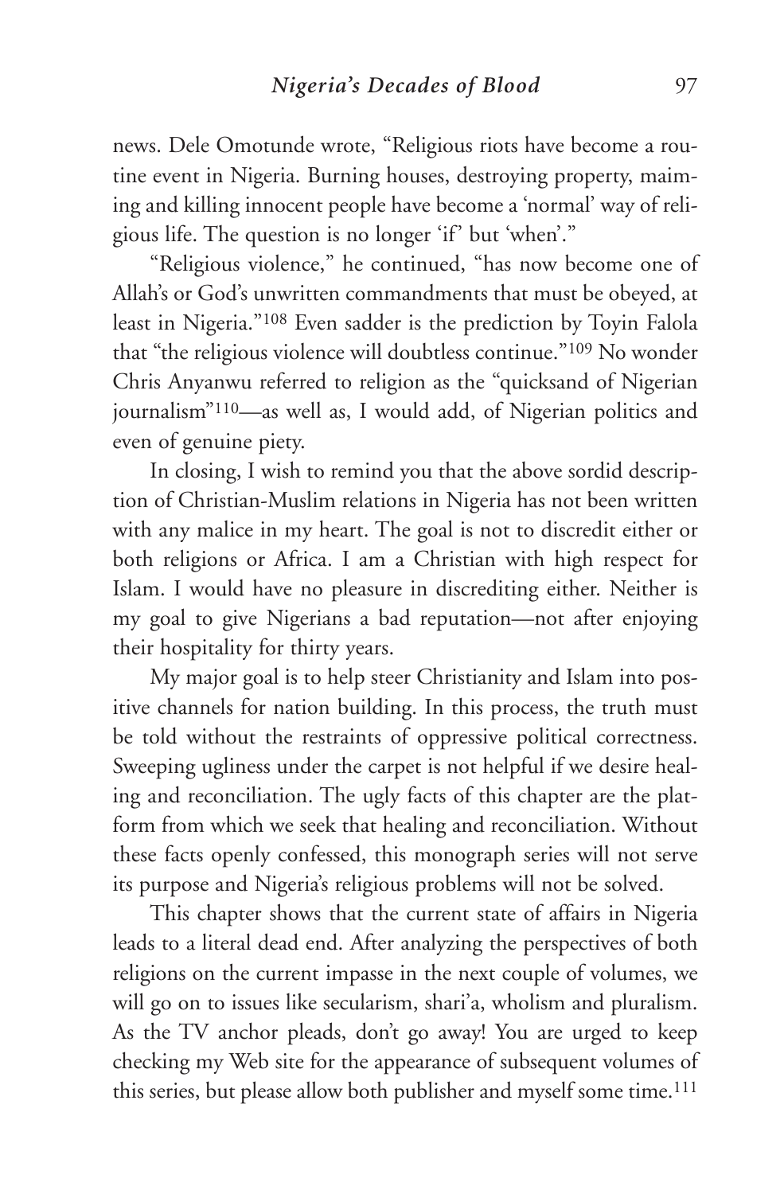news. Dele Omotunde wrote, "Religious riots have become a routine event in Nigeria. Burning houses, destroying property, maiming and killing innocent people have become a 'normal' way of religious life. The question is no longer 'if' but 'when'."

"Religious violence," he continued, "has now become one of Allah's or God's unwritten commandments that must be obeyed, at least in Nigeria."[108] Even sadder is the prediction by Toyin Falola that "the religious violence will doubtless continue."[109] No wonder Chris Anyanwu referred to religion as the "quicksand of Nigerian journalism"[110]—as well as, I would add, of Nigerian politics and even of genuine piety.

In closing, I wish to remind you that the above sordid description of Christian-Muslim relations in Nigeria has not been written with any malice in my heart. The goal is not to discredit either or both religions or Africa. I am a Christian with high respect for Islam. I would have no pleasure in discrediting either. Neither is my goal to give Nigerians a bad reputation—not after enjoying their hospitality for thirty years.

My major goal is to help steer Christianity and Islam into positive channels for nation building. In this process, the truth must be told without the restraints of oppressive political correctness. Sweeping ugliness under the carpet is not helpful if we desire healing and reconciliation. The ugly facts of this chapter are the platform from which we seek that healing and reconciliation. Without these facts openly confessed, this monograph series will not serve its purpose and Nigeria's religious problems will not be solved.

This chapter shows that the current state of affairs in Nigeria leads to a literal dead end. After analyzing the perspectives of both religions on the current impasse in the next couple of volumes, we will go on to issues like secularism, shari'a, wholism and pluralism. As the TV anchor pleads, don't go away! You are urged to keep checking my Web site for the appearance of subsequent volumes of this series, but please allow both publisher and myself some time.[111]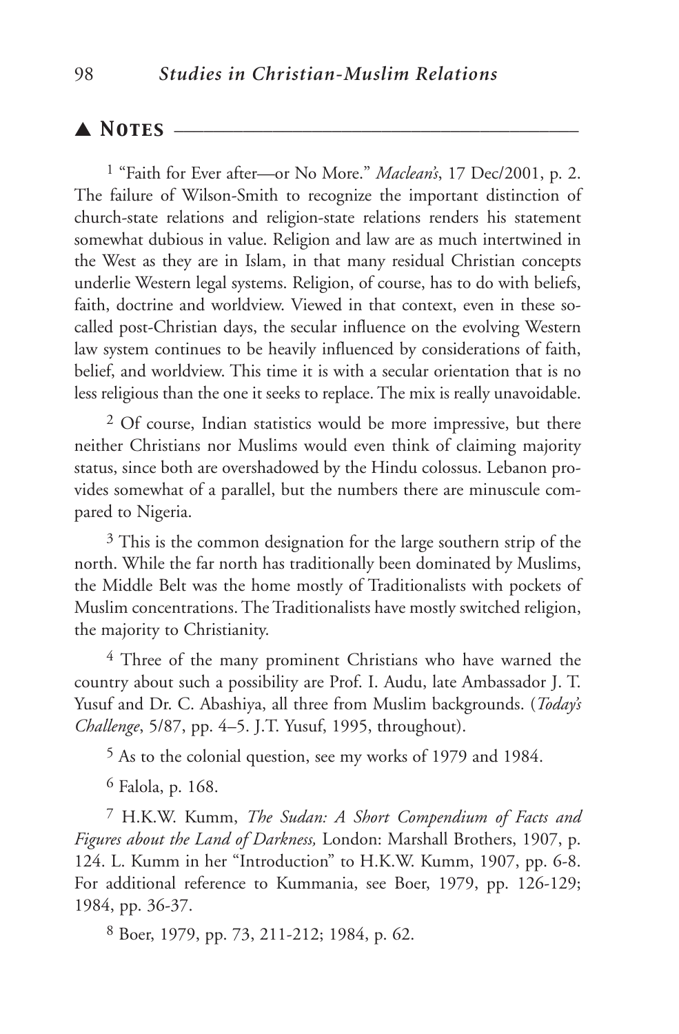## ▲ Notes

[1] "Faith for Ever after—or No More." *Maclean's*, 17 Dec/2001, p. 2. The failure of Wilson-Smith to recognize the important distinction of church-state relations and religion-state relations renders his statement somewhat dubious in value. Religion and law are as much intertwined in the West as they are in Islam, in that many residual Christian concepts underlie Western legal systems. Religion, of course, has to do with beliefs, faith, doctrine and worldview. Viewed in that context, even in these so-called post-Christian days, the secular influence on the evolving Western law system continues to be heavily influenced by considerations of faith, belief, and worldview. This time it is with a secular orientation that is no less religious than the one it seeks to replace. The mix is really unavoidable.

[2] Of course, Indian statistics would be more impressive, but there neither Christians nor Muslims would even think of claiming majority status, since both are overshadowed by the Hindu colossus. Lebanon provides somewhat of a parallel, but the numbers there are minuscule compared to Nigeria.

[3] This is the common designation for the large southern strip of the north. While the far north has traditionally been dominated by Muslims, the Middle Belt was the home mostly of Traditionalists with pockets of Muslim concentrations. The Traditionalists have mostly switched religion, the majority to Christianity.

[4] Three of the many prominent Christians who have warned the country about such a possibility are Prof. I. Audu, late Ambassador J. T. Yusuf and Dr. C. Abashiya, all three from Muslim backgrounds. (*Today's Challenge*, 5/87, pp. 4–5. J.T. Yusuf, 1995, throughout).

[5] As to the colonial question, see my works of 1979 and 1984.

[6] Falola, p. 168.

[7] H.K.W. Kumm, *The Sudan: A Short Compendium of Facts and Figures about the Land of Darkness,* London: Marshall Brothers, 1907, p. 124. L. Kumm in her "Introduction" to H.K.W. Kumm, 1907, pp. 6-8. For additional reference to Kummania, see Boer, 1979, pp. 126-129; 1984, pp. 36-37.

[8] Boer, 1979, pp. 73, 211-212; 1984, p. 62.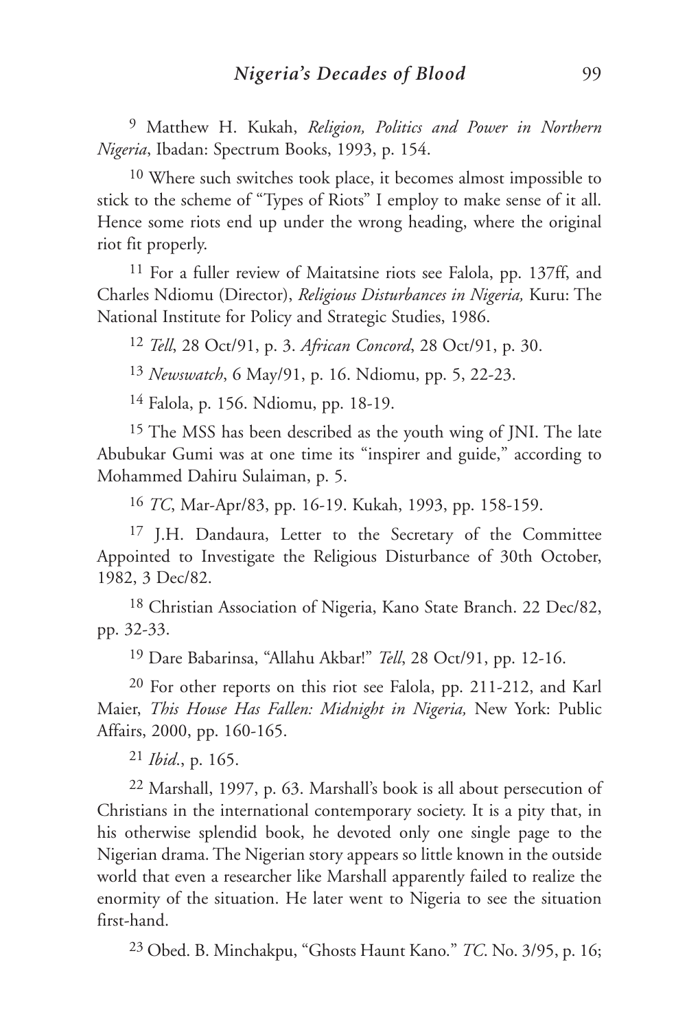9 Matthew H. Kukah, *Religion, Politics and Power in Northern Nigeria*, Ibadan: Spectrum Books, 1993, p. 154.

10 Where such switches took place, it becomes almost impossible to stick to the scheme of "Types of Riots" I employ to make sense of it all. Hence some riots end up under the wrong heading, where the original riot fit properly.

11 For a fuller review of Maitatsine riots see Falola, pp. 137ff, and Charles Ndiomu (Director), *Religious Disturbances in Nigeria,* Kuru: The National Institute for Policy and Strategic Studies, 1986.

12 *Tell*, 28 Oct/91, p. 3. *African Concord*, 28 Oct/91, p. 30.

13 *Newswatch*, 6 May/91, p. 16. Ndiomu, pp. 5, 22-23.

14 Falola, p. 156. Ndiomu, pp. 18-19.

15 The MSS has been described as the youth wing of JNI. The late Abubukar Gumi was at one time its "inspirer and guide," according to Mohammed Dahiru Sulaiman, p. 5.

16 *TC*, Mar-Apr/83, pp. 16-19. Kukah, 1993, pp. 158-159.

17 J.H. Dandaura, Letter to the Secretary of the Committee Appointed to Investigate the Religious Disturbance of 30th October, 1982, 3 Dec/82.

18 Christian Association of Nigeria, Kano State Branch. 22 Dec/82, pp. 32-33.

19 Dare Babarinsa, "Allahu Akbar!" *Tell*, 28 Oct/91, pp. 12-16.

20 For other reports on this riot see Falola, pp. 211-212, and Karl Maier, *This House Has Fallen: Midnight in Nigeria,* New York: Public Affairs, 2000, pp. 160-165.

21 *Ibid*., p. 165.

22 Marshall, 1997, p. 63. Marshall's book is all about persecution of Christians in the international contemporary society. It is a pity that, in his otherwise splendid book, he devoted only one single page to the Nigerian drama. The Nigerian story appears so little known in the outside world that even a researcher like Marshall apparently failed to realize the enormity of the situation. He later went to Nigeria to see the situation first-hand.

23 Obed. B. Minchakpu, "Ghosts Haunt Kano." *TC*. No. 3/95, p. 16;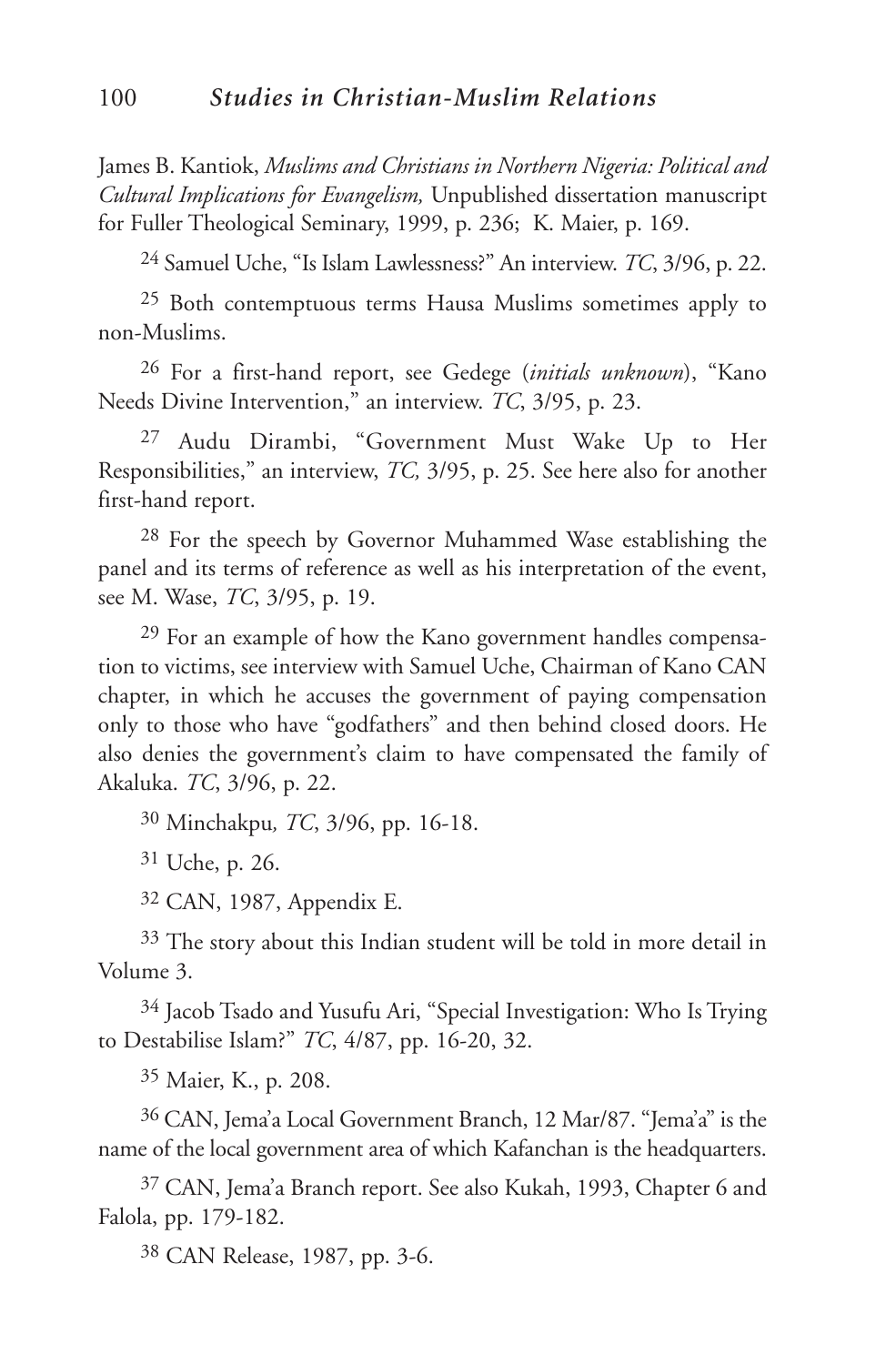James B. Kantiok, *Muslims and Christians in Northern Nigeria: Political and Cultural Implications for Evangelism,* Unpublished dissertation manuscript for Fuller Theological Seminary, 1999, p. 236; K. Maier, p. 169.

[24] Samuel Uche, "Is Islam Lawlessness?" An interview. *TC*, 3/96, p. 22.

[25] Both contemptuous terms Hausa Muslims sometimes apply to non-Muslims.

[26] For a first-hand report, see Gedege (*initials unknown*), "Kano Needs Divine Intervention," an interview. *TC*, 3/95, p. 23.

[27] Audu Dirambi, "Government Must Wake Up to Her Responsibilities," an interview, *TC,* 3/95, p. 25. See here also for another first-hand report.

[28] For the speech by Governor Muhammed Wase establishing the panel and its terms of reference as well as his interpretation of the event, see M. Wase, *TC*, 3/95, p. 19.

[29] For an example of how the Kano government handles compensation to victims, see interview with Samuel Uche, Chairman of Kano CAN chapter, in which he accuses the government of paying compensation only to those who have "godfathers" and then behind closed doors. He also denies the government's claim to have compensated the family of Akaluka. *TC*, 3/96, p. 22.

[30] Minchakpu*, TC*, 3/96, pp. 16-18.

[31] Uche, p. 26.

[32] CAN, 1987, Appendix E.

[33] The story about this Indian student will be told in more detail in Volume 3.

[34] Jacob Tsado and Yusufu Ari, "Special Investigation: Who Is Trying to Destabilise Islam?" *TC*, 4/87, pp. 16-20, 32.

[35] Maier, K., p. 208.

[36] CAN, Jema'a Local Government Branch, 12 Mar/87. "Jema'a" is the name of the local government area of which Kafanchan is the headquarters.

[37] CAN, Jema'a Branch report. See also Kukah, 1993, Chapter 6 and Falola, pp. 179-182.

[38] CAN Release, 1987, pp. 3-6.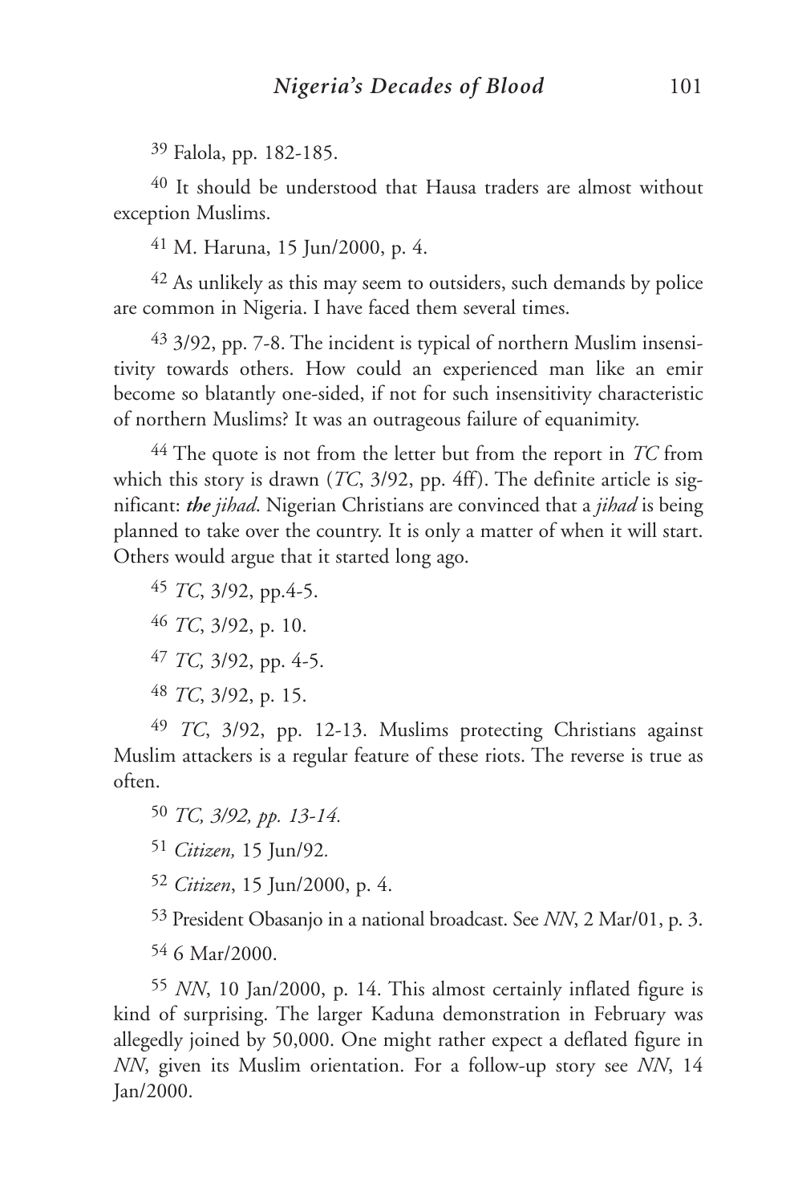39 Falola, pp. 182-185.

40 It should be understood that Hausa traders are almost without exception Muslims.

41 M. Haruna, 15 Jun/2000, p. 4.

42 As unlikely as this may seem to outsiders, such demands by police are common in Nigeria. I have faced them several times.

43 3/92, pp. 7-8. The incident is typical of northern Muslim insensitivity towards others. How could an experienced man like an emir become so blatantly one-sided, if not for such insensitivity characteristic of northern Muslims? It was an outrageous failure of equanimity.

44 The quote is not from the letter but from the report in *TC* from which this story is drawn (*TC*, 3/92, pp. 4ff). The definite article is significant: ***the** jihad*. Nigerian Christians are convinced that a *jihad* is being planned to take over the country. It is only a matter of when it will start. Others would argue that it started long ago.

45 *TC*, 3/92, pp.4-5.

46 *TC*, 3/92, p. 10.

47 *TC,* 3/92, pp. 4-5.

48 *TC*, 3/92, p. 15.

49 *TC*, 3/92, pp. 12-13. Muslims protecting Christians against Muslim attackers is a regular feature of these riots. The reverse is true as often.

50 *TC, 3/92, pp. 13-14.*

51 *Citizen,* 15 Jun/92.

52 *Citizen*, 15 Jun/2000, p. 4.

53 President Obasanjo in a national broadcast. See *NN*, 2 Mar/01, p. 3.

54 6 Mar/2000.

55 *NN*, 10 Jan/2000, p. 14. This almost certainly inflated figure is kind of surprising. The larger Kaduna demonstration in February was allegedly joined by 50,000. One might rather expect a deflated figure in *NN*, given its Muslim orientation. For a follow-up story see *NN*, 14 Jan/2000.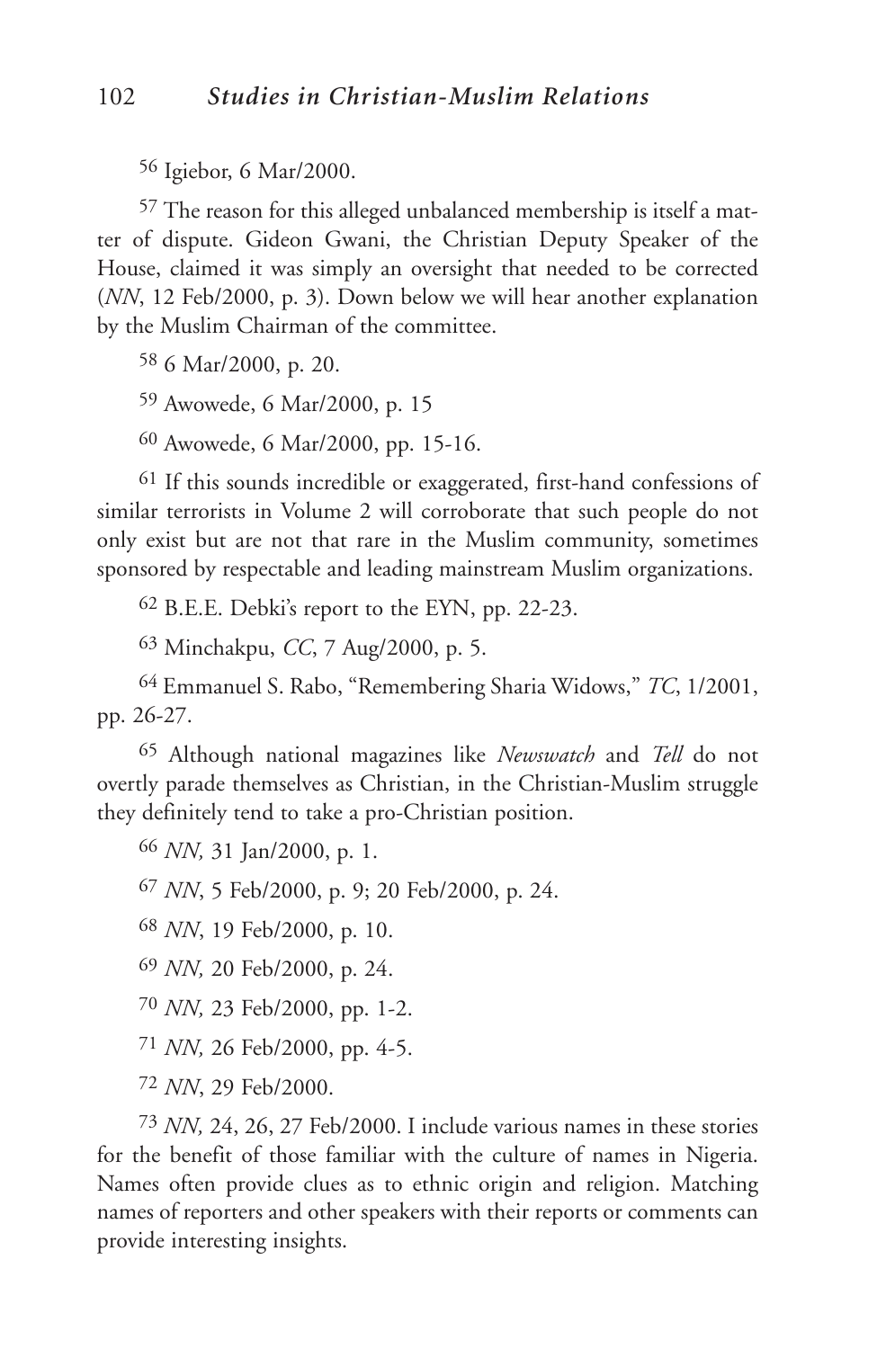56 Igiebor, 6 Mar/2000.

57 The reason for this alleged unbalanced membership is itself a matter of dispute. Gideon Gwani, the Christian Deputy Speaker of the House, claimed it was simply an oversight that needed to be corrected (*NN*, 12 Feb/2000, p. 3). Down below we will hear another explanation by the Muslim Chairman of the committee.

58 6 Mar/2000, p. 20.

59 Awowede, 6 Mar/2000, p. 15

60 Awowede, 6 Mar/2000, pp. 15-16.

61 If this sounds incredible or exaggerated, first-hand confessions of similar terrorists in Volume 2 will corroborate that such people do not only exist but are not that rare in the Muslim community, sometimes sponsored by respectable and leading mainstream Muslim organizations.

62 B.E.E. Debki's report to the EYN, pp. 22-23.

63 Minchakpu, *CC*, 7 Aug/2000, p. 5.

64 Emmanuel S. Rabo, "Remembering Sharia Widows," *TC*, 1/2001, pp. 26-27.

65 Although national magazines like *Newswatch* and *Tell* do not overtly parade themselves as Christian, in the Christian-Muslim struggle they definitely tend to take a pro-Christian position.

66 *NN,* 31 Jan/2000, p. 1.

67 *NN*, 5 Feb/2000, p. 9; 20 Feb/2000, p. 24.

68 *NN*, 19 Feb/2000, p. 10.

69 *NN,* 20 Feb/2000, p. 24.

70 *NN,* 23 Feb/2000, pp. 1-2.

71 *NN,* 26 Feb/2000, pp. 4-5.

72 *NN*, 29 Feb/2000.

73 *NN,* 24, 26, 27 Feb/2000. I include various names in these stories for the benefit of those familiar with the culture of names in Nigeria. Names often provide clues as to ethnic origin and religion. Matching names of reporters and other speakers with their reports or comments can provide interesting insights.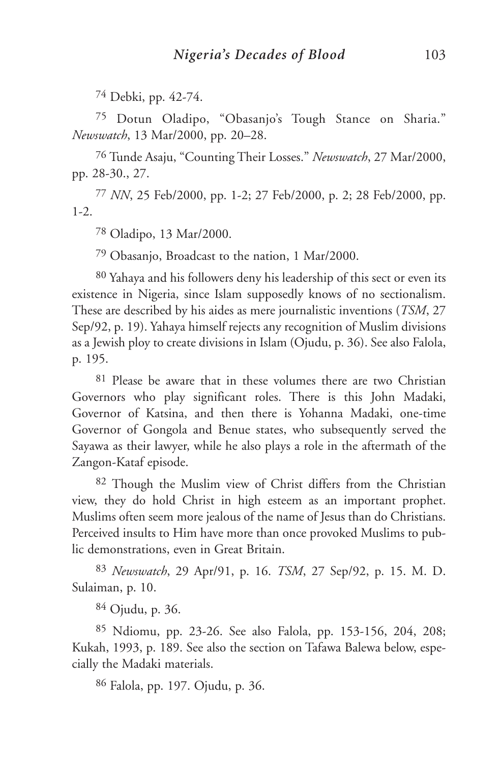[74] Debki, pp. 42-74.

[75] Dotun Oladipo, "Obasanjo's Tough Stance on Sharia." *Newswatch*, 13 Mar/2000, pp. 20–28.

[76] Tunde Asaju, "Counting Their Losses." *Newswatch*, 27 Mar/2000, pp. 28-30., 27.

[77] *NN*, 25 Feb/2000, pp. 1-2; 27 Feb/2000, p. 2; 28 Feb/2000, pp. 1-2.

[78] Oladipo, 13 Mar/2000.

[79] Obasanjo, Broadcast to the nation, 1 Mar/2000.

[80] Yahaya and his followers deny his leadership of this sect or even its existence in Nigeria, since Islam supposedly knows of no sectionalism. These are described by his aides as mere journalistic inventions (*TSM*, 27 Sep/92, p. 19). Yahaya himself rejects any recognition of Muslim divisions as a Jewish ploy to create divisions in Islam (Ojudu, p. 36). See also Falola, p. 195.

[81] Please be aware that in these volumes there are two Christian Governors who play significant roles. There is this John Madaki, Governor of Katsina, and then there is Yohanna Madaki, one-time Governor of Gongola and Benue states, who subsequently served the Sayawa as their lawyer, while he also plays a role in the aftermath of the Zangon-Kataf episode.

[82] Though the Muslim view of Christ differs from the Christian view, they do hold Christ in high esteem as an important prophet. Muslims often seem more jealous of the name of Jesus than do Christians. Perceived insults to Him have more than once provoked Muslims to public demonstrations, even in Great Britain.

[83] *Newswatch*, 29 Apr/91, p. 16. *TSM*, 27 Sep/92, p. 15. M. D. Sulaiman, p. 10.

[84] Ojudu, p. 36.

[85] Ndiomu, pp. 23-26. See also Falola, pp. 153-156, 204, 208; Kukah, 1993, p. 189. See also the section on Tafawa Balewa below, especially the Madaki materials.

[86] Falola, pp. 197. Ojudu, p. 36.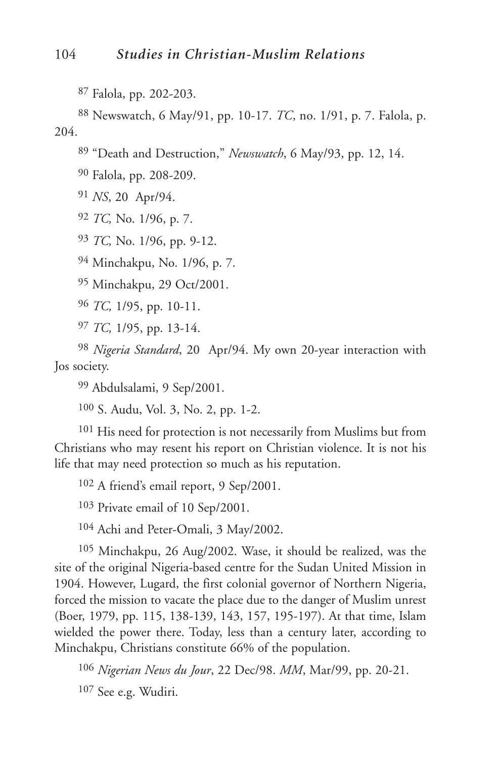87 Falola, pp. 202-203.

88 Newswatch, 6 May/91, pp. 10-17. *TC*, no. 1/91, p. 7. Falola, p. 204.

89 "Death and Destruction," *Newswatch*, 6 May/93, pp. 12, 14.

90 Falola, pp. 208-209.

91 *NS*, 20 Apr/94.

92 *TC,* No. 1/96, p. 7.

93 *TC,* No. 1/96, pp. 9-12.

94 Minchakpu, No. 1/96, p. 7.

95 Minchakpu, 29 Oct/2001.

96 *TC,* 1/95, pp. 10-11.

97 *TC,* 1/95, pp. 13-14.

98 *Nigeria Standard*, 20 Apr/94. My own 20-year interaction with Jos society.

99 Abdulsalami, 9 Sep/2001.

100 S. Audu, Vol. 3, No. 2, pp. 1-2.

101 His need for protection is not necessarily from Muslims but from Christians who may resent his report on Christian violence. It is not his life that may need protection so much as his reputation.

102 A friend's email report, 9 Sep/2001.

103 Private email of 10 Sep/2001.

104 Achi and Peter-Omali, 3 May/2002.

105 Minchakpu, 26 Aug/2002. Wase, it should be realized, was the site of the original Nigeria-based centre for the Sudan United Mission in 1904. However, Lugard, the first colonial governor of Northern Nigeria, forced the mission to vacate the place due to the danger of Muslim unrest (Boer, 1979, pp. 115, 138-139, 143, 157, 195-197). At that time, Islam wielded the power there. Today, less than a century later, according to Minchakpu, Christians constitute 66% of the population.

106 *Nigerian News du Jour*, 22 Dec/98. *MM*, Mar/99, pp. 20-21.

107 See e.g. Wudiri.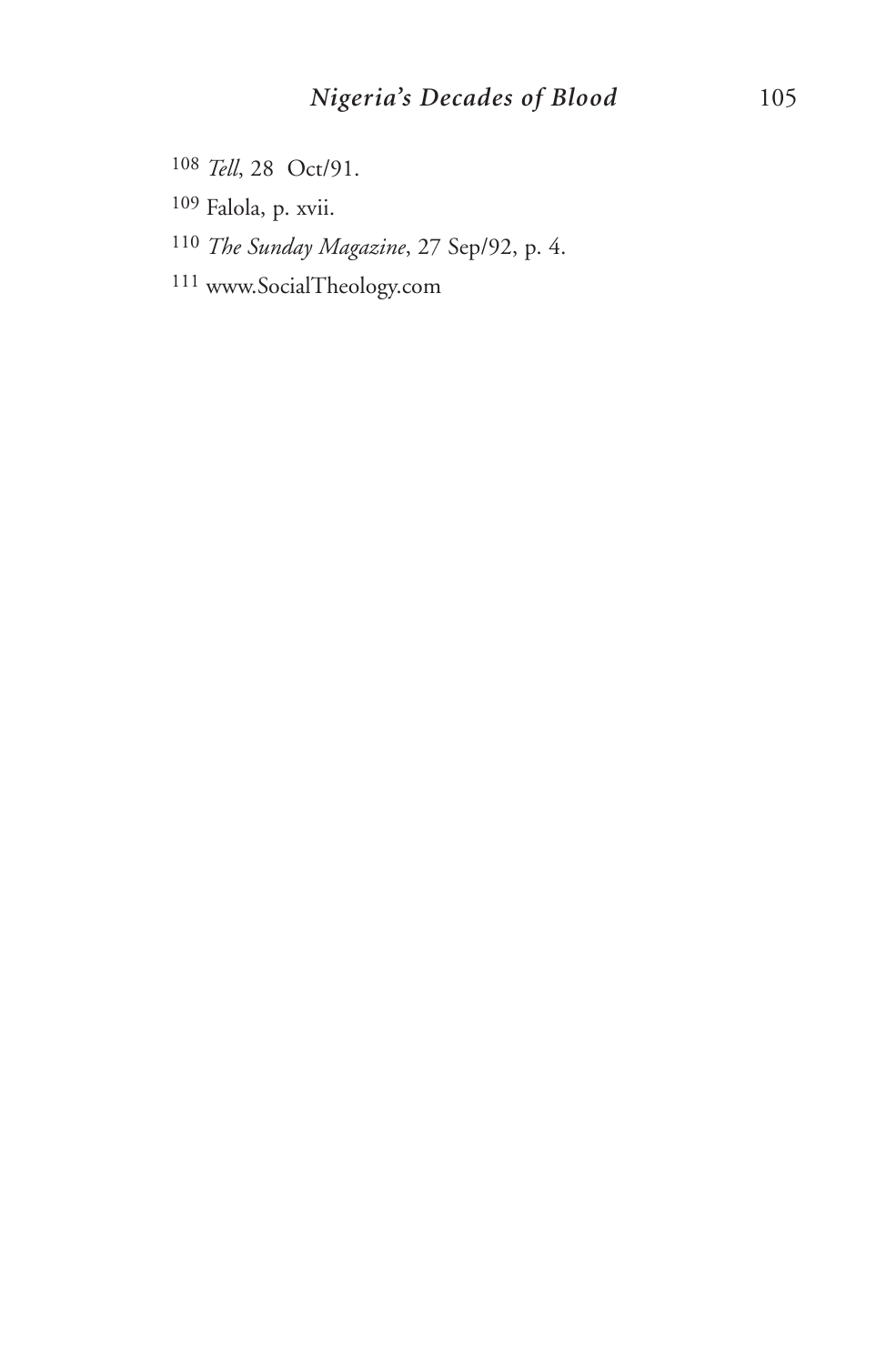[108] *Tell*, 28 Oct/91.

[109] Falola, p. xvii.

[110] *The Sunday Magazine*, 27 Sep/92, p. 4.

[111] www.SocialTheology.com